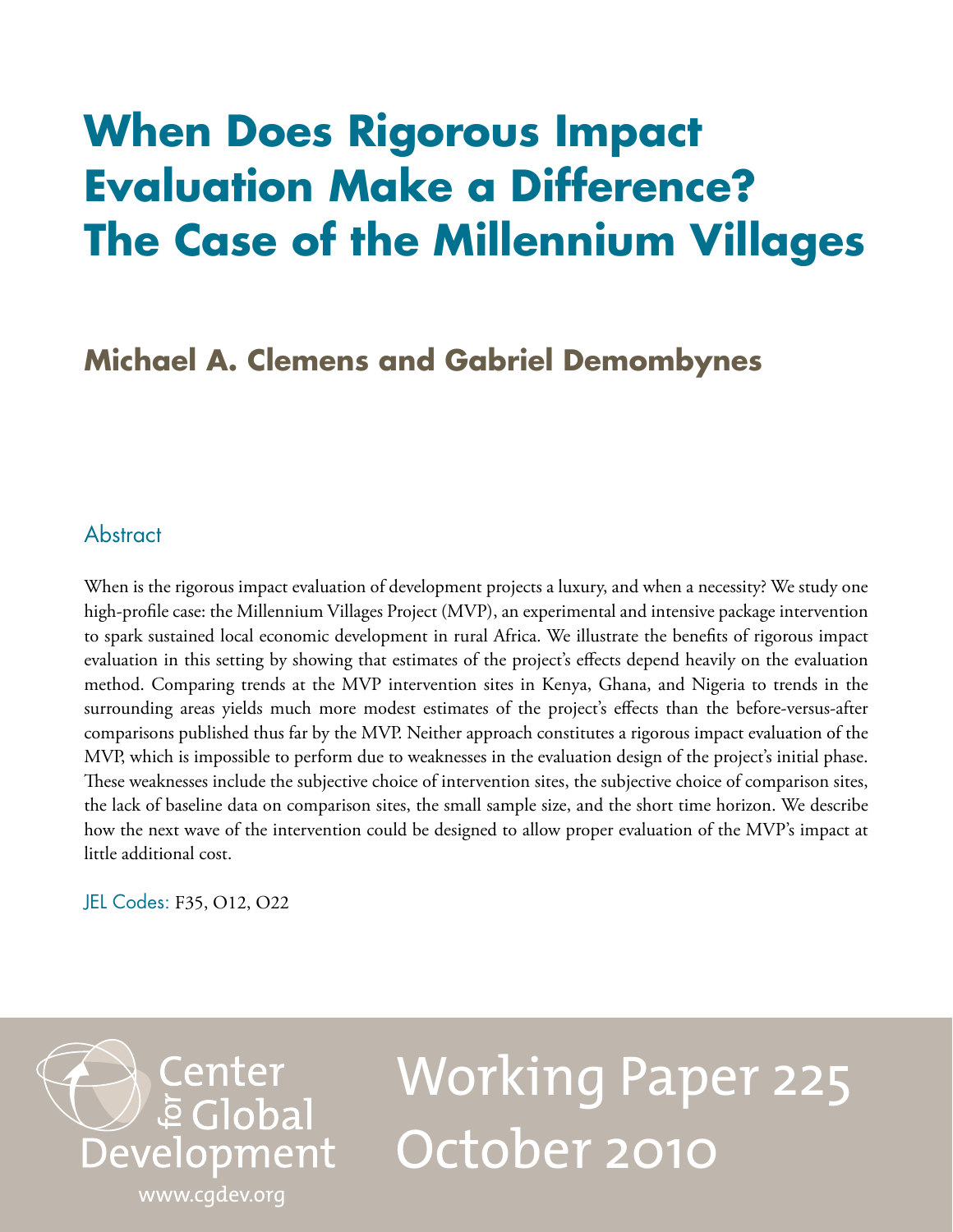# When Does Rigorous Impact Evaluation Make a Difference? The Case of the Millennium Villages

## Michael A. Clemens and Gabriel Demombynes

### Abstract

When is the rigorous impact evaluation of development projects a luxury, and when a necessity? We study one high-profile case: the Millennium Villages Project (MVP), an experimental and intensive package intervention to spark sustained local economic development in rural Africa. We illustrate the benefits of rigorous impact evaluation in this setting by showing that estimates of the project's effects depend heavily on the evaluation method. Comparing trends at the MVP intervention sites in Kenya, Ghana, and Nigeria to trends in the surrounding areas yields much more modest estimates of the project's effects than the before-versus-after comparisons published thus far by the MVP. Neither approach constitutes a rigorous impact evaluation of the MVP, which is impossible to perform due to weaknesses in the evaluation design of the project's initial phase. These weaknesses include the subjective choice of intervention sites, the subjective choice of comparison sites, the lack of baseline data on comparison sites, the small sample size, and the short time horizon. We describe how the next wave of the intervention could be designed to allow proper evaluation of the MVP's impact at little additional cost.

JEL Codes: F35, O12, O22

Center for Global Development
www.cgdev.org

Working Paper 225
October 2010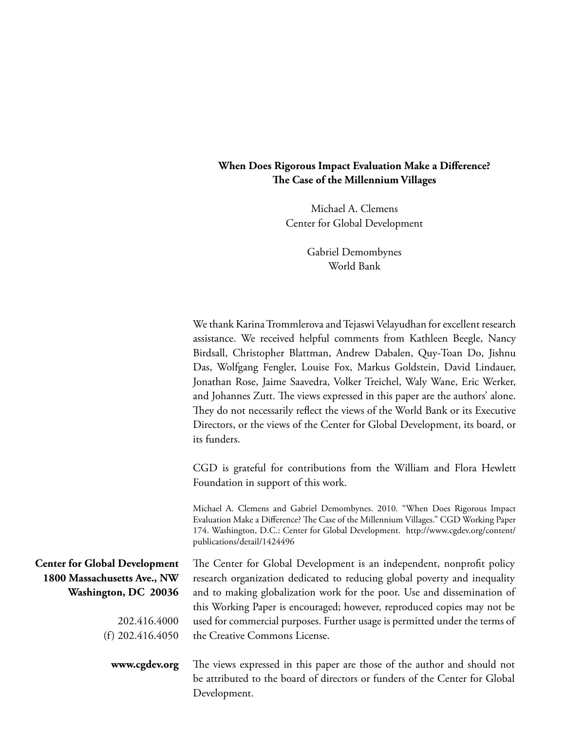**When Does Rigorous Impact Evaluation Make a Difference?**
**The Case of the Millennium Villages**

Michael A. Clemens
Center for Global Development

Gabriel Demombynes
World Bank

We thank Karina Trommlerova and Tejaswi Velayudhan for excellent research assistance. We received helpful comments from Kathleen Beegle, Nancy Birdsall, Christopher Blattman, Andrew Dabalen, Quy-Toan Do, Jishnu Das, Wolfgang Fengler, Louise Fox, Markus Goldstein, David Lindauer, Jonathan Rose, Jaime Saavedra, Volker Treichel, Waly Wane, Eric Werker, and Johannes Zutt. The views expressed in this paper are the authors' alone. They do not necessarily reflect the views of the World Bank or its Executive Directors, or the views of the Center for Global Development, its board, or its funders.

CGD is grateful for contributions from the William and Flora Hewlett Foundation in support of this work.

Michael A. Clemens and Gabriel Demombynes. 2010. "When Does Rigorous Impact Evaluation Make a Difference? The Case of the Millennium Villages." CGD Working Paper 174. Washington, D.C.: Center for Global Development. http://www.cgdev.org/content/publications/detail/1424496

**Center for Global Development**
**1800 Massachusetts Ave., NW**
**Washington, DC 20036**

202.416.4000
(f) 202.416.4050

**www.cgdev.org**

The Center for Global Development is an independent, nonprofit policy research organization dedicated to reducing global poverty and inequality and to making globalization work for the poor. Use and dissemination of this Working Paper is encouraged; however, reproduced copies may not be used for commercial purposes. Further usage is permitted under the terms of the Creative Commons License.

The views expressed in this paper are those of the author and should not be attributed to the board of directors or funders of the Center for Global Development.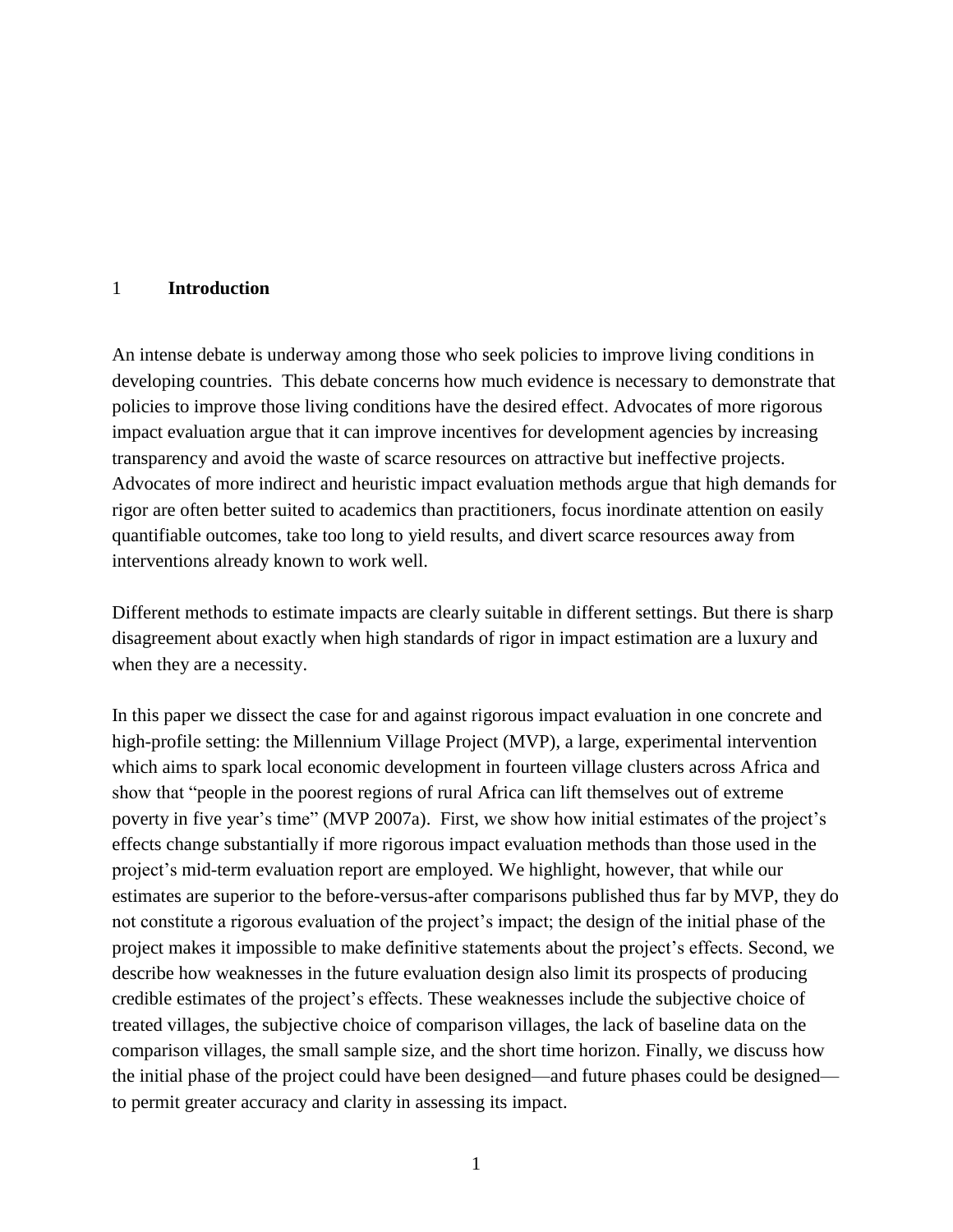# 1 Introduction

An intense debate is underway among those who seek policies to improve living conditions in developing countries. This debate concerns how much evidence is necessary to demonstrate that policies to improve those living conditions have the desired effect. Advocates of more rigorous impact evaluation argue that it can improve incentives for development agencies by increasing transparency and avoid the waste of scarce resources on attractive but ineffective projects. Advocates of more indirect and heuristic impact evaluation methods argue that high demands for rigor are often better suited to academics than practitioners, focus inordinate attention on easily quantifiable outcomes, take too long to yield results, and divert scarce resources away from interventions already known to work well.

Different methods to estimate impacts are clearly suitable in different settings. But there is sharp disagreement about exactly when high standards of rigor in impact estimation are a luxury and when they are a necessity.

In this paper we dissect the case for and against rigorous impact evaluation in one concrete and high-profile setting: the Millennium Village Project (MVP), a large, experimental intervention which aims to spark local economic development in fourteen village clusters across Africa and show that "people in the poorest regions of rural Africa can lift themselves out of extreme poverty in five year's time" (MVP 2007a). First, we show how initial estimates of the project's effects change substantially if more rigorous impact evaluation methods than those used in the project's mid-term evaluation report are employed. We highlight, however, that while our estimates are superior to the before-versus-after comparisons published thus far by MVP, they do not constitute a rigorous evaluation of the project's impact; the design of the initial phase of the project makes it impossible to make definitive statements about the project's effects. Second, we describe how weaknesses in the future evaluation design also limit its prospects of producing credible estimates of the project's effects. These weaknesses include the subjective choice of treated villages, the subjective choice of comparison villages, the lack of baseline data on the comparison villages, the small sample size, and the short time horizon. Finally, we discuss how the initial phase of the project could have been designed—and future phases could be designed—to permit greater accuracy and clarity in assessing its impact.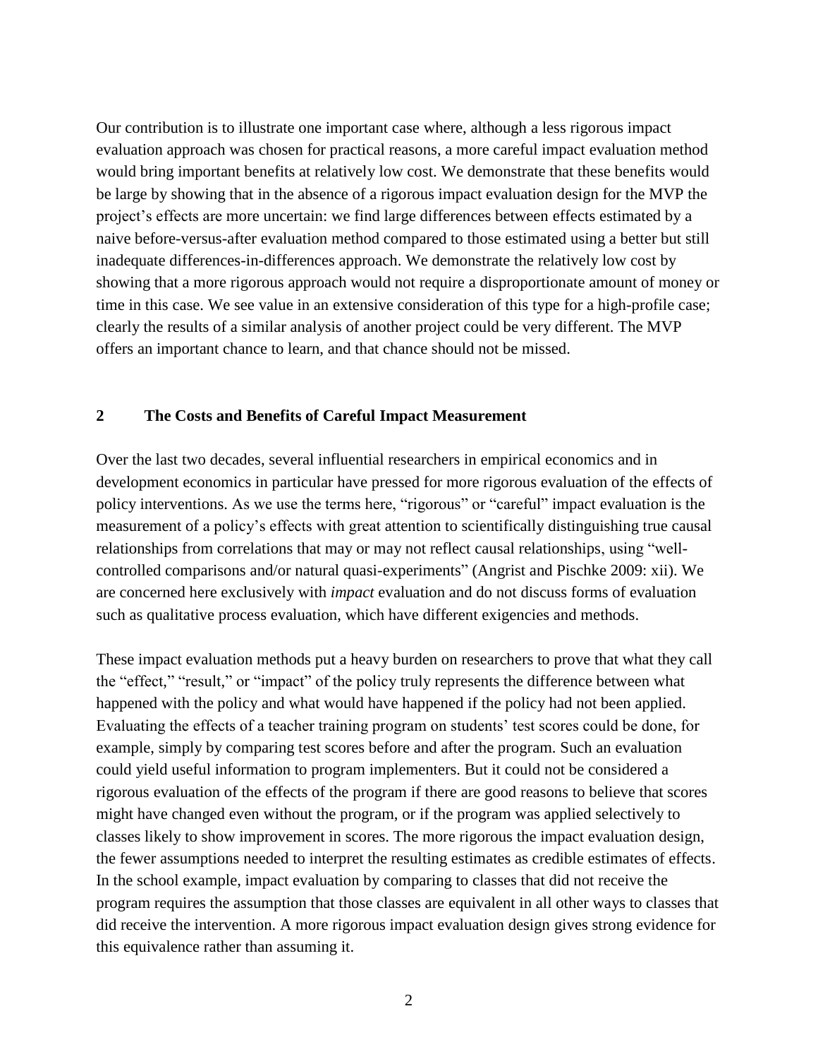Our contribution is to illustrate one important case where, although a less rigorous impact evaluation approach was chosen for practical reasons, a more careful impact evaluation method would bring important benefits at relatively low cost. We demonstrate that these benefits would be large by showing that in the absence of a rigorous impact evaluation design for the MVP the project's effects are more uncertain: we find large differences between effects estimated by a naive before-versus-after evaluation method compared to those estimated using a better but still inadequate differences-in-differences approach. We demonstrate the relatively low cost by showing that a more rigorous approach would not require a disproportionate amount of money or time in this case. We see value in an extensive consideration of this type for a high-profile case; clearly the results of a similar analysis of another project could be very different. The MVP offers an important chance to learn, and that chance should not be missed.

## 2 The Costs and Benefits of Careful Impact Measurement

Over the last two decades, several influential researchers in empirical economics and in development economics in particular have pressed for more rigorous evaluation of the effects of policy interventions. As we use the terms here, "rigorous" or "careful" impact evaluation is the measurement of a policy's effects with great attention to scientifically distinguishing true causal relationships from correlations that may or may not reflect causal relationships, using "well-controlled comparisons and/or natural quasi-experiments" (Angrist and Pischke 2009: xii). We are concerned here exclusively with *impact* evaluation and do not discuss forms of evaluation such as qualitative process evaluation, which have different exigencies and methods.

These impact evaluation methods put a heavy burden on researchers to prove that what they call the "effect," "result," or "impact" of the policy truly represents the difference between what happened with the policy and what would have happened if the policy had not been applied. Evaluating the effects of a teacher training program on students' test scores could be done, for example, simply by comparing test scores before and after the program. Such an evaluation could yield useful information to program implementers. But it could not be considered a rigorous evaluation of the effects of the program if there are good reasons to believe that scores might have changed even without the program, or if the program was applied selectively to classes likely to show improvement in scores. The more rigorous the impact evaluation design, the fewer assumptions needed to interpret the resulting estimates as credible estimates of effects. In the school example, impact evaluation by comparing to classes that did not receive the program requires the assumption that those classes are equivalent in all other ways to classes that did receive the intervention. A more rigorous impact evaluation design gives strong evidence for this equivalence rather than assuming it.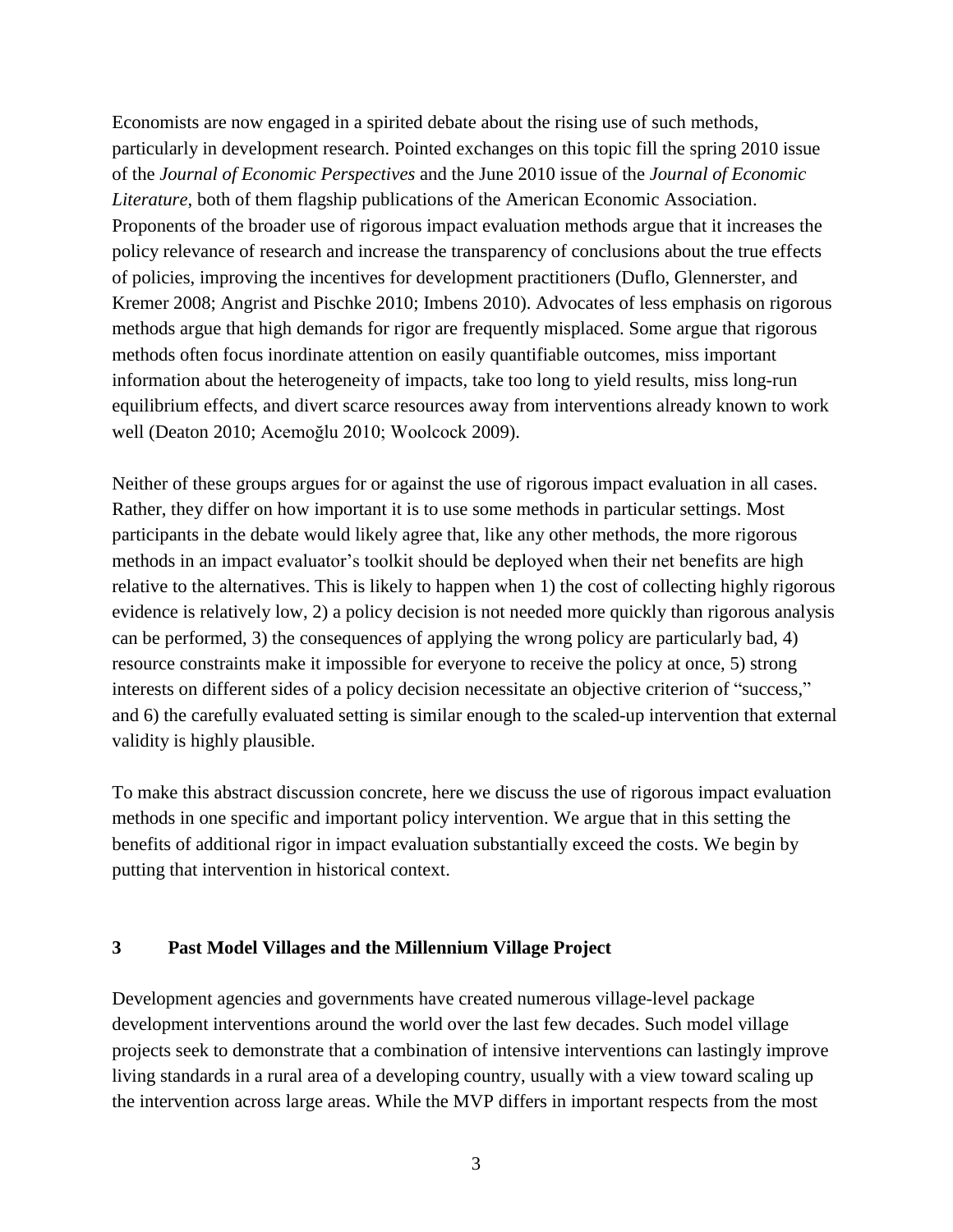Economists are now engaged in a spirited debate about the rising use of such methods, particularly in development research. Pointed exchanges on this topic fill the spring 2010 issue of the *Journal of Economic Perspectives* and the June 2010 issue of the *Journal of Economic Literature*, both of them flagship publications of the American Economic Association. Proponents of the broader use of rigorous impact evaluation methods argue that it increases the policy relevance of research and increase the transparency of conclusions about the true effects of policies, improving the incentives for development practitioners (Duflo, Glennerster, and Kremer 2008; Angrist and Pischke 2010; Imbens 2010). Advocates of less emphasis on rigorous methods argue that high demands for rigor are frequently misplaced. Some argue that rigorous methods often focus inordinate attention on easily quantifiable outcomes, miss important information about the heterogeneity of impacts, take too long to yield results, miss long-run equilibrium effects, and divert scarce resources away from interventions already known to work well (Deaton 2010; Acemoğlu 2010; Woolcock 2009).

Neither of these groups argues for or against the use of rigorous impact evaluation in all cases. Rather, they differ on how important it is to use some methods in particular settings. Most participants in the debate would likely agree that, like any other methods, the more rigorous methods in an impact evaluator's toolkit should be deployed when their net benefits are high relative to the alternatives. This is likely to happen when 1) the cost of collecting highly rigorous evidence is relatively low, 2) a policy decision is not needed more quickly than rigorous analysis can be performed, 3) the consequences of applying the wrong policy are particularly bad, 4) resource constraints make it impossible for everyone to receive the policy at once, 5) strong interests on different sides of a policy decision necessitate an objective criterion of "success," and 6) the carefully evaluated setting is similar enough to the scaled-up intervention that external validity is highly plausible.

To make this abstract discussion concrete, here we discuss the use of rigorous impact evaluation methods in one specific and important policy intervention. We argue that in this setting the benefits of additional rigor in impact evaluation substantially exceed the costs. We begin by putting that intervention in historical context.

## 3 Past Model Villages and the Millennium Village Project

Development agencies and governments have created numerous village-level package development interventions around the world over the last few decades. Such model village projects seek to demonstrate that a combination of intensive interventions can lastingly improve living standards in a rural area of a developing country, usually with a view toward scaling up the intervention across large areas. While the MVP differs in important respects from the most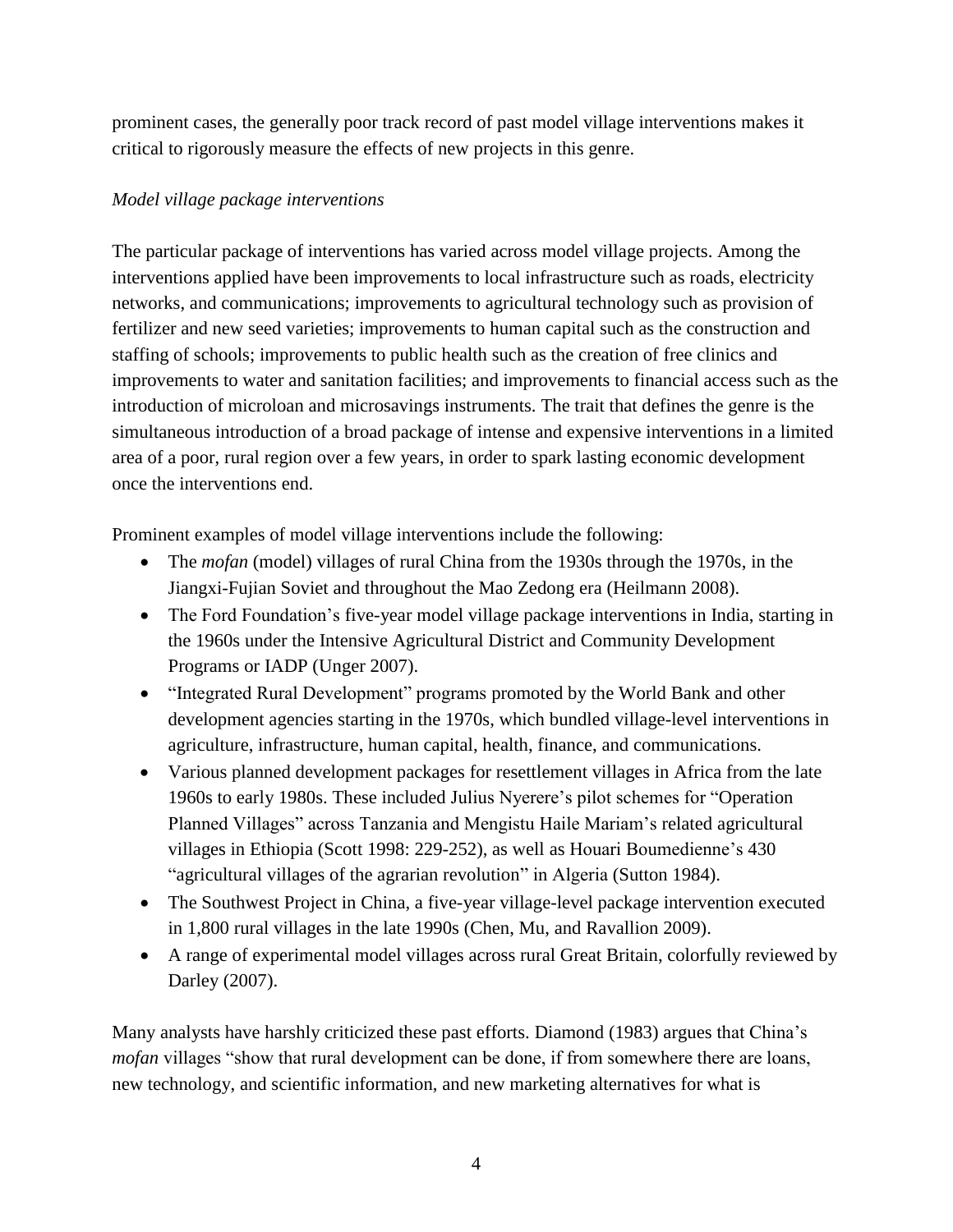prominent cases, the generally poor track record of past model village interventions makes it critical to rigorously measure the effects of new projects in this genre.

*Model village package interventions*

The particular package of interventions has varied across model village projects. Among the interventions applied have been improvements to local infrastructure such as roads, electricity networks, and communications; improvements to agricultural technology such as provision of fertilizer and new seed varieties; improvements to human capital such as the construction and staffing of schools; improvements to public health such as the creation of free clinics and improvements to water and sanitation facilities; and improvements to financial access such as the introduction of microloan and microsavings instruments. The trait that defines the genre is the simultaneous introduction of a broad package of intense and expensive interventions in a limited area of a poor, rural region over a few years, in order to spark lasting economic development once the interventions end.

Prominent examples of model village interventions include the following:

- The *mofan* (model) villages of rural China from the 1930s through the 1970s, in the Jiangxi-Fujian Soviet and throughout the Mao Zedong era (Heilmann 2008).
- The Ford Foundation's five-year model village package interventions in India, starting in the 1960s under the Intensive Agricultural District and Community Development Programs or IADP (Unger 2007).
- "Integrated Rural Development" programs promoted by the World Bank and other development agencies starting in the 1970s, which bundled village-level interventions in agriculture, infrastructure, human capital, health, finance, and communications.
- Various planned development packages for resettlement villages in Africa from the late 1960s to early 1980s. These included Julius Nyerere's pilot schemes for "Operation Planned Villages" across Tanzania and Mengistu Haile Mariam's related agricultural villages in Ethiopia (Scott 1998: 229-252), as well as Houari Boumedienne's 430 "agricultural villages of the agrarian revolution" in Algeria (Sutton 1984).
- The Southwest Project in China, a five-year village-level package intervention executed in 1,800 rural villages in the late 1990s (Chen, Mu, and Ravallion 2009).
- A range of experimental model villages across rural Great Britain, colorfully reviewed by Darley (2007).

Many analysts have harshly criticized these past efforts. Diamond (1983) argues that China's *mofan* villages "show that rural development can be done, if from somewhere there are loans, new technology, and scientific information, and new marketing alternatives for what is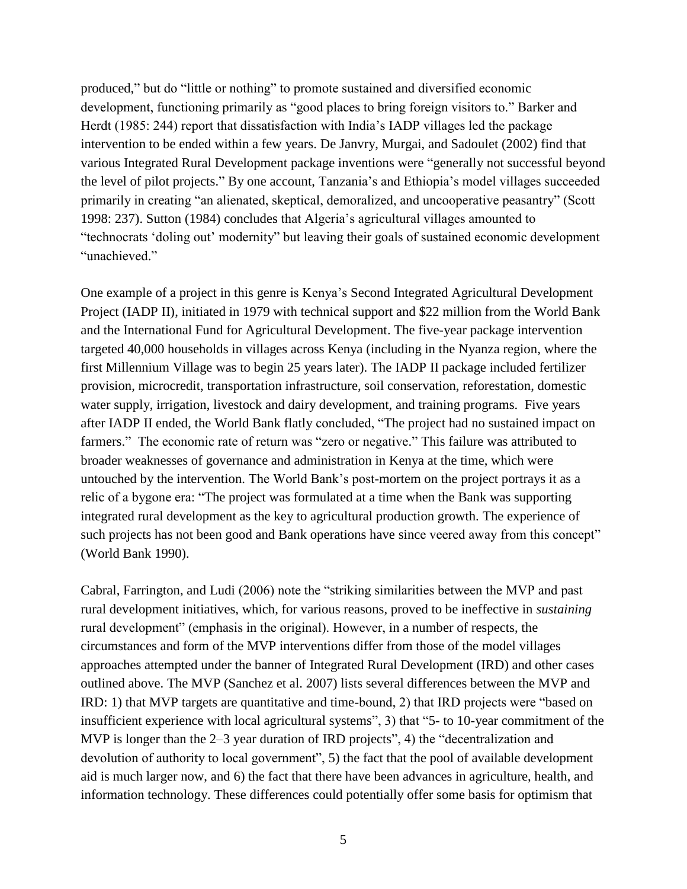produced," but do "little or nothing" to promote sustained and diversified economic development, functioning primarily as "good places to bring foreign visitors to." Barker and Herdt (1985: 244) report that dissatisfaction with India's IADP villages led the package intervention to be ended within a few years. De Janvry, Murgai, and Sadoulet (2002) find that various Integrated Rural Development package inventions were "generally not successful beyond the level of pilot projects." By one account, Tanzania's and Ethiopia's model villages succeeded primarily in creating "an alienated, skeptical, demoralized, and uncooperative peasantry" (Scott 1998: 237). Sutton (1984) concludes that Algeria's agricultural villages amounted to "technocrats 'doling out' modernity" but leaving their goals of sustained economic development "unachieved."

One example of a project in this genre is Kenya's Second Integrated Agricultural Development Project (IADP II), initiated in 1979 with technical support and $22 million from the World Bank and the International Fund for Agricultural Development. The five-year package intervention targeted 40,000 households in villages across Kenya (including in the Nyanza region, where the first Millennium Village was to begin 25 years later). The IADP II package included fertilizer provision, microcredit, transportation infrastructure, soil conservation, reforestation, domestic water supply, irrigation, livestock and dairy development, and training programs. Five years after IADP II ended, the World Bank flatly concluded, "The project had no sustained impact on farmers." The economic rate of return was "zero or negative." This failure was attributed to broader weaknesses of governance and administration in Kenya at the time, which were untouched by the intervention. The World Bank's post-mortem on the project portrays it as a relic of a bygone era: "The project was formulated at a time when the Bank was supporting integrated rural development as the key to agricultural production growth. The experience of such projects has not been good and Bank operations have since veered away from this concept" (World Bank 1990).

Cabral, Farrington, and Ludi (2006) note the "striking similarities between the MVP and past rural development initiatives, which, for various reasons, proved to be ineffective in *sustaining* rural development" (emphasis in the original). However, in a number of respects, the circumstances and form of the MVP interventions differ from those of the model villages approaches attempted under the banner of Integrated Rural Development (IRD) and other cases outlined above. The MVP (Sanchez et al. 2007) lists several differences between the MVP and IRD: 1) that MVP targets are quantitative and time-bound, 2) that IRD projects were "based on insufficient experience with local agricultural systems", 3) that "5- to 10-year commitment of the MVP is longer than the 2–3 year duration of IRD projects", 4) the "decentralization and devolution of authority to local government", 5) the fact that the pool of available development aid is much larger now, and 6) the fact that there have been advances in agriculture, health, and information technology. These differences could potentially offer some basis for optimism that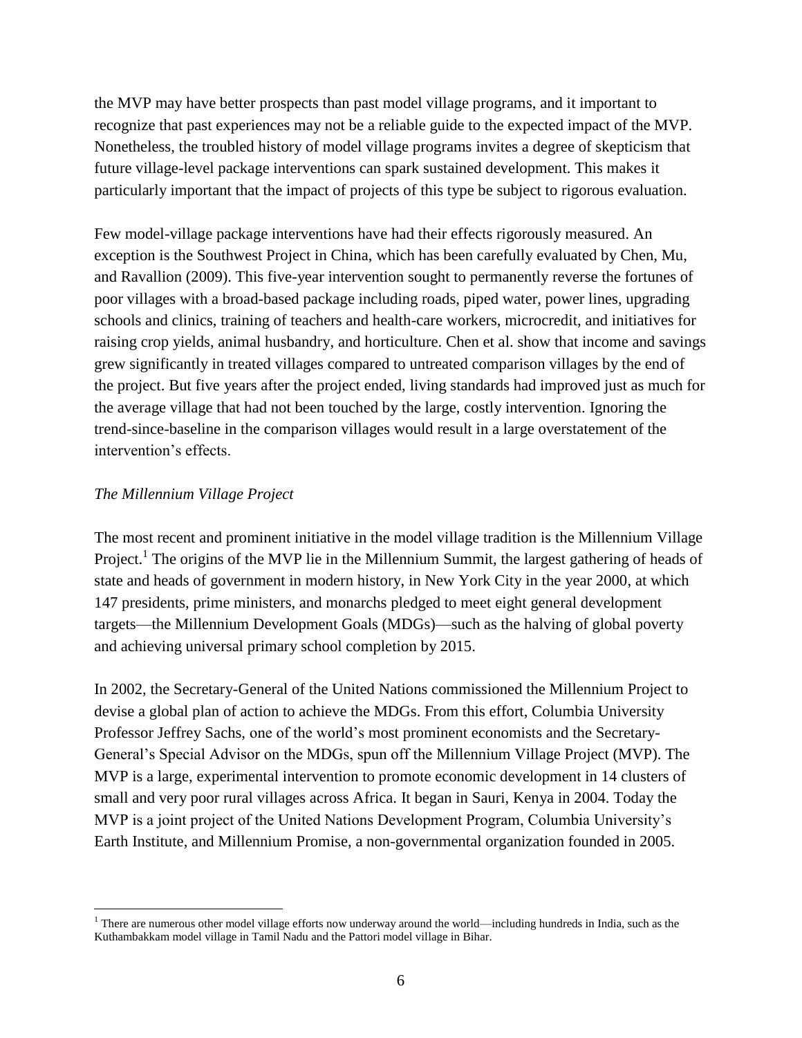the MVP may have better prospects than past model village programs, and it important to recognize that past experiences may not be a reliable guide to the expected impact of the MVP. Nonetheless, the troubled history of model village programs invites a degree of skepticism that future village-level package interventions can spark sustained development. This makes it particularly important that the impact of projects of this type be subject to rigorous evaluation.

Few model-village package interventions have had their effects rigorously measured. An exception is the Southwest Project in China, which has been carefully evaluated by Chen, Mu, and Ravallion (2009). This five-year intervention sought to permanently reverse the fortunes of poor villages with a broad-based package including roads, piped water, power lines, upgrading schools and clinics, training of teachers and health-care workers, microcredit, and initiatives for raising crop yields, animal husbandry, and horticulture. Chen et al. show that income and savings grew significantly in treated villages compared to untreated comparison villages by the end of the project. But five years after the project ended, living standards had improved just as much for the average village that had not been touched by the large, costly intervention. Ignoring the trend-since-baseline in the comparison villages would result in a large overstatement of the intervention's effects.

*The Millennium Village Project*

The most recent and prominent initiative in the model village tradition is the Millennium Village Project.[1] The origins of the MVP lie in the Millennium Summit, the largest gathering of heads of state and heads of government in modern history, in New York City in the year 2000, at which 147 presidents, prime ministers, and monarchs pledged to meet eight general development targets—the Millennium Development Goals (MDGs)—such as the halving of global poverty and achieving universal primary school completion by 2015.

In 2002, the Secretary-General of the United Nations commissioned the Millennium Project to devise a global plan of action to achieve the MDGs. From this effort, Columbia University Professor Jeffrey Sachs, one of the world's most prominent economists and the Secretary-General's Special Advisor on the MDGs, spun off the Millennium Village Project (MVP). The MVP is a large, experimental intervention to promote economic development in 14 clusters of small and very poor rural villages across Africa. It began in Sauri, Kenya in 2004. Today the MVP is a joint project of the United Nations Development Program, Columbia University's Earth Institute, and Millennium Promise, a non-governmental organization founded in 2005.

[1] There are numerous other model village efforts now underway around the world—including hundreds in India, such as the Kuthambakkam model village in Tamil Nadu and the Pattori model village in Bihar.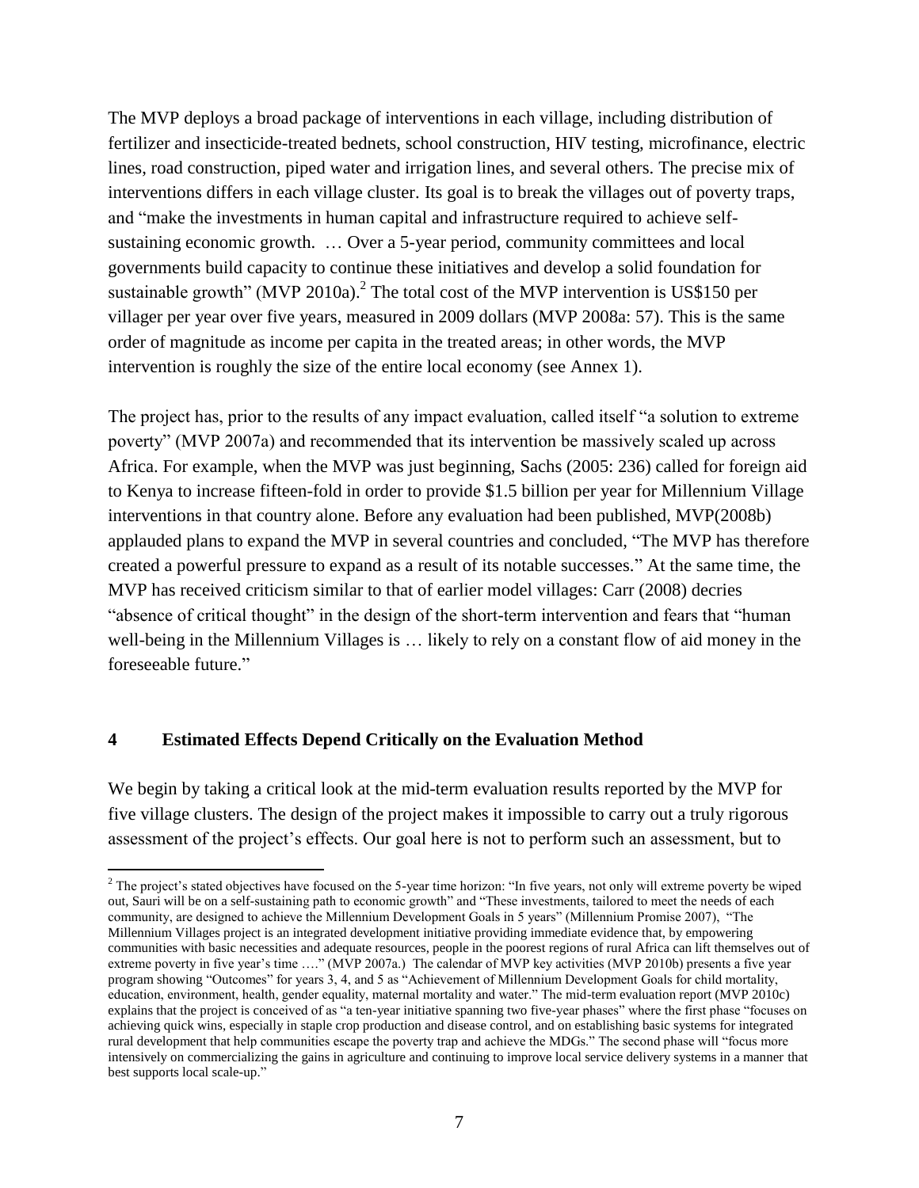The MVP deploys a broad package of interventions in each village, including distribution of fertilizer and insecticide-treated bednets, school construction, HIV testing, microfinance, electric lines, road construction, piped water and irrigation lines, and several others. The precise mix of interventions differs in each village cluster. Its goal is to break the villages out of poverty traps, and "make the investments in human capital and infrastructure required to achieve self-sustaining economic growth. … Over a 5-year period, community committees and local governments build capacity to continue these initiatives and develop a solid foundation for sustainable growth" (MVP 2010a).[2] The total cost of the MVP intervention is US$150 per villager per year over five years, measured in 2009 dollars (MVP 2008a: 57). This is the same order of magnitude as income per capita in the treated areas; in other words, the MVP intervention is roughly the size of the entire local economy (see Annex 1).

The project has, prior to the results of any impact evaluation, called itself "a solution to extreme poverty" (MVP 2007a) and recommended that its intervention be massively scaled up across Africa. For example, when the MVP was just beginning, Sachs (2005: 236) called for foreign aid to Kenya to increase fifteen-fold in order to provide $1.5 billion per year for Millennium Village interventions in that country alone. Before any evaluation had been published, MVP(2008b) applauded plans to expand the MVP in several countries and concluded, "The MVP has therefore created a powerful pressure to expand as a result of its notable successes." At the same time, the MVP has received criticism similar to that of earlier model villages: Carr (2008) decries "absence of critical thought" in the design of the short-term intervention and fears that "human well-being in the Millennium Villages is … likely to rely on a constant flow of aid money in the foreseeable future."

## 4 Estimated Effects Depend Critically on the Evaluation Method

We begin by taking a critical look at the mid-term evaluation results reported by the MVP for five village clusters. The design of the project makes it impossible to carry out a truly rigorous assessment of the project's effects. Our goal here is not to perform such an assessment, but to

---

[2] The project's stated objectives have focused on the 5-year time horizon: "In five years, not only will extreme poverty be wiped out, Sauri will be on a self-sustaining path to economic growth" and "These investments, tailored to meet the needs of each community, are designed to achieve the Millennium Development Goals in 5 years" (Millennium Promise 2007), "The Millennium Villages project is an integrated development initiative providing immediate evidence that, by empowering communities with basic necessities and adequate resources, people in the poorest regions of rural Africa can lift themselves out of extreme poverty in five year's time …." (MVP 2007a.) The calendar of MVP key activities (MVP 2010b) presents a five year program showing "Outcomes" for years 3, 4, and 5 as "Achievement of Millennium Development Goals for child mortality, education, environment, health, gender equality, maternal mortality and water." The mid-term evaluation report (MVP 2010c) explains that the project is conceived of as "a ten-year initiative spanning two five-year phases" where the first phase "focuses on achieving quick wins, especially in staple crop production and disease control, and on establishing basic systems for integrated rural development that help communities escape the poverty trap and achieve the MDGs." The second phase will "focus more intensively on commercializing the gains in agriculture and continuing to improve local service delivery systems in a manner that best supports local scale-up."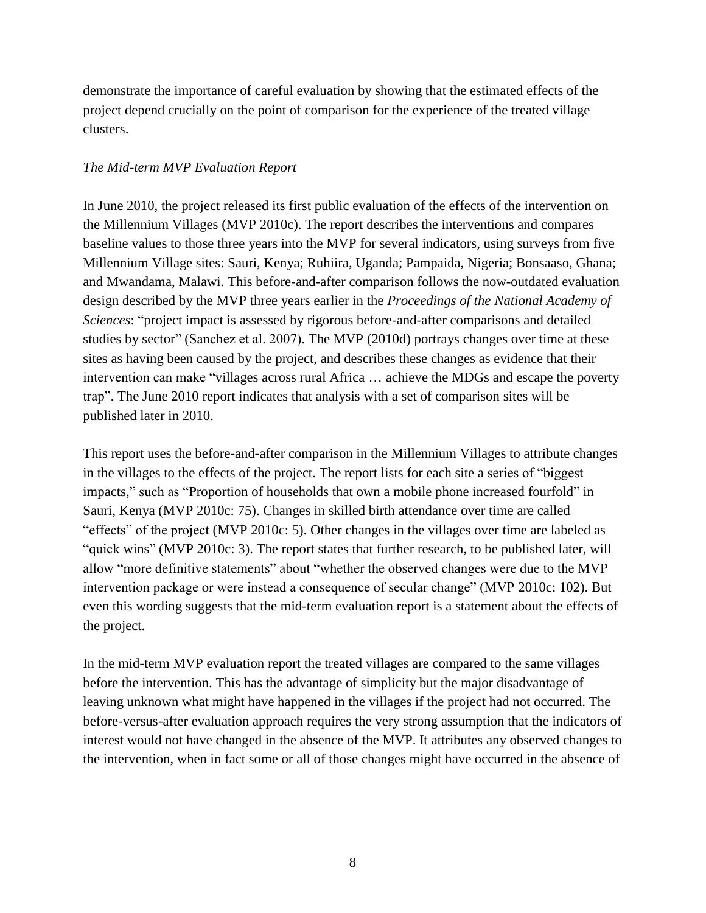demonstrate the importance of careful evaluation by showing that the estimated effects of the project depend crucially on the point of comparison for the experience of the treated village clusters.

*The Mid-term MVP Evaluation Report*

In June 2010, the project released its first public evaluation of the effects of the intervention on the Millennium Villages (MVP 2010c). The report describes the interventions and compares baseline values to those three years into the MVP for several indicators, using surveys from five Millennium Village sites: Sauri, Kenya; Ruhiira, Uganda; Pampaida, Nigeria; Bonsaaso, Ghana; and Mwandama, Malawi. This before-and-after comparison follows the now-outdated evaluation design described by the MVP three years earlier in the *Proceedings of the National Academy of Sciences*: "project impact is assessed by rigorous before-and-after comparisons and detailed studies by sector" (Sanchez et al. 2007). The MVP (2010d) portrays changes over time at these sites as having been caused by the project, and describes these changes as evidence that their intervention can make "villages across rural Africa … achieve the MDGs and escape the poverty trap". The June 2010 report indicates that analysis with a set of comparison sites will be published later in 2010.

This report uses the before-and-after comparison in the Millennium Villages to attribute changes in the villages to the effects of the project. The report lists for each site a series of "biggest impacts," such as "Proportion of households that own a mobile phone increased fourfold" in Sauri, Kenya (MVP 2010c: 75). Changes in skilled birth attendance over time are called "effects" of the project (MVP 2010c: 5). Other changes in the villages over time are labeled as "quick wins" (MVP 2010c: 3). The report states that further research, to be published later, will allow "more definitive statements" about "whether the observed changes were due to the MVP intervention package or were instead a consequence of secular change" (MVP 2010c: 102). But even this wording suggests that the mid-term evaluation report is a statement about the effects of the project.

In the mid-term MVP evaluation report the treated villages are compared to the same villages before the intervention. This has the advantage of simplicity but the major disadvantage of leaving unknown what might have happened in the villages if the project had not occurred. The before-versus-after evaluation approach requires the very strong assumption that the indicators of interest would not have changed in the absence of the MVP. It attributes any observed changes to the intervention, when in fact some or all of those changes might have occurred in the absence of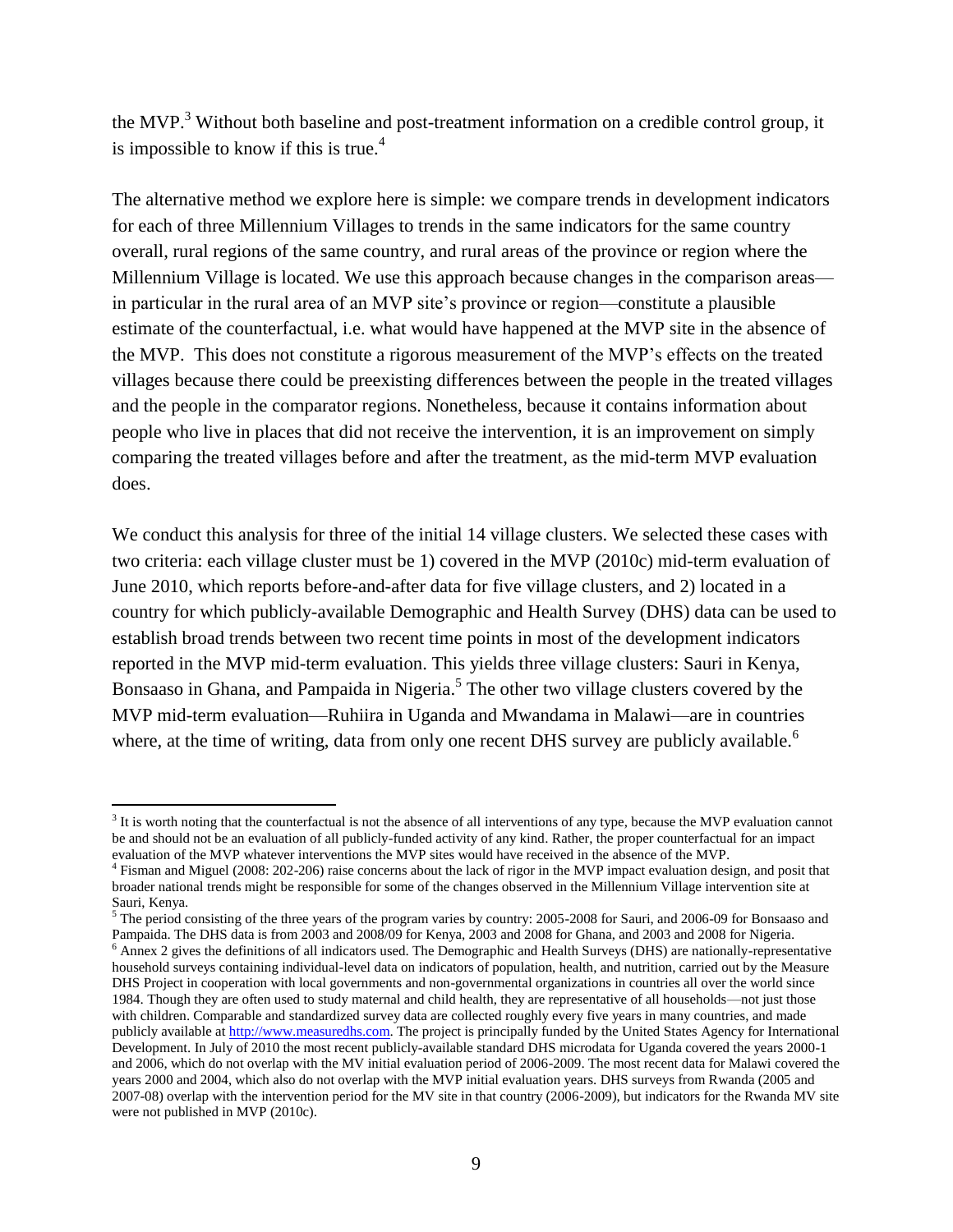the MVP.[3] Without both baseline and post-treatment information on a credible control group, it is impossible to know if this is true.[4]

The alternative method we explore here is simple: we compare trends in development indicators for each of three Millennium Villages to trends in the same indicators for the same country overall, rural regions of the same country, and rural areas of the province or region where the Millennium Village is located. We use this approach because changes in the comparison areas—in particular in the rural area of an MVP site's province or region—constitute a plausible estimate of the counterfactual, i.e. what would have happened at the MVP site in the absence of the MVP. This does not constitute a rigorous measurement of the MVP's effects on the treated villages because there could be preexisting differences between the people in the treated villages and the people in the comparator regions. Nonetheless, because it contains information about people who live in places that did not receive the intervention, it is an improvement on simply comparing the treated villages before and after the treatment, as the mid-term MVP evaluation does.

We conduct this analysis for three of the initial 14 village clusters. We selected these cases with two criteria: each village cluster must be 1) covered in the MVP (2010c) mid-term evaluation of June 2010, which reports before-and-after data for five village clusters, and 2) located in a country for which publicly-available Demographic and Health Survey (DHS) data can be used to establish broad trends between two recent time points in most of the development indicators reported in the MVP mid-term evaluation. This yields three village clusters: Sauri in Kenya, Bonsaaso in Ghana, and Pampaida in Nigeria.[5] The other two village clusters covered by the MVP mid-term evaluation—Ruhiira in Uganda and Mwandama in Malawi—are in countries where, at the time of writing, data from only one recent DHS survey are publicly available.[6]

---

[3] It is worth noting that the counterfactual is not the absence of all interventions of any type, because the MVP evaluation cannot be and should not be an evaluation of all publicly-funded activity of any kind. Rather, the proper counterfactual for an impact evaluation of the MVP whatever interventions the MVP sites would have received in the absence of the MVP.

[4] Fisman and Miguel (2008: 202-206) raise concerns about the lack of rigor in the MVP impact evaluation design, and posit that broader national trends might be responsible for some of the changes observed in the Millennium Village intervention site at Sauri, Kenya.

[5] The period consisting of the three years of the program varies by country: 2005-2008 for Sauri, and 2006-09 for Bonsaaso and Pampaida. The DHS data is from 2003 and 2008/09 for Kenya, 2003 and 2008 for Ghana, and 2003 and 2008 for Nigeria.

[6] Annex 2 gives the definitions of all indicators used. The Demographic and Health Surveys (DHS) are nationally-representative household surveys containing individual-level data on indicators of population, health, and nutrition, carried out by the Measure DHS Project in cooperation with local governments and non-governmental organizations in countries all over the world since 1984. Though they are often used to study maternal and child health, they are representative of all households—not just those with children. Comparable and standardized survey data are collected roughly every five years in many countries, and made publicly available at http://www.measuredhs.com. The project is principally funded by the United States Agency for International Development. In July of 2010 the most recent publicly-available standard DHS microdata for Uganda covered the years 2000-1 and 2006, which do not overlap with the MV initial evaluation period of 2006-2009. The most recent data for Malawi covered the years 2000 and 2004, which also do not overlap with the MVP initial evaluation years. DHS surveys from Rwanda (2005 and 2007-08) overlap with the intervention period for the MV site in that country (2006-2009), but indicators for the Rwanda MV site were not published in MVP (2010c).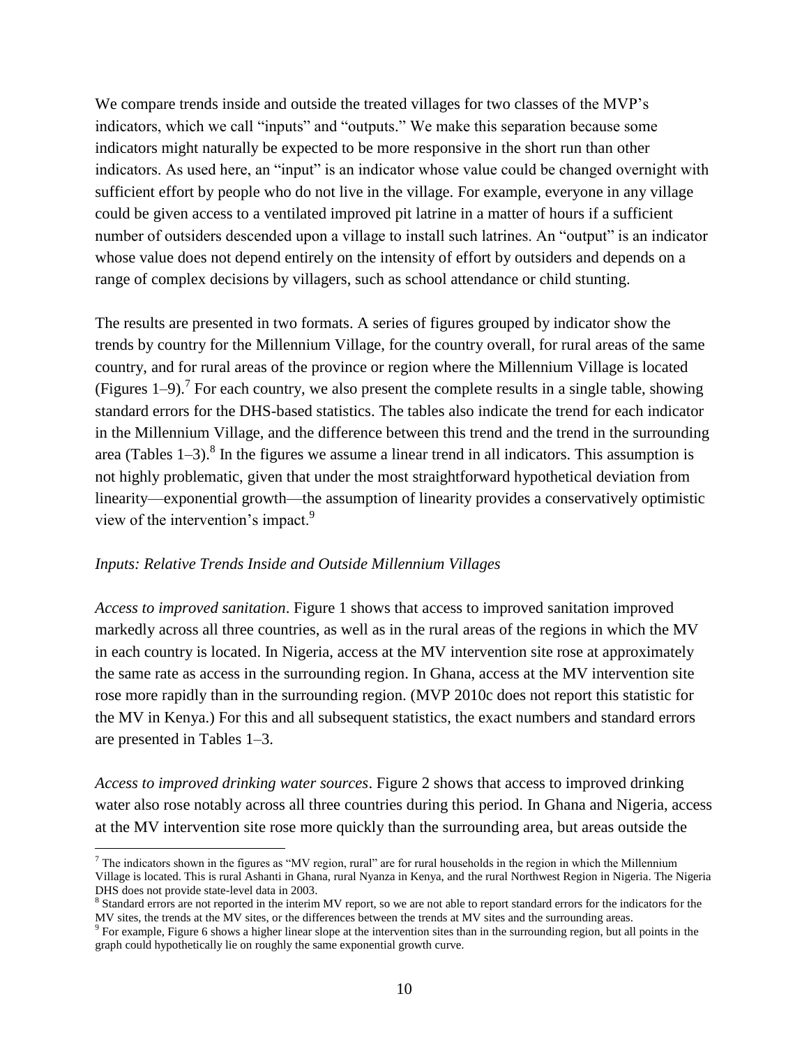We compare trends inside and outside the treated villages for two classes of the MVP's indicators, which we call "inputs" and "outputs." We make this separation because some indicators might naturally be expected to be more responsive in the short run than other indicators. As used here, an "input" is an indicator whose value could be changed overnight with sufficient effort by people who do not live in the village. For example, everyone in any village could be given access to a ventilated improved pit latrine in a matter of hours if a sufficient number of outsiders descended upon a village to install such latrines. An "output" is an indicator whose value does not depend entirely on the intensity of effort by outsiders and depends on a range of complex decisions by villagers, such as school attendance or child stunting.

The results are presented in two formats. A series of figures grouped by indicator show the trends by country for the Millennium Village, for the country overall, for rural areas of the same country, and for rural areas of the province or region where the Millennium Village is located (Figures 1–9).[7] For each country, we also present the complete results in a single table, showing standard errors for the DHS-based statistics. The tables also indicate the trend for each indicator in the Millennium Village, and the difference between this trend and the trend in the surrounding area (Tables 1–3).[8] In the figures we assume a linear trend in all indicators. This assumption is not highly problematic, given that under the most straightforward hypothetical deviation from linearity—exponential growth—the assumption of linearity provides a conservatively optimistic view of the intervention's impact.[9]

*Inputs: Relative Trends Inside and Outside Millennium Villages*

*Access to improved sanitation*. Figure 1 shows that access to improved sanitation improved markedly across all three countries, as well as in the rural areas of the regions in which the MV in each country is located. In Nigeria, access at the MV intervention site rose at approximately the same rate as access in the surrounding region. In Ghana, access at the MV intervention site rose more rapidly than in the surrounding region. (MVP 2010c does not report this statistic for the MV in Kenya.) For this and all subsequent statistics, the exact numbers and standard errors are presented in Tables 1–3.

*Access to improved drinking water sources*. Figure 2 shows that access to improved drinking water also rose notably across all three countries during this period. In Ghana and Nigeria, access at the MV intervention site rose more quickly than the surrounding area, but areas outside the

---

[7] The indicators shown in the figures as "MV region, rural" are for rural households in the region in which the Millennium Village is located. This is rural Ashanti in Ghana, rural Nyanza in Kenya, and the rural Northwest Region in Nigeria. The Nigeria DHS does not provide state-level data in 2003.

[8] Standard errors are not reported in the interim MV report, so we are not able to report standard errors for the indicators for the MV sites, the trends at the MV sites, or the differences between the trends at MV sites and the surrounding areas.

[9] For example, Figure 6 shows a higher linear slope at the intervention sites than in the surrounding region, but all points in the graph could hypothetically lie on roughly the same exponential growth curve.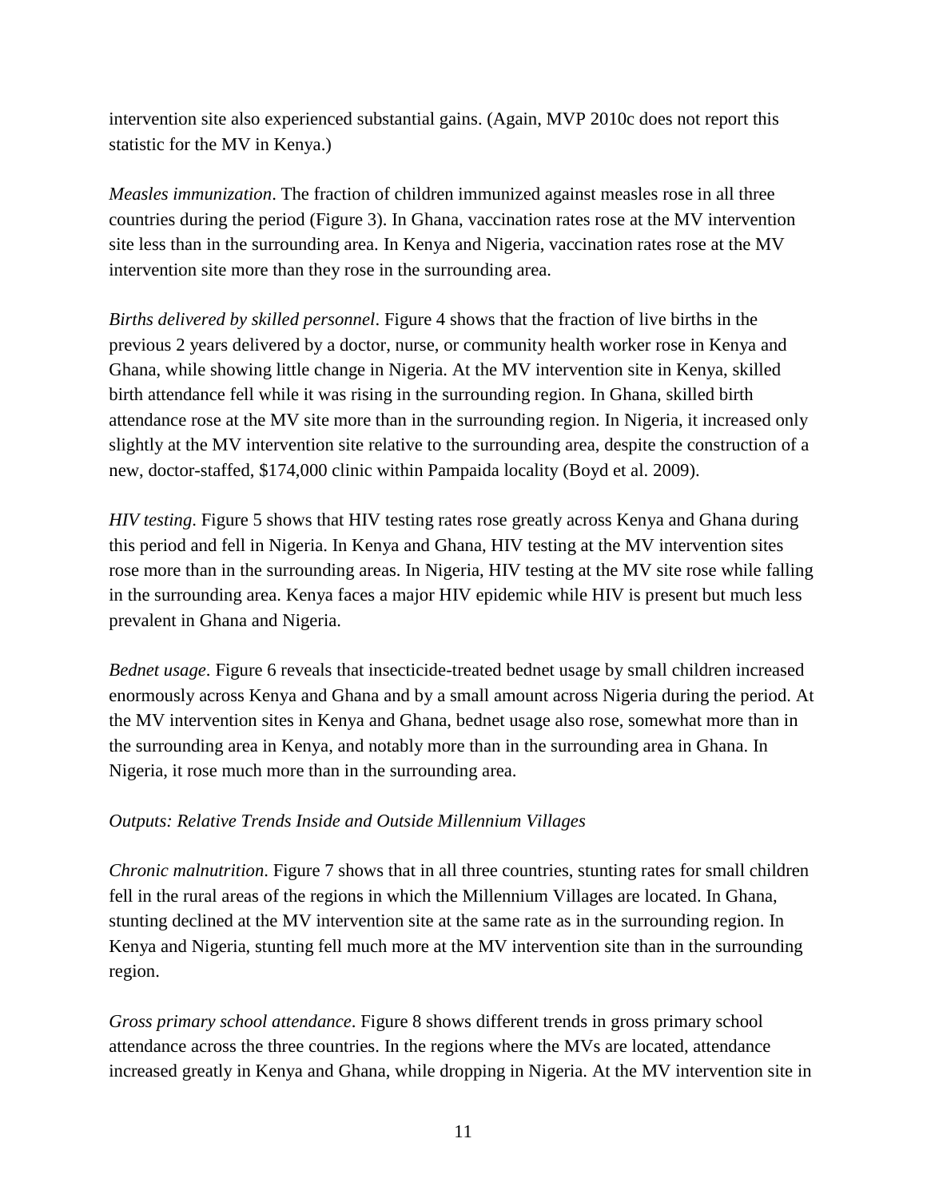intervention site also experienced substantial gains. (Again, MVP 2010c does not report this statistic for the MV in Kenya.)

*Measles immunization*. The fraction of children immunized against measles rose in all three countries during the period (Figure 3). In Ghana, vaccination rates rose at the MV intervention site less than in the surrounding area. In Kenya and Nigeria, vaccination rates rose at the MV intervention site more than they rose in the surrounding area.

*Births delivered by skilled personnel*. Figure 4 shows that the fraction of live births in the previous 2 years delivered by a doctor, nurse, or community health worker rose in Kenya and Ghana, while showing little change in Nigeria. At the MV intervention site in Kenya, skilled birth attendance fell while it was rising in the surrounding region. In Ghana, skilled birth attendance rose at the MV site more than in the surrounding region. In Nigeria, it increased only slightly at the MV intervention site relative to the surrounding area, despite the construction of a new, doctor-staffed, $174,000 clinic within Pampaida locality (Boyd et al. 2009).

*HIV testing*. Figure 5 shows that HIV testing rates rose greatly across Kenya and Ghana during this period and fell in Nigeria. In Kenya and Ghana, HIV testing at the MV intervention sites rose more than in the surrounding areas. In Nigeria, HIV testing at the MV site rose while falling in the surrounding area. Kenya faces a major HIV epidemic while HIV is present but much less prevalent in Ghana and Nigeria.

*Bednet usage*. Figure 6 reveals that insecticide-treated bednet usage by small children increased enormously across Kenya and Ghana and by a small amount across Nigeria during the period. At the MV intervention sites in Kenya and Ghana, bednet usage also rose, somewhat more than in the surrounding area in Kenya, and notably more than in the surrounding area in Ghana. In Nigeria, it rose much more than in the surrounding area.

*Outputs: Relative Trends Inside and Outside Millennium Villages*

*Chronic malnutrition*. Figure 7 shows that in all three countries, stunting rates for small children fell in the rural areas of the regions in which the Millennium Villages are located. In Ghana, stunting declined at the MV intervention site at the same rate as in the surrounding region. In Kenya and Nigeria, stunting fell much more at the MV intervention site than in the surrounding region.

*Gross primary school attendance*. Figure 8 shows different trends in gross primary school attendance across the three countries. In the regions where the MVs are located, attendance increased greatly in Kenya and Ghana, while dropping in Nigeria. At the MV intervention site in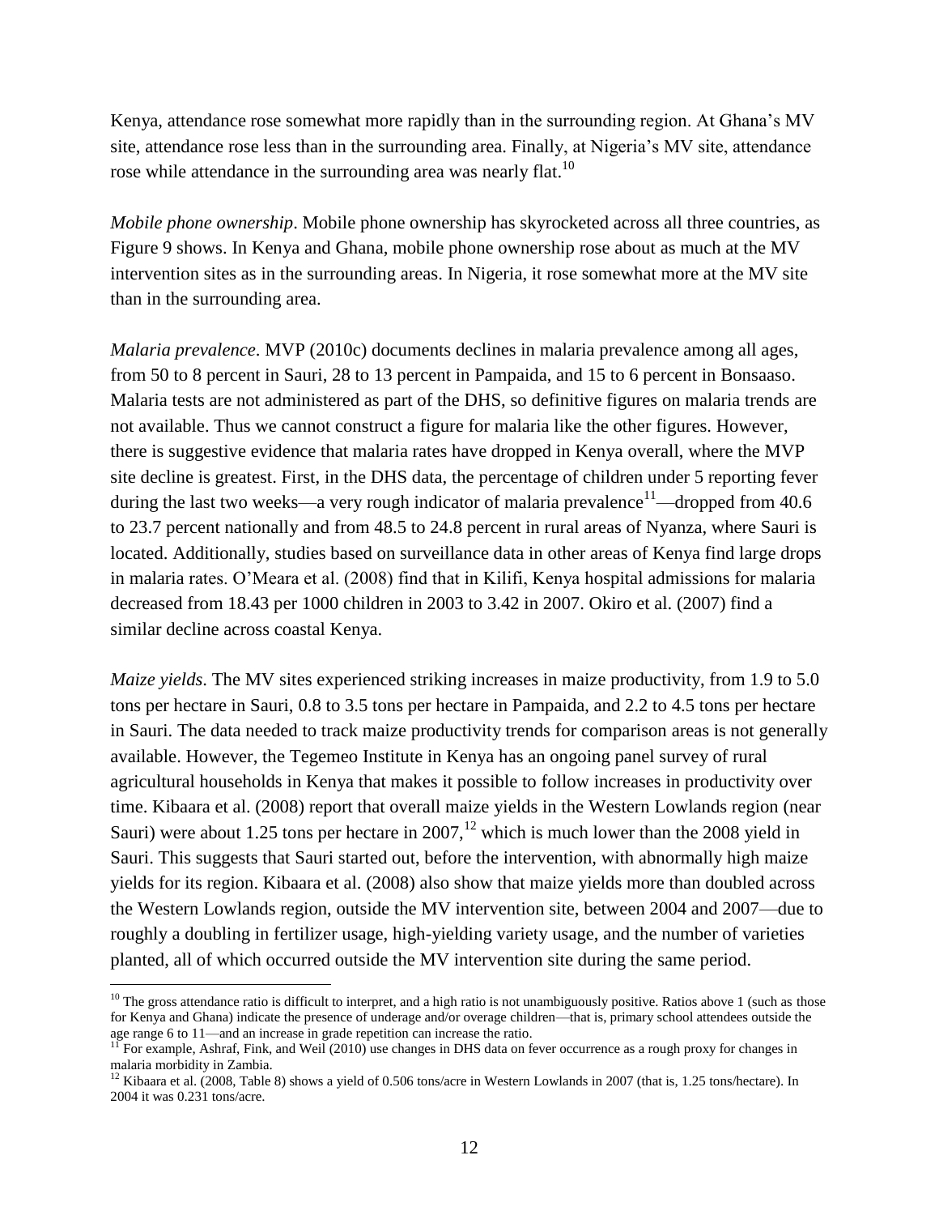Kenya, attendance rose somewhat more rapidly than in the surrounding region. At Ghana's MV site, attendance rose less than in the surrounding area. Finally, at Nigeria's MV site, attendance rose while attendance in the surrounding area was nearly flat.[10]

*Mobile phone ownership*. Mobile phone ownership has skyrocketed across all three countries, as Figure 9 shows. In Kenya and Ghana, mobile phone ownership rose about as much at the MV intervention sites as in the surrounding areas. In Nigeria, it rose somewhat more at the MV site than in the surrounding area.

*Malaria prevalence*. MVP (2010c) documents declines in malaria prevalence among all ages, from 50 to 8 percent in Sauri, 28 to 13 percent in Pampaida, and 15 to 6 percent in Bonsaaso. Malaria tests are not administered as part of the DHS, so definitive figures on malaria trends are not available. Thus we cannot construct a figure for malaria like the other figures. However, there is suggestive evidence that malaria rates have dropped in Kenya overall, where the MVP site decline is greatest. First, in the DHS data, the percentage of children under 5 reporting fever during the last two weeks—a very rough indicator of malaria prevalence[11]—dropped from 40.6 to 23.7 percent nationally and from 48.5 to 24.8 percent in rural areas of Nyanza, where Sauri is located. Additionally, studies based on surveillance data in other areas of Kenya find large drops in malaria rates. O'Meara et al. (2008) find that in Kilifi, Kenya hospital admissions for malaria decreased from 18.43 per 1000 children in 2003 to 3.42 in 2007. Okiro et al. (2007) find a similar decline across coastal Kenya.

*Maize yields*. The MV sites experienced striking increases in maize productivity, from 1.9 to 5.0 tons per hectare in Sauri, 0.8 to 3.5 tons per hectare in Pampaida, and 2.2 to 4.5 tons per hectare in Sauri. The data needed to track maize productivity trends for comparison areas is not generally available. However, the Tegemeo Institute in Kenya has an ongoing panel survey of rural agricultural households in Kenya that makes it possible to follow increases in productivity over time. Kibaara et al. (2008) report that overall maize yields in the Western Lowlands region (near Sauri) were about 1.25 tons per hectare in 2007,[12] which is much lower than the 2008 yield in Sauri. This suggests that Sauri started out, before the intervention, with abnormally high maize yields for its region. Kibaara et al. (2008) also show that maize yields more than doubled across the Western Lowlands region, outside the MV intervention site, between 2004 and 2007—due to roughly a doubling in fertilizer usage, high-yielding variety usage, and the number of varieties planted, all of which occurred outside the MV intervention site during the same period.

---

[10] The gross attendance ratio is difficult to interpret, and a high ratio is not unambiguously positive. Ratios above 1 (such as those for Kenya and Ghana) indicate the presence of underage and/or overage children—that is, primary school attendees outside the age range 6 to 11—and an increase in grade repetition can increase the ratio.

[11] For example, Ashraf, Fink, and Weil (2010) use changes in DHS data on fever occurrence as a rough proxy for changes in malaria morbidity in Zambia.

[12] Kibaara et al. (2008, Table 8) shows a yield of 0.506 tons/acre in Western Lowlands in 2007 (that is, 1.25 tons/hectare). In 2004 it was 0.231 tons/acre.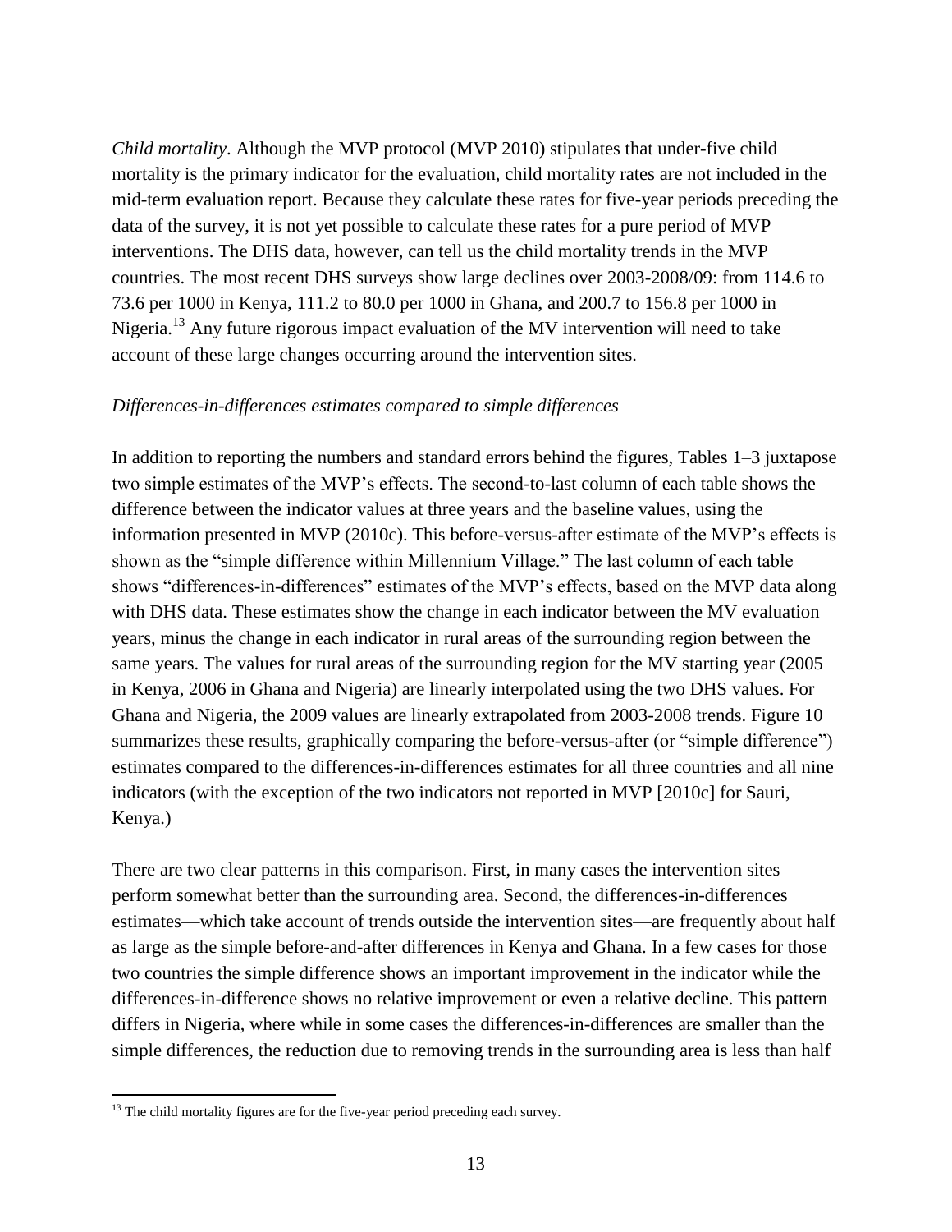*Child mortality*. Although the MVP protocol (MVP 2010) stipulates that under-five child mortality is the primary indicator for the evaluation, child mortality rates are not included in the mid-term evaluation report. Because they calculate these rates for five-year periods preceding the data of the survey, it is not yet possible to calculate these rates for a pure period of MVP interventions. The DHS data, however, can tell us the child mortality trends in the MVP countries. The most recent DHS surveys show large declines over 2003-2008/09: from 114.6 to 73.6 per 1000 in Kenya, 111.2 to 80.0 per 1000 in Ghana, and 200.7 to 156.8 per 1000 in Nigeria.[13] Any future rigorous impact evaluation of the MV intervention will need to take account of these large changes occurring around the intervention sites.

*Differences-in-differences estimates compared to simple differences*

In addition to reporting the numbers and standard errors behind the figures, Tables 1–3 juxtapose two simple estimates of the MVP's effects. The second-to-last column of each table shows the difference between the indicator values at three years and the baseline values, using the information presented in MVP (2010c). This before-versus-after estimate of the MVP's effects is shown as the "simple difference within Millennium Village." The last column of each table shows "differences-in-differences" estimates of the MVP's effects, based on the MVP data along with DHS data. These estimates show the change in each indicator between the MV evaluation years, minus the change in each indicator in rural areas of the surrounding region between the same years. The values for rural areas of the surrounding region for the MV starting year (2005 in Kenya, 2006 in Ghana and Nigeria) are linearly interpolated using the two DHS values. For Ghana and Nigeria, the 2009 values are linearly extrapolated from 2003-2008 trends. Figure 10 summarizes these results, graphically comparing the before-versus-after (or "simple difference") estimates compared to the differences-in-differences estimates for all three countries and all nine indicators (with the exception of the two indicators not reported in MVP [2010c] for Sauri, Kenya.)

There are two clear patterns in this comparison. First, in many cases the intervention sites perform somewhat better than the surrounding area. Second, the differences-in-differences estimates—which take account of trends outside the intervention sites—are frequently about half as large as the simple before-and-after differences in Kenya and Ghana. In a few cases for those two countries the simple difference shows an important improvement in the indicator while the differences-in-difference shows no relative improvement or even a relative decline. This pattern differs in Nigeria, where while in some cases the differences-in-differences are smaller than the simple differences, the reduction due to removing trends in the surrounding area is less than half

[13] The child mortality figures are for the five-year period preceding each survey.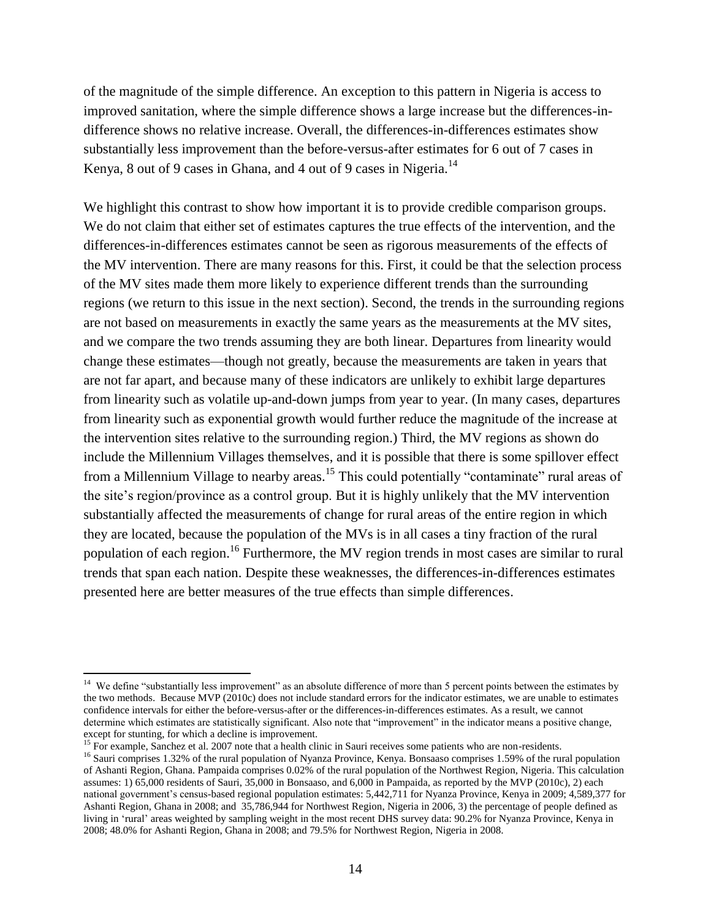of the magnitude of the simple difference. An exception to this pattern in Nigeria is access to improved sanitation, where the simple difference shows a large increase but the differences-in-difference shows no relative increase. Overall, the differences-in-differences estimates show substantially less improvement than the before-versus-after estimates for 6 out of 7 cases in Kenya, 8 out of 9 cases in Ghana, and 4 out of 9 cases in Nigeria.[14]

We highlight this contrast to show how important it is to provide credible comparison groups. We do not claim that either set of estimates captures the true effects of the intervention, and the differences-in-differences estimates cannot be seen as rigorous measurements of the effects of the MV intervention. There are many reasons for this. First, it could be that the selection process of the MV sites made them more likely to experience different trends than the surrounding regions (we return to this issue in the next section). Second, the trends in the surrounding regions are not based on measurements in exactly the same years as the measurements at the MV sites, and we compare the two trends assuming they are both linear. Departures from linearity would change these estimates—though not greatly, because the measurements are taken in years that are not far apart, and because many of these indicators are unlikely to exhibit large departures from linearity such as volatile up-and-down jumps from year to year. (In many cases, departures from linearity such as exponential growth would further reduce the magnitude of the increase at the intervention sites relative to the surrounding region.) Third, the MV regions as shown do include the Millennium Villages themselves, and it is possible that there is some spillover effect from a Millennium Village to nearby areas.[15] This could potentially "contaminate" rural areas of the site's region/province as a control group. But it is highly unlikely that the MV intervention substantially affected the measurements of change for rural areas of the entire region in which they are located, because the population of the MVs is in all cases a tiny fraction of the rural population of each region.[16] Furthermore, the MV region trends in most cases are similar to rural trends that span each nation. Despite these weaknesses, the differences-in-differences estimates presented here are better measures of the true effects than simple differences.

---

[14] We define "substantially less improvement" as an absolute difference of more than 5 percent points between the estimates by the two methods. Because MVP (2010c) does not include standard errors for the indicator estimates, we are unable to estimates confidence intervals for either the before-versus-after or the differences-in-differences estimates. As a result, we cannot determine which estimates are statistically significant. Also note that "improvement" in the indicator means a positive change, except for stunting, for which a decline is improvement.

[15] For example, Sanchez et al. 2007 note that a health clinic in Sauri receives some patients who are non-residents.

[16] Sauri comprises 1.32% of the rural population of Nyanza Province, Kenya. Bonsaaso comprises 1.59% of the rural population of Ashanti Region, Ghana. Pampaida comprises 0.02% of the rural population of the Northwest Region, Nigeria. This calculation assumes: 1) 65,000 residents of Sauri, 35,000 in Bonsaaso, and 6,000 in Pampaida, as reported by the MVP (2010c), 2) each national government's census-based regional population estimates: 5,442,711 for Nyanza Province, Kenya in 2009; 4,589,377 for Ashanti Region, Ghana in 2008; and 35,786,944 for Northwest Region, Nigeria in 2006, 3) the percentage of people defined as living in 'rural' areas weighted by sampling weight in the most recent DHS survey data: 90.2% for Nyanza Province, Kenya in 2008; 48.0% for Ashanti Region, Ghana in 2008; and 79.5% for Northwest Region, Nigeria in 2008.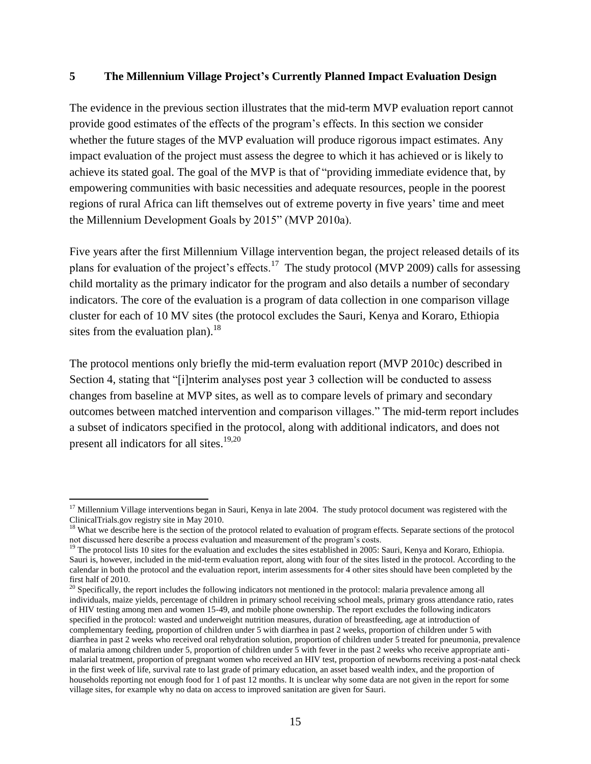## 5 The Millennium Village Project's Currently Planned Impact Evaluation Design

The evidence in the previous section illustrates that the mid-term MVP evaluation report cannot provide good estimates of the effects of the program's effects. In this section we consider whether the future stages of the MVP evaluation will produce rigorous impact estimates. Any impact evaluation of the project must assess the degree to which it has achieved or is likely to achieve its stated goal. The goal of the MVP is that of "providing immediate evidence that, by empowering communities with basic necessities and adequate resources, people in the poorest regions of rural Africa can lift themselves out of extreme poverty in five years' time and meet the Millennium Development Goals by 2015" (MVP 2010a).

Five years after the first Millennium Village intervention began, the project released details of its plans for evaluation of the project's effects.[17] The study protocol (MVP 2009) calls for assessing child mortality as the primary indicator for the program and also details a number of secondary indicators. The core of the evaluation is a program of data collection in one comparison village cluster for each of 10 MV sites (the protocol excludes the Sauri, Kenya and Koraro, Ethiopia sites from the evaluation plan).[18]

The protocol mentions only briefly the mid-term evaluation report (MVP 2010c) described in Section 4, stating that "[i]nterim analyses post year 3 collection will be conducted to assess changes from baseline at MVP sites, as well as to compare levels of primary and secondary outcomes between matched intervention and comparison villages." The mid-term report includes a subset of indicators specified in the protocol, along with additional indicators, and does not present all indicators for all sites.[19,20]

---

[17] Millennium Village interventions began in Sauri, Kenya in late 2004. The study protocol document was registered with the ClinicalTrials.gov registry site in May 2010.

[18] What we describe here is the section of the protocol related to evaluation of program effects. Separate sections of the protocol not discussed here describe a process evaluation and measurement of the program's costs.

[19] The protocol lists 10 sites for the evaluation and excludes the sites established in 2005: Sauri, Kenya and Koraro, Ethiopia. Sauri is, however, included in the mid-term evaluation report, along with four of the sites listed in the protocol. According to the calendar in both the protocol and the evaluation report, interim assessments for 4 other sites should have been completed by the first half of 2010.

[20] Specifically, the report includes the following indicators not mentioned in the protocol: malaria prevalence among all individuals, maize yields, percentage of children in primary school receiving school meals, primary gross attendance ratio, rates of HIV testing among men and women 15-49, and mobile phone ownership. The report excludes the following indicators specified in the protocol: wasted and underweight nutrition measures, duration of breastfeeding, age at introduction of complementary feeding, proportion of children under 5 with diarrhea in past 2 weeks, proportion of children under 5 with diarrhea in past 2 weeks who received oral rehydration solution, proportion of children under 5 treated for pneumonia, prevalence of malaria among children under 5, proportion of children under 5 with fever in the past 2 weeks who receive appropriate anti-malarial treatment, proportion of pregnant women who received an HIV test, proportion of newborns receiving a post-natal check in the first week of life, survival rate to last grade of primary education, an asset based wealth index, and the proportion of households reporting not enough food for 1 of past 12 months. It is unclear why some data are not given in the report for some village sites, for example why no data on access to improved sanitation are given for Sauri.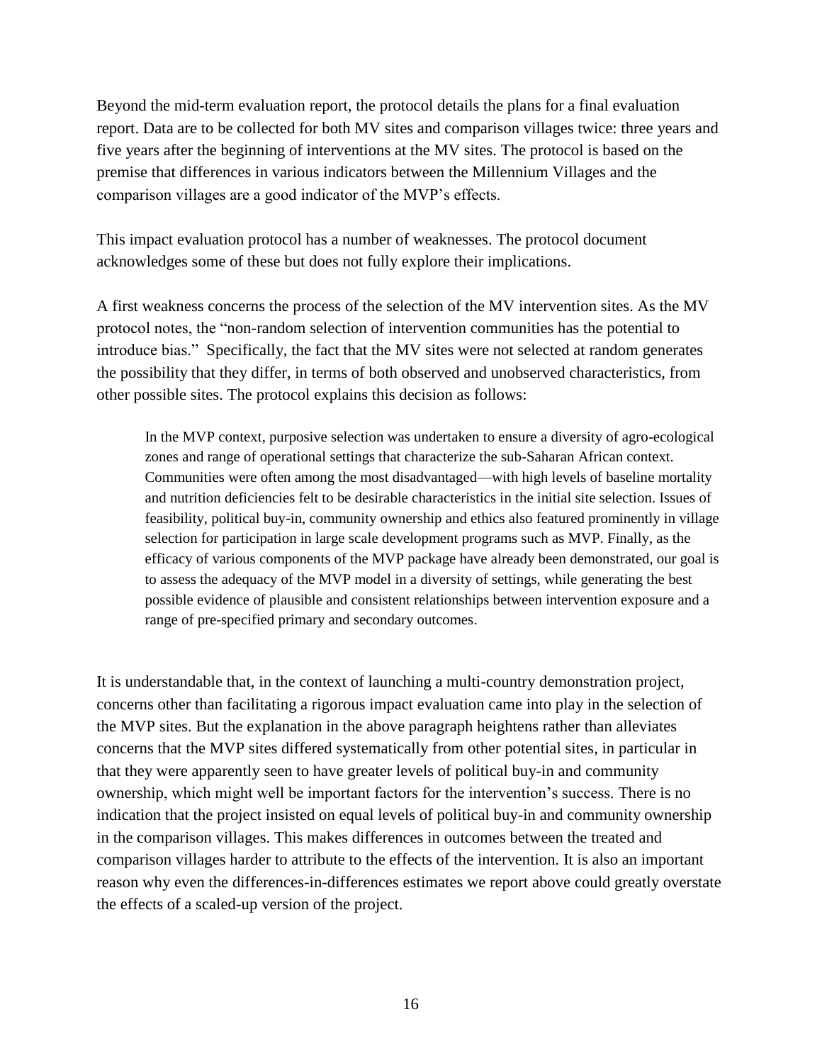Beyond the mid-term evaluation report, the protocol details the plans for a final evaluation report. Data are to be collected for both MV sites and comparison villages twice: three years and five years after the beginning of interventions at the MV sites. The protocol is based on the premise that differences in various indicators between the Millennium Villages and the comparison villages are a good indicator of the MVP's effects.

This impact evaluation protocol has a number of weaknesses. The protocol document acknowledges some of these but does not fully explore their implications.

A first weakness concerns the process of the selection of the MV intervention sites. As the MV protocol notes, the "non-random selection of intervention communities has the potential to introduce bias." Specifically, the fact that the MV sites were not selected at random generates the possibility that they differ, in terms of both observed and unobserved characteristics, from other possible sites. The protocol explains this decision as follows:

> In the MVP context, purposive selection was undertaken to ensure a diversity of agro-ecological zones and range of operational settings that characterize the sub-Saharan African context. Communities were often among the most disadvantaged—with high levels of baseline mortality and nutrition deficiencies felt to be desirable characteristics in the initial site selection. Issues of feasibility, political buy-in, community ownership and ethics also featured prominently in village selection for participation in large scale development programs such as MVP. Finally, as the efficacy of various components of the MVP package have already been demonstrated, our goal is to assess the adequacy of the MVP model in a diversity of settings, while generating the best possible evidence of plausible and consistent relationships between intervention exposure and a range of pre-specified primary and secondary outcomes.

It is understandable that, in the context of launching a multi-country demonstration project, concerns other than facilitating a rigorous impact evaluation came into play in the selection of the MVP sites. But the explanation in the above paragraph heightens rather than alleviates concerns that the MVP sites differed systematically from other potential sites, in particular in that they were apparently seen to have greater levels of political buy-in and community ownership, which might well be important factors for the intervention's success. There is no indication that the project insisted on equal levels of political buy-in and community ownership in the comparison villages. This makes differences in outcomes between the treated and comparison villages harder to attribute to the effects of the intervention. It is also an important reason why even the differences-in-differences estimates we report above could greatly overstate the effects of a scaled-up version of the project.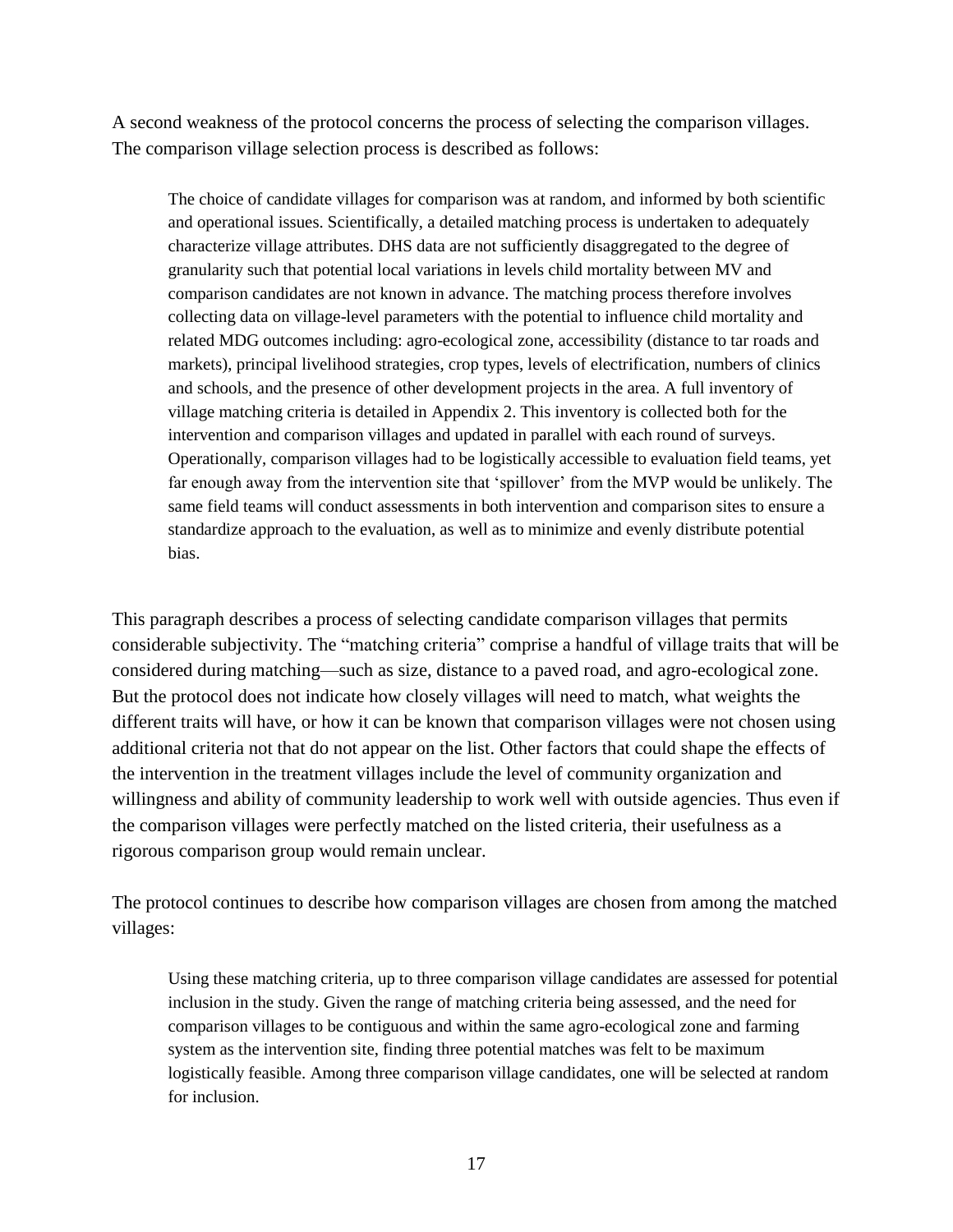A second weakness of the protocol concerns the process of selecting the comparison villages. The comparison village selection process is described as follows:

> The choice of candidate villages for comparison was at random, and informed by both scientific and operational issues. Scientifically, a detailed matching process is undertaken to adequately characterize village attributes. DHS data are not sufficiently disaggregated to the degree of granularity such that potential local variations in levels child mortality between MV and comparison candidates are not known in advance. The matching process therefore involves collecting data on village-level parameters with the potential to influence child mortality and related MDG outcomes including: agro-ecological zone, accessibility (distance to tar roads and markets), principal livelihood strategies, crop types, levels of electrification, numbers of clinics and schools, and the presence of other development projects in the area. A full inventory of village matching criteria is detailed in Appendix 2. This inventory is collected both for the intervention and comparison villages and updated in parallel with each round of surveys. Operationally, comparison villages had to be logistically accessible to evaluation field teams, yet far enough away from the intervention site that 'spillover' from the MVP would be unlikely. The same field teams will conduct assessments in both intervention and comparison sites to ensure a standardize approach to the evaluation, as well as to minimize and evenly distribute potential bias.

This paragraph describes a process of selecting candidate comparison villages that permits considerable subjectivity. The "matching criteria" comprise a handful of village traits that will be considered during matching—such as size, distance to a paved road, and agro-ecological zone. But the protocol does not indicate how closely villages will need to match, what weights the different traits will have, or how it can be known that comparison villages were not chosen using additional criteria not that do not appear on the list. Other factors that could shape the effects of the intervention in the treatment villages include the level of community organization and willingness and ability of community leadership to work well with outside agencies. Thus even if the comparison villages were perfectly matched on the listed criteria, their usefulness as a rigorous comparison group would remain unclear.

The protocol continues to describe how comparison villages are chosen from among the matched villages:

> Using these matching criteria, up to three comparison village candidates are assessed for potential inclusion in the study. Given the range of matching criteria being assessed, and the need for comparison villages to be contiguous and within the same agro-ecological zone and farming system as the intervention site, finding three potential matches was felt to be maximum logistically feasible. Among three comparison village candidates, one will be selected at random for inclusion.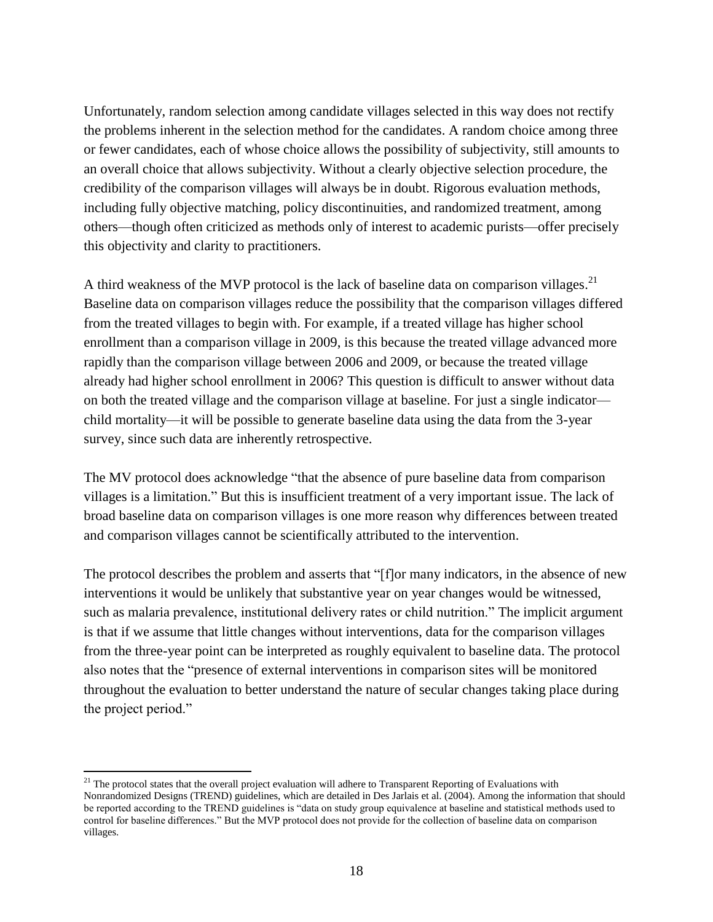Unfortunately, random selection among candidate villages selected in this way does not rectify the problems inherent in the selection method for the candidates. A random choice among three or fewer candidates, each of whose choice allows the possibility of subjectivity, still amounts to an overall choice that allows subjectivity. Without a clearly objective selection procedure, the credibility of the comparison villages will always be in doubt. Rigorous evaluation methods, including fully objective matching, policy discontinuities, and randomized treatment, among others—though often criticized as methods only of interest to academic purists—offer precisely this objectivity and clarity to practitioners.

A third weakness of the MVP protocol is the lack of baseline data on comparison villages.[21] Baseline data on comparison villages reduce the possibility that the comparison villages differed from the treated villages to begin with. For example, if a treated village has higher school enrollment than a comparison village in 2009, is this because the treated village advanced more rapidly than the comparison village between 2006 and 2009, or because the treated village already had higher school enrollment in 2006? This question is difficult to answer without data on both the treated village and the comparison village at baseline. For just a single indicator—child mortality—it will be possible to generate baseline data using the data from the 3-year survey, since such data are inherently retrospective.

The MV protocol does acknowledge "that the absence of pure baseline data from comparison villages is a limitation." But this is insufficient treatment of a very important issue. The lack of broad baseline data on comparison villages is one more reason why differences between treated and comparison villages cannot be scientifically attributed to the intervention.

The protocol describes the problem and asserts that "[f]or many indicators, in the absence of new interventions it would be unlikely that substantive year on year changes would be witnessed, such as malaria prevalence, institutional delivery rates or child nutrition." The implicit argument is that if we assume that little changes without interventions, data for the comparison villages from the three-year point can be interpreted as roughly equivalent to baseline data. The protocol also notes that the "presence of external interventions in comparison sites will be monitored throughout the evaluation to better understand the nature of secular changes taking place during the project period."

[21] The protocol states that the overall project evaluation will adhere to Transparent Reporting of Evaluations with Nonrandomized Designs (TREND) guidelines, which are detailed in Des Jarlais et al. (2004). Among the information that should be reported according to the TREND guidelines is "data on study group equivalence at baseline and statistical methods used to control for baseline differences." But the MVP protocol does not provide for the collection of baseline data on comparison villages.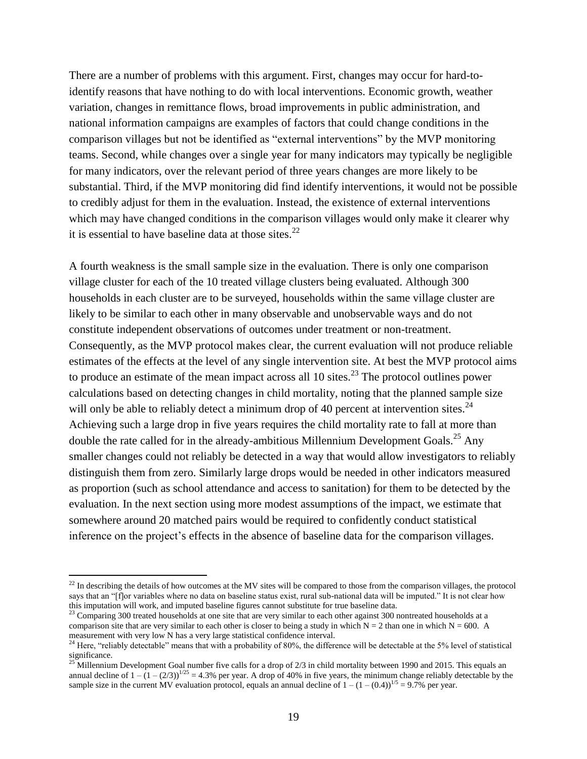There are a number of problems with this argument. First, changes may occur for hard-to-identify reasons that have nothing to do with local interventions. Economic growth, weather variation, changes in remittance flows, broad improvements in public administration, and national information campaigns are examples of factors that could change conditions in the comparison villages but not be identified as "external interventions" by the MVP monitoring teams. Second, while changes over a single year for many indicators may typically be negligible for many indicators, over the relevant period of three years changes are more likely to be substantial. Third, if the MVP monitoring did find identify interventions, it would not be possible to credibly adjust for them in the evaluation. Instead, the existence of external interventions which may have changed conditions in the comparison villages would only make it clearer why it is essential to have baseline data at those sites.[22]

A fourth weakness is the small sample size in the evaluation. There is only one comparison village cluster for each of the 10 treated village clusters being evaluated. Although 300 households in each cluster are to be surveyed, households within the same village cluster are likely to be similar to each other in many observable and unobservable ways and do not constitute independent observations of outcomes under treatment or non-treatment. Consequently, as the MVP protocol makes clear, the current evaluation will not produce reliable estimates of the effects at the level of any single intervention site. At best the MVP protocol aims to produce an estimate of the mean impact across all 10 sites.[23] The protocol outlines power calculations based on detecting changes in child mortality, noting that the planned sample size will only be able to reliably detect a minimum drop of 40 percent at intervention sites.[24] Achieving such a large drop in five years requires the child mortality rate to fall at more than double the rate called for in the already-ambitious Millennium Development Goals.[25] Any smaller changes could not reliably be detected in a way that would allow investigators to reliably distinguish them from zero. Similarly large drops would be needed in other indicators measured as proportion (such as school attendance and access to sanitation) for them to be detected by the evaluation. In the next section using more modest assumptions of the impact, we estimate that somewhere around 20 matched pairs would be required to confidently conduct statistical inference on the project's effects in the absence of baseline data for the comparison villages.

---

[22] In describing the details of how outcomes at the MV sites will be compared to those from the comparison villages, the protocol says that an "[f]or variables where no data on baseline status exist, rural sub-national data will be imputed." It is not clear how this imputation will work, and imputed baseline figures cannot substitute for true baseline data.

[23] Comparing 300 treated households at one site that are very similar to each other against 300 nontreated households at a comparison site that are very similar to each other is closer to being a study in which $N = 2$ than one in which $N = 600$. A measurement with very low N has a very large statistical confidence interval.

[24] Here, "reliably detectable" means that with a probability of 80%, the difference will be detectable at the 5% level of statistical significance.

[25] Millennium Development Goal number five calls for a drop of 2/3 in child mortality between 1990 and 2015. This equals an annual decline of $1 - (1 - (2/3))^{1/25} = 4.3\%$ per year. A drop of 40% in five years, the minimum change reliably detectable by the sample size in the current MV evaluation protocol, equals an annual decline of $1 - (1 - (0.4))^{1/5} = 9.7\%$ per year.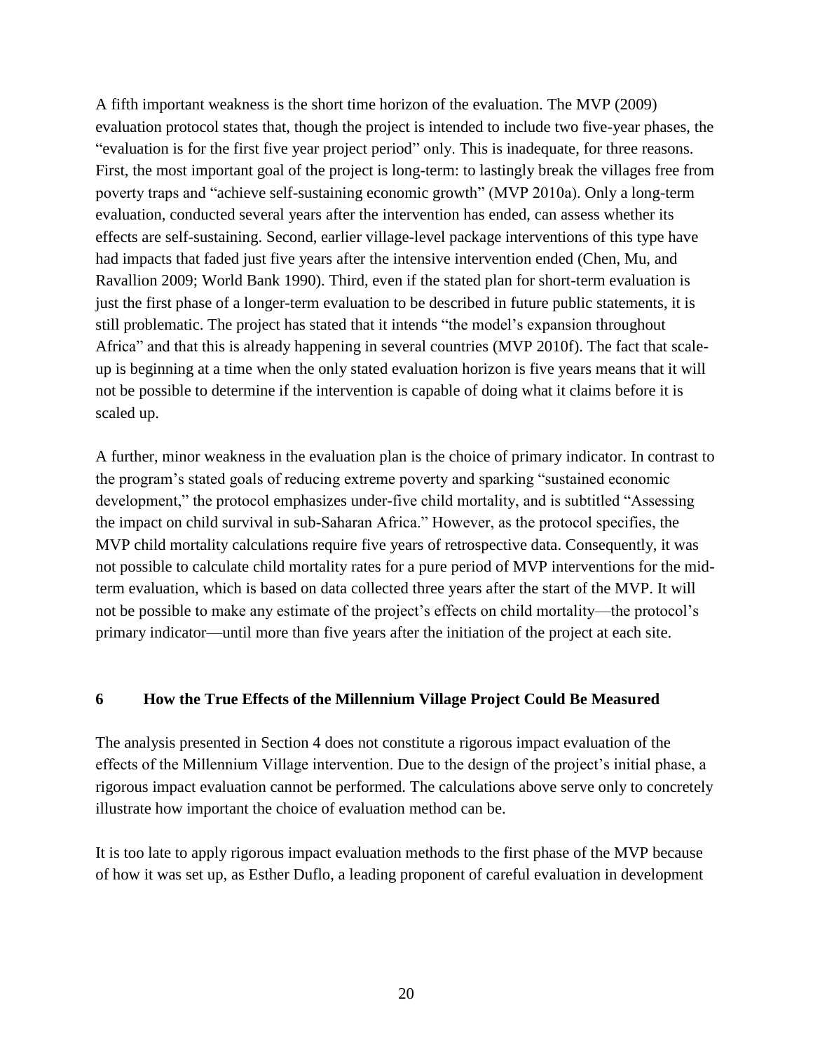A fifth important weakness is the short time horizon of the evaluation. The MVP (2009) evaluation protocol states that, though the project is intended to include two five-year phases, the "evaluation is for the first five year project period" only. This is inadequate, for three reasons. First, the most important goal of the project is long-term: to lastingly break the villages free from poverty traps and "achieve self-sustaining economic growth" (MVP 2010a). Only a long-term evaluation, conducted several years after the intervention has ended, can assess whether its effects are self-sustaining. Second, earlier village-level package interventions of this type have had impacts that faded just five years after the intensive intervention ended (Chen, Mu, and Ravallion 2009; World Bank 1990). Third, even if the stated plan for short-term evaluation is just the first phase of a longer-term evaluation to be described in future public statements, it is still problematic. The project has stated that it intends "the model's expansion throughout Africa" and that this is already happening in several countries (MVP 2010f). The fact that scale-up is beginning at a time when the only stated evaluation horizon is five years means that it will not be possible to determine if the intervention is capable of doing what it claims before it is scaled up.

A further, minor weakness in the evaluation plan is the choice of primary indicator. In contrast to the program's stated goals of reducing extreme poverty and sparking "sustained economic development," the protocol emphasizes under-five child mortality, and is subtitled "Assessing the impact on child survival in sub-Saharan Africa." However, as the protocol specifies, the MVP child mortality calculations require five years of retrospective data. Consequently, it was not possible to calculate child mortality rates for a pure period of MVP interventions for the mid-term evaluation, which is based on data collected three years after the start of the MVP. It will not be possible to make any estimate of the project's effects on child mortality—the protocol's primary indicator—until more than five years after the initiation of the project at each site.

## 6 How the True Effects of the Millennium Village Project Could Be Measured

The analysis presented in Section 4 does not constitute a rigorous impact evaluation of the effects of the Millennium Village intervention. Due to the design of the project's initial phase, a rigorous impact evaluation cannot be performed. The calculations above serve only to concretely illustrate how important the choice of evaluation method can be.

It is too late to apply rigorous impact evaluation methods to the first phase of the MVP because of how it was set up, as Esther Duflo, a leading proponent of careful evaluation in development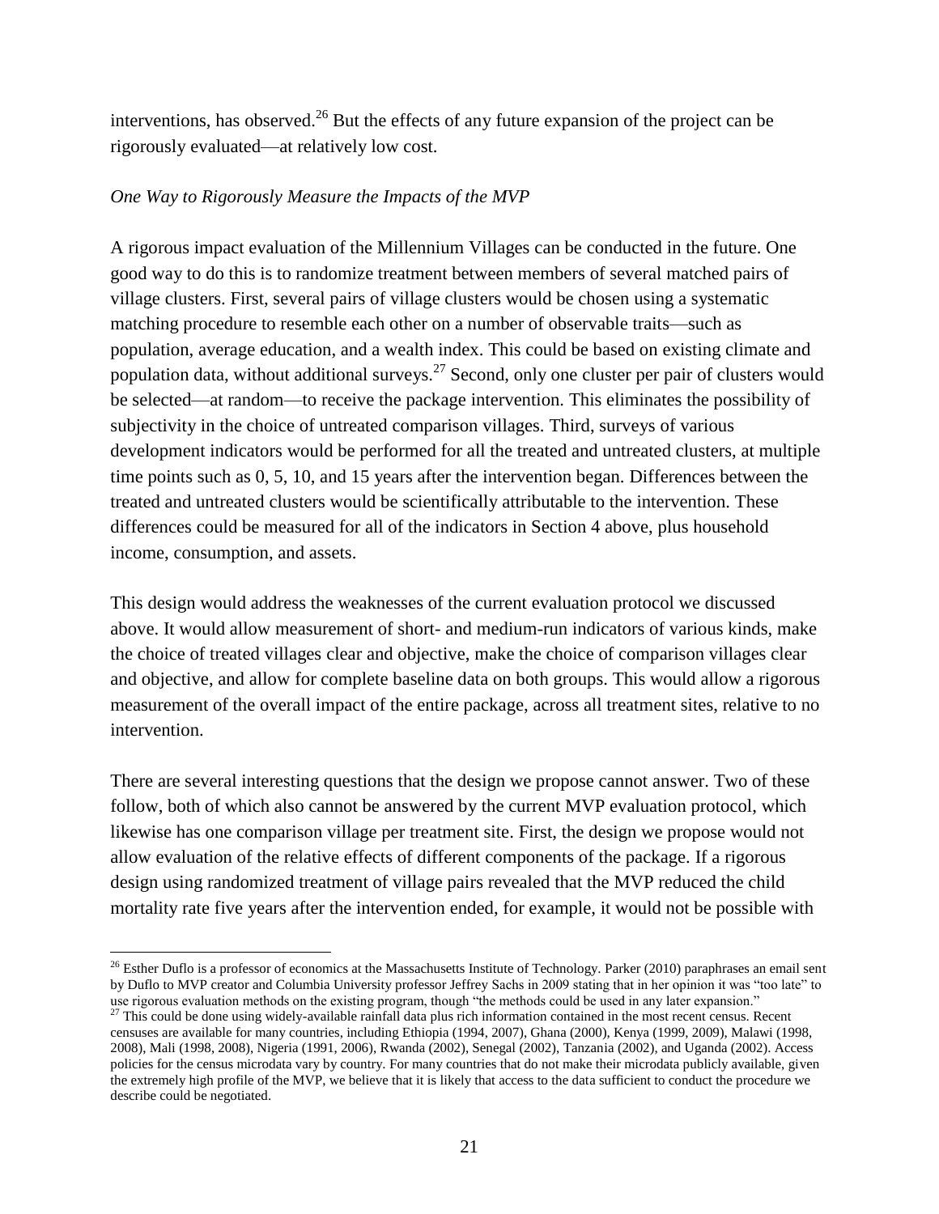interventions, has observed.[26] But the effects of any future expansion of the project can be rigorously evaluated—at relatively low cost.

*One Way to Rigorously Measure the Impacts of the MVP*

A rigorous impact evaluation of the Millennium Villages can be conducted in the future. One good way to do this is to randomize treatment between members of several matched pairs of village clusters. First, several pairs of village clusters would be chosen using a systematic matching procedure to resemble each other on a number of observable traits—such as population, average education, and a wealth index. This could be based on existing climate and population data, without additional surveys.[27] Second, only one cluster per pair of clusters would be selected—at random—to receive the package intervention. This eliminates the possibility of subjectivity in the choice of untreated comparison villages. Third, surveys of various development indicators would be performed for all the treated and untreated clusters, at multiple time points such as 0, 5, 10, and 15 years after the intervention began. Differences between the treated and untreated clusters would be scientifically attributable to the intervention. These differences could be measured for all of the indicators in Section 4 above, plus household income, consumption, and assets.

This design would address the weaknesses of the current evaluation protocol we discussed above. It would allow measurement of short- and medium-run indicators of various kinds, make the choice of treated villages clear and objective, make the choice of comparison villages clear and objective, and allow for complete baseline data on both groups. This would allow a rigorous measurement of the overall impact of the entire package, across all treatment sites, relative to no intervention.

There are several interesting questions that the design we propose cannot answer. Two of these follow, both of which also cannot be answered by the current MVP evaluation protocol, which likewise has one comparison village per treatment site. First, the design we propose would not allow evaluation of the relative effects of different components of the package. If a rigorous design using randomized treatment of village pairs revealed that the MVP reduced the child mortality rate five years after the intervention ended, for example, it would not be possible with

---

[26] Esther Duflo is a professor of economics at the Massachusetts Institute of Technology. Parker (2010) paraphrases an email sent by Duflo to MVP creator and Columbia University professor Jeffrey Sachs in 2009 stating that in her opinion it was "too late" to use rigorous evaluation methods on the existing program, though "the methods could be used in any later expansion."

[27] This could be done using widely-available rainfall data plus rich information contained in the most recent census. Recent censuses are available for many countries, including Ethiopia (1994, 2007), Ghana (2000), Kenya (1999, 2009), Malawi (1998, 2008), Mali (1998, 2008), Nigeria (1991, 2006), Rwanda (2002), Senegal (2002), Tanzania (2002), and Uganda (2002). Access policies for the census microdata vary by country. For many countries that do not make their microdata publicly available, given the extremely high profile of the MVP, we believe that it is likely that access to the data sufficient to conduct the procedure we describe could be negotiated.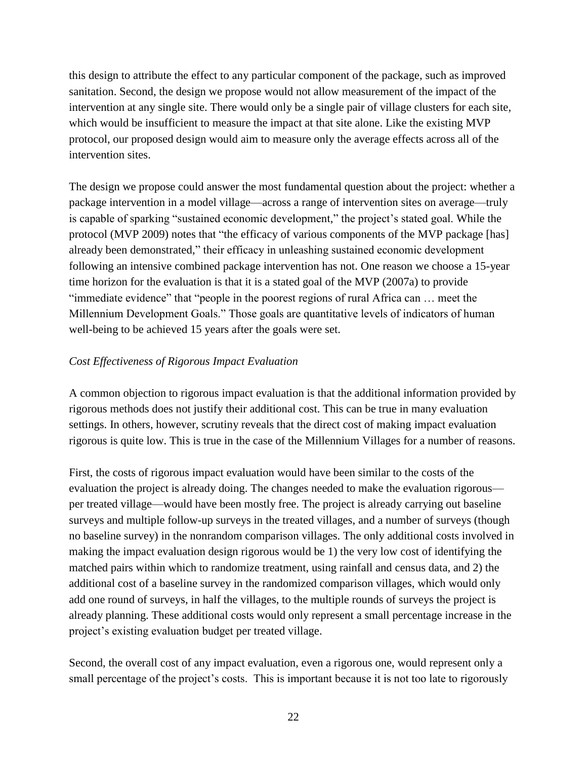this design to attribute the effect to any particular component of the package, such as improved sanitation. Second, the design we propose would not allow measurement of the impact of the intervention at any single site. There would only be a single pair of village clusters for each site, which would be insufficient to measure the impact at that site alone. Like the existing MVP protocol, our proposed design would aim to measure only the average effects across all of the intervention sites.

The design we propose could answer the most fundamental question about the project: whether a package intervention in a model village—across a range of intervention sites on average—truly is capable of sparking "sustained economic development," the project's stated goal. While the protocol (MVP 2009) notes that "the efficacy of various components of the MVP package [has] already been demonstrated," their efficacy in unleashing sustained economic development following an intensive combined package intervention has not. One reason we choose a 15-year time horizon for the evaluation is that it is a stated goal of the MVP (2007a) to provide "immediate evidence" that "people in the poorest regions of rural Africa can … meet the Millennium Development Goals." Those goals are quantitative levels of indicators of human well-being to be achieved 15 years after the goals were set.

*Cost Effectiveness of Rigorous Impact Evaluation*

A common objection to rigorous impact evaluation is that the additional information provided by rigorous methods does not justify their additional cost. This can be true in many evaluation settings. In others, however, scrutiny reveals that the direct cost of making impact evaluation rigorous is quite low. This is true in the case of the Millennium Villages for a number of reasons.

First, the costs of rigorous impact evaluation would have been similar to the costs of the evaluation the project is already doing. The changes needed to make the evaluation rigorous—per treated village—would have been mostly free. The project is already carrying out baseline surveys and multiple follow-up surveys in the treated villages, and a number of surveys (though no baseline survey) in the nonrandom comparison villages. The only additional costs involved in making the impact evaluation design rigorous would be 1) the very low cost of identifying the matched pairs within which to randomize treatment, using rainfall and census data, and 2) the additional cost of a baseline survey in the randomized comparison villages, which would only add one round of surveys, in half the villages, to the multiple rounds of surveys the project is already planning. These additional costs would only represent a small percentage increase in the project's existing evaluation budget per treated village.

Second, the overall cost of any impact evaluation, even a rigorous one, would represent only a small percentage of the project's costs. This is important because it is not too late to rigorously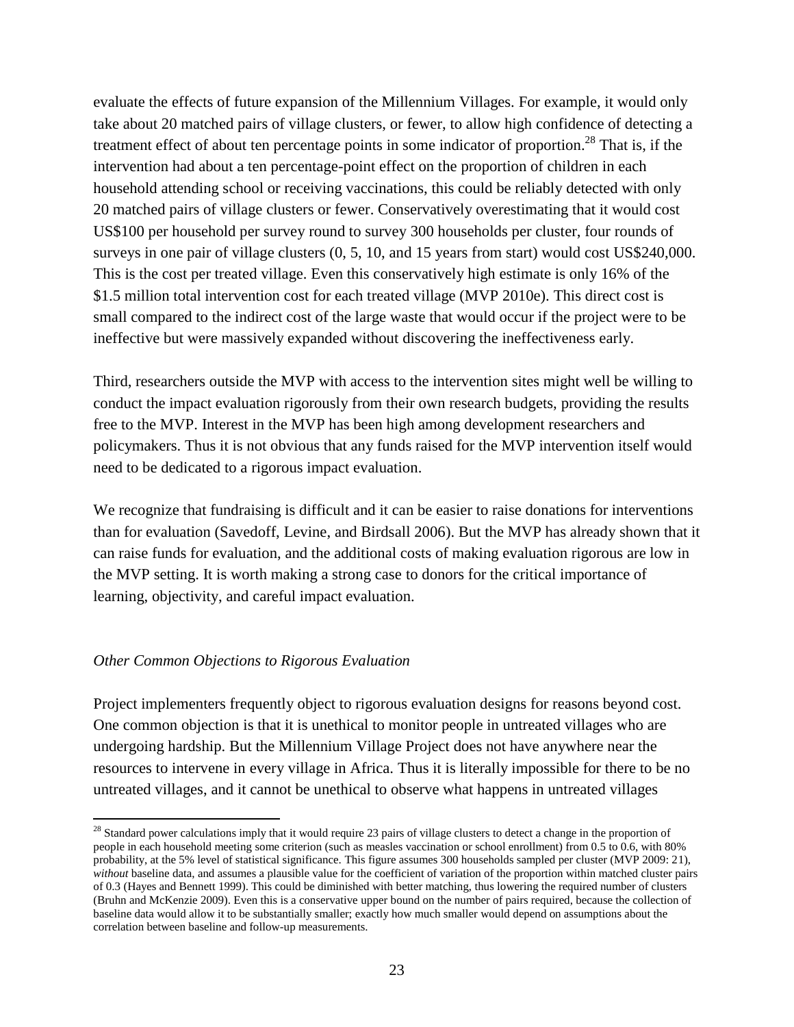evaluate the effects of future expansion of the Millennium Villages. For example, it would only take about 20 matched pairs of village clusters, or fewer, to allow high confidence of detecting a treatment effect of about ten percentage points in some indicator of proportion.[28] That is, if the intervention had about a ten percentage-point effect on the proportion of children in each household attending school or receiving vaccinations, this could be reliably detected with only 20 matched pairs of village clusters or fewer. Conservatively overestimating that it would cost US$100 per household per survey round to survey 300 households per cluster, four rounds of surveys in one pair of village clusters (0, 5, 10, and 15 years from start) would cost US$240,000. This is the cost per treated village. Even this conservatively high estimate is only 16% of the $1.5 million total intervention cost for each treated village (MVP 2010e). This direct cost is small compared to the indirect cost of the large waste that would occur if the project were to be ineffective but were massively expanded without discovering the ineffectiveness early.

Third, researchers outside the MVP with access to the intervention sites might well be willing to conduct the impact evaluation rigorously from their own research budgets, providing the results free to the MVP. Interest in the MVP has been high among development researchers and policymakers. Thus it is not obvious that any funds raised for the MVP intervention itself would need to be dedicated to a rigorous impact evaluation.

We recognize that fundraising is difficult and it can be easier to raise donations for interventions than for evaluation (Savedoff, Levine, and Birdsall 2006). But the MVP has already shown that it can raise funds for evaluation, and the additional costs of making evaluation rigorous are low in the MVP setting. It is worth making a strong case to donors for the critical importance of learning, objectivity, and careful impact evaluation.

### *Other Common Objections to Rigorous Evaluation*

Project implementers frequently object to rigorous evaluation designs for reasons beyond cost. One common objection is that it is unethical to monitor people in untreated villages who are undergoing hardship. But the Millennium Village Project does not have anywhere near the resources to intervene in every village in Africa. Thus it is literally impossible for there to be no untreated villages, and it cannot be unethical to observe what happens in untreated villages

---

[28] Standard power calculations imply that it would require 23 pairs of village clusters to detect a change in the proportion of people in each household meeting some criterion (such as measles vaccination or school enrollment) from 0.5 to 0.6, with 80% probability, at the 5% level of statistical significance. This figure assumes 300 households sampled per cluster (MVP 2009: 21), *without* baseline data, and assumes a plausible value for the coefficient of variation of the proportion within matched cluster pairs of 0.3 (Hayes and Bennett 1999). This could be diminished with better matching, thus lowering the required number of clusters (Bruhn and McKenzie 2009). Even this is a conservative upper bound on the number of pairs required, because the collection of baseline data would allow it to be substantially smaller; exactly how much smaller would depend on assumptions about the correlation between baseline and follow-up measurements.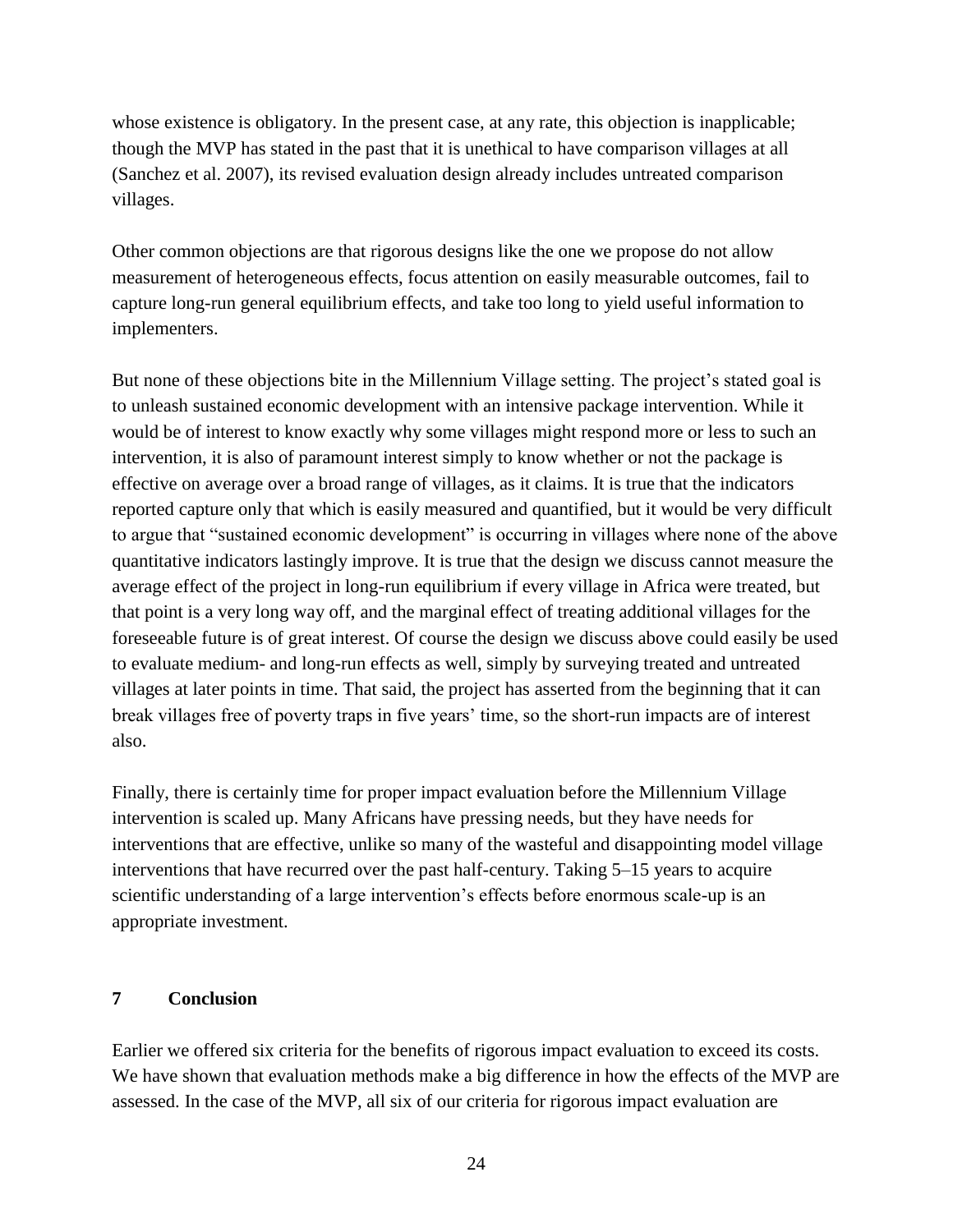whose existence is obligatory. In the present case, at any rate, this objection is inapplicable; though the MVP has stated in the past that it is unethical to have comparison villages at all (Sanchez et al. 2007), its revised evaluation design already includes untreated comparison villages.

Other common objections are that rigorous designs like the one we propose do not allow measurement of heterogeneous effects, focus attention on easily measurable outcomes, fail to capture long-run general equilibrium effects, and take too long to yield useful information to implementers.

But none of these objections bite in the Millennium Village setting. The project's stated goal is to unleash sustained economic development with an intensive package intervention. While it would be of interest to know exactly why some villages might respond more or less to such an intervention, it is also of paramount interest simply to know whether or not the package is effective on average over a broad range of villages, as it claims. It is true that the indicators reported capture only that which is easily measured and quantified, but it would be very difficult to argue that "sustained economic development" is occurring in villages where none of the above quantitative indicators lastingly improve. It is true that the design we discuss cannot measure the average effect of the project in long-run equilibrium if every village in Africa were treated, but that point is a very long way off, and the marginal effect of treating additional villages for the foreseeable future is of great interest. Of course the design we discuss above could easily be used to evaluate medium- and long-run effects as well, simply by surveying treated and untreated villages at later points in time. That said, the project has asserted from the beginning that it can break villages free of poverty traps in five years' time, so the short-run impacts are of interest also.

Finally, there is certainly time for proper impact evaluation before the Millennium Village intervention is scaled up. Many Africans have pressing needs, but they have needs for interventions that are effective, unlike so many of the wasteful and disappointing model village interventions that have recurred over the past half-century. Taking 5–15 years to acquire scientific understanding of a large intervention's effects before enormous scale-up is an appropriate investment.

## 7 Conclusion

Earlier we offered six criteria for the benefits of rigorous impact evaluation to exceed its costs. We have shown that evaluation methods make a big difference in how the effects of the MVP are assessed. In the case of the MVP, all six of our criteria for rigorous impact evaluation are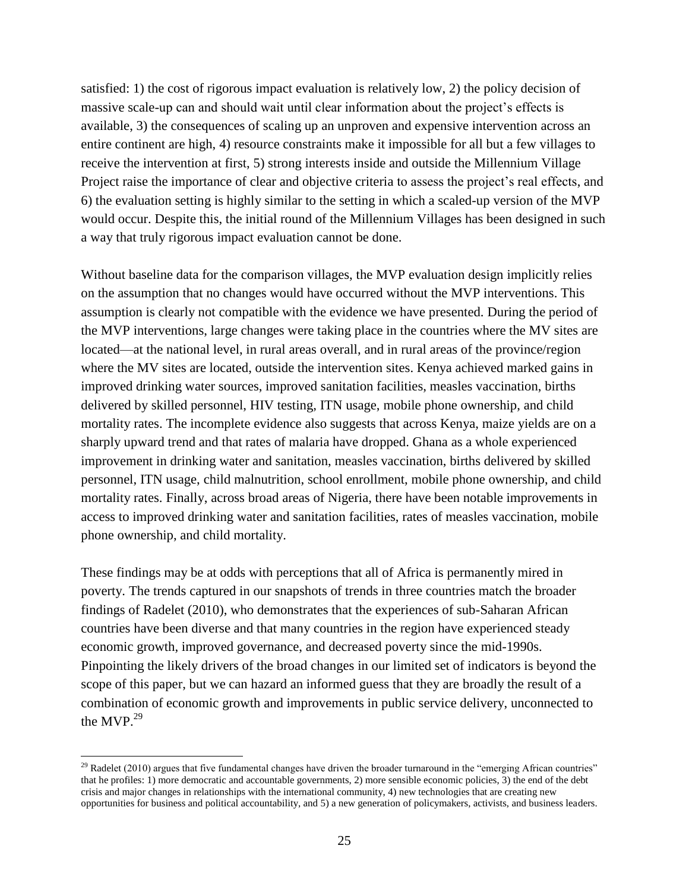satisfied: 1) the cost of rigorous impact evaluation is relatively low, 2) the policy decision of massive scale-up can and should wait until clear information about the project's effects is available, 3) the consequences of scaling up an unproven and expensive intervention across an entire continent are high, 4) resource constraints make it impossible for all but a few villages to receive the intervention at first, 5) strong interests inside and outside the Millennium Village Project raise the importance of clear and objective criteria to assess the project's real effects, and 6) the evaluation setting is highly similar to the setting in which a scaled-up version of the MVP would occur. Despite this, the initial round of the Millennium Villages has been designed in such a way that truly rigorous impact evaluation cannot be done.

Without baseline data for the comparison villages, the MVP evaluation design implicitly relies on the assumption that no changes would have occurred without the MVP interventions. This assumption is clearly not compatible with the evidence we have presented. During the period of the MVP interventions, large changes were taking place in the countries where the MV sites are located—at the national level, in rural areas overall, and in rural areas of the province/region where the MV sites are located, outside the intervention sites. Kenya achieved marked gains in improved drinking water sources, improved sanitation facilities, measles vaccination, births delivered by skilled personnel, HIV testing, ITN usage, mobile phone ownership, and child mortality rates. The incomplete evidence also suggests that across Kenya, maize yields are on a sharply upward trend and that rates of malaria have dropped. Ghana as a whole experienced improvement in drinking water and sanitation, measles vaccination, births delivered by skilled personnel, ITN usage, child malnutrition, school enrollment, mobile phone ownership, and child mortality rates. Finally, across broad areas of Nigeria, there have been notable improvements in access to improved drinking water and sanitation facilities, rates of measles vaccination, mobile phone ownership, and child mortality.

These findings may be at odds with perceptions that all of Africa is permanently mired in poverty. The trends captured in our snapshots of trends in three countries match the broader findings of Radelet (2010), who demonstrates that the experiences of sub-Saharan African countries have been diverse and that many countries in the region have experienced steady economic growth, improved governance, and decreased poverty since the mid-1990s. Pinpointing the likely drivers of the broad changes in our limited set of indicators is beyond the scope of this paper, but we can hazard an informed guess that they are broadly the result of a combination of economic growth and improvements in public service delivery, unconnected to the MVP.[29]

---

[29] Radelet (2010) argues that five fundamental changes have driven the broader turnaround in the "emerging African countries" that he profiles: 1) more democratic and accountable governments, 2) more sensible economic policies, 3) the end of the debt crisis and major changes in relationships with the international community, 4) new technologies that are creating new opportunities for business and political accountability, and 5) a new generation of policymakers, activists, and business leaders.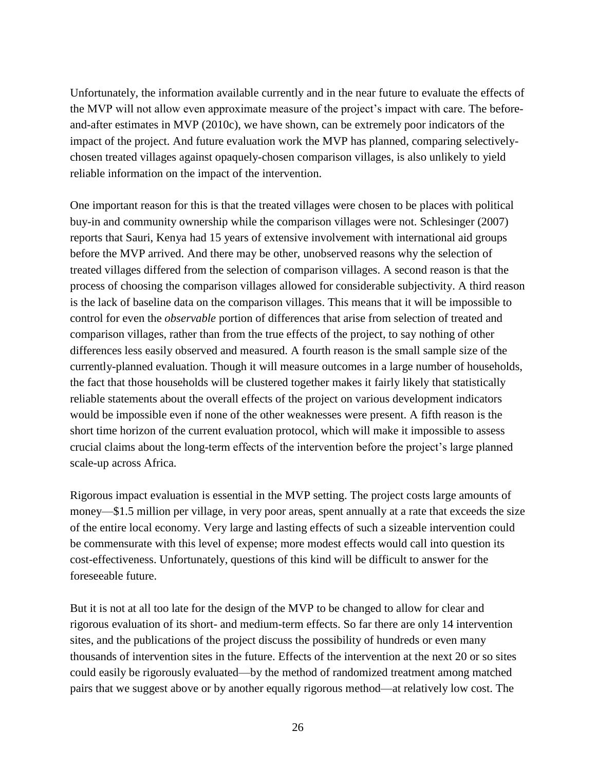Unfortunately, the information available currently and in the near future to evaluate the effects of the MVP will not allow even approximate measure of the project's impact with care. The before-and-after estimates in MVP (2010c), we have shown, can be extremely poor indicators of the impact of the project. And future evaluation work the MVP has planned, comparing selectively-chosen treated villages against opaquely-chosen comparison villages, is also unlikely to yield reliable information on the impact of the intervention.

One important reason for this is that the treated villages were chosen to be places with political buy-in and community ownership while the comparison villages were not. Schlesinger (2007) reports that Sauri, Kenya had 15 years of extensive involvement with international aid groups before the MVP arrived. And there may be other, unobserved reasons why the selection of treated villages differed from the selection of comparison villages. A second reason is that the process of choosing the comparison villages allowed for considerable subjectivity. A third reason is the lack of baseline data on the comparison villages. This means that it will be impossible to control for even the *observable* portion of differences that arise from selection of treated and comparison villages, rather than from the true effects of the project, to say nothing of other differences less easily observed and measured. A fourth reason is the small sample size of the currently-planned evaluation. Though it will measure outcomes in a large number of households, the fact that those households will be clustered together makes it fairly likely that statistically reliable statements about the overall effects of the project on various development indicators would be impossible even if none of the other weaknesses were present. A fifth reason is the short time horizon of the current evaluation protocol, which will make it impossible to assess crucial claims about the long-term effects of the intervention before the project's large planned scale-up across Africa.

Rigorous impact evaluation is essential in the MVP setting. The project costs large amounts of money—\$1.5 million per village, in very poor areas, spent annually at a rate that exceeds the size of the entire local economy. Very large and lasting effects of such a sizeable intervention could be commensurate with this level of expense; more modest effects would call into question its cost-effectiveness. Unfortunately, questions of this kind will be difficult to answer for the foreseeable future.

But it is not at all too late for the design of the MVP to be changed to allow for clear and rigorous evaluation of its short- and medium-term effects. So far there are only 14 intervention sites, and the publications of the project discuss the possibility of hundreds or even many thousands of intervention sites in the future. Effects of the intervention at the next 20 or so sites could easily be rigorously evaluated—by the method of randomized treatment among matched pairs that we suggest above or by another equally rigorous method—at relatively low cost. The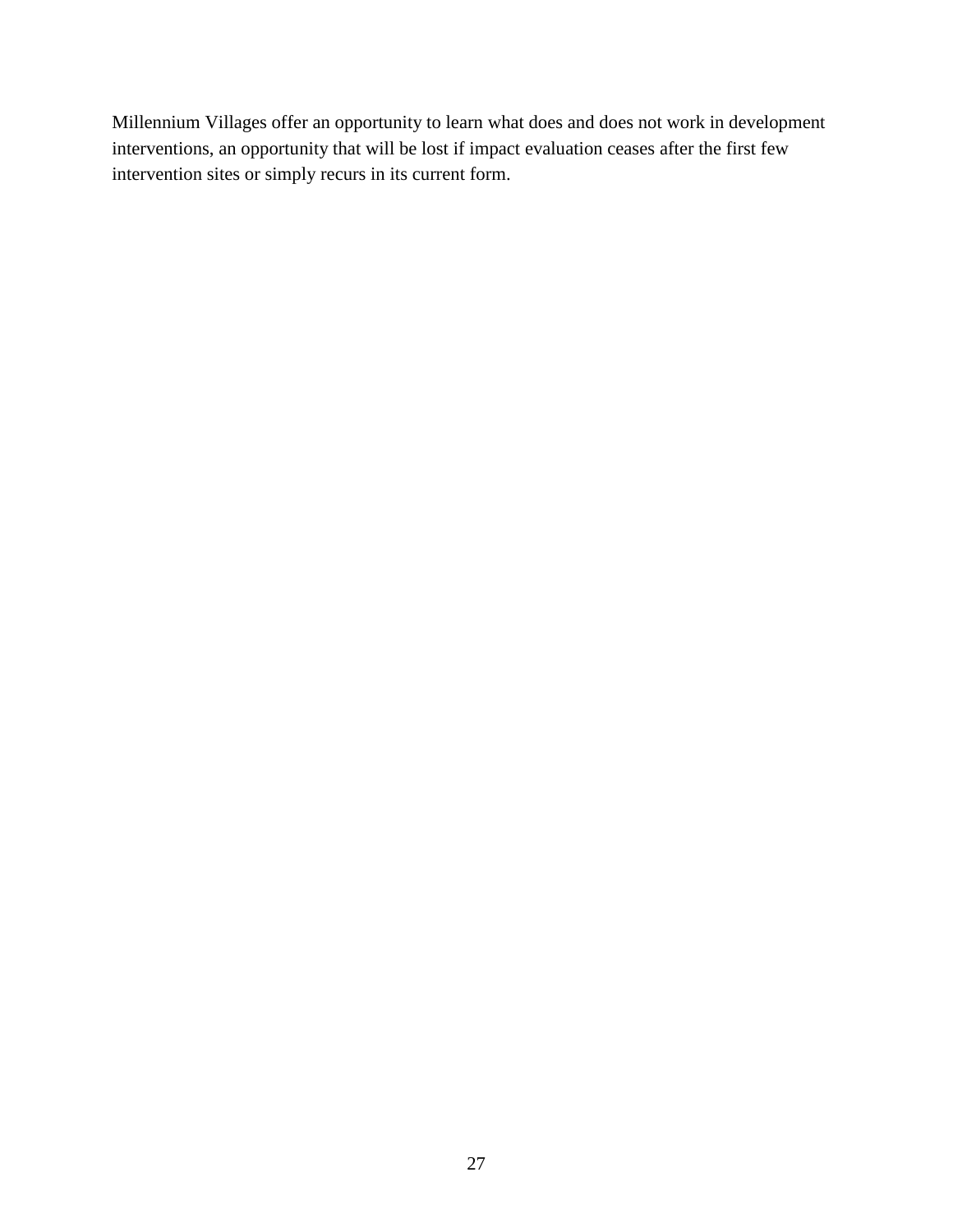Millennium Villages offer an opportunity to learn what does and does not work in development interventions, an opportunity that will be lost if impact evaluation ceases after the first few intervention sites or simply recurs in its current form.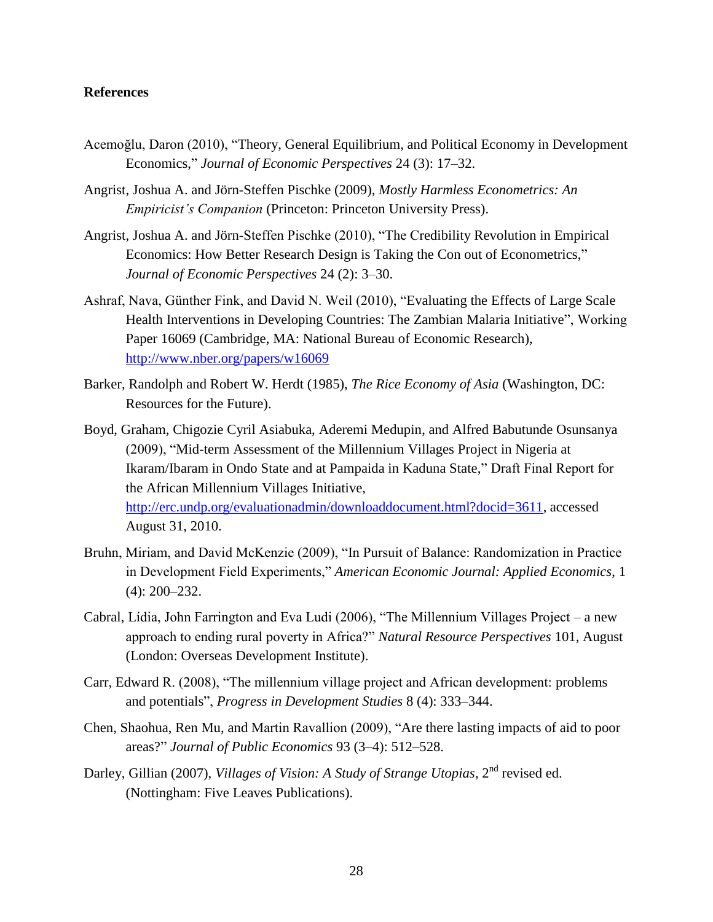**References**

Acemoğlu, Daron (2010), "Theory, General Equilibrium, and Political Economy in Development Economics," *Journal of Economic Perspectives* 24 (3): 17–32.

Angrist, Joshua A. and Jörn-Steffen Pischke (2009), *Mostly Harmless Econometrics: An Empiricist's Companion* (Princeton: Princeton University Press).

Angrist, Joshua A. and Jörn-Steffen Pischke (2010), "The Credibility Revolution in Empirical Economics: How Better Research Design is Taking the Con out of Econometrics," *Journal of Economic Perspectives* 24 (2): 3–30.

Ashraf, Nava, Günther Fink, and David N. Weil (2010), "Evaluating the Effects of Large Scale Health Interventions in Developing Countries: The Zambian Malaria Initiative", Working Paper 16069 (Cambridge, MA: National Bureau of Economic Research), http://www.nber.org/papers/w16069

Barker, Randolph and Robert W. Herdt (1985), *The Rice Economy of Asia* (Washington, DC: Resources for the Future).

Boyd, Graham, Chigozie Cyril Asiabuka, Aderemi Medupin, and Alfred Babutunde Osunsanya (2009), "Mid-term Assessment of the Millennium Villages Project in Nigeria at Ikaram/Ibaram in Ondo State and at Pampaida in Kaduna State," Draft Final Report for the African Millennium Villages Initiative, http://erc.undp.org/evaluationadmin/downloaddocument.html?docid=3611, accessed August 31, 2010.

Bruhn, Miriam, and David McKenzie (2009), "In Pursuit of Balance: Randomization in Practice in Development Field Experiments," *American Economic Journal: Applied Economics*, 1 (4): 200–232.

Cabral, Lídia, John Farrington and Eva Ludi (2006), "The Millennium Villages Project – a new approach to ending rural poverty in Africa?" *Natural Resource Perspectives* 101, August (London: Overseas Development Institute).

Carr, Edward R. (2008), "The millennium village project and African development: problems and potentials", *Progress in Development Studies* 8 (4): 333–344.

Chen, Shaohua, Ren Mu, and Martin Ravallion (2009), "Are there lasting impacts of aid to poor areas?" *Journal of Public Economics* 93 (3–4): 512–528.

Darley, Gillian (2007), *Villages of Vision: A Study of Strange Utopias*, 2nd revised ed. (Nottingham: Five Leaves Publications).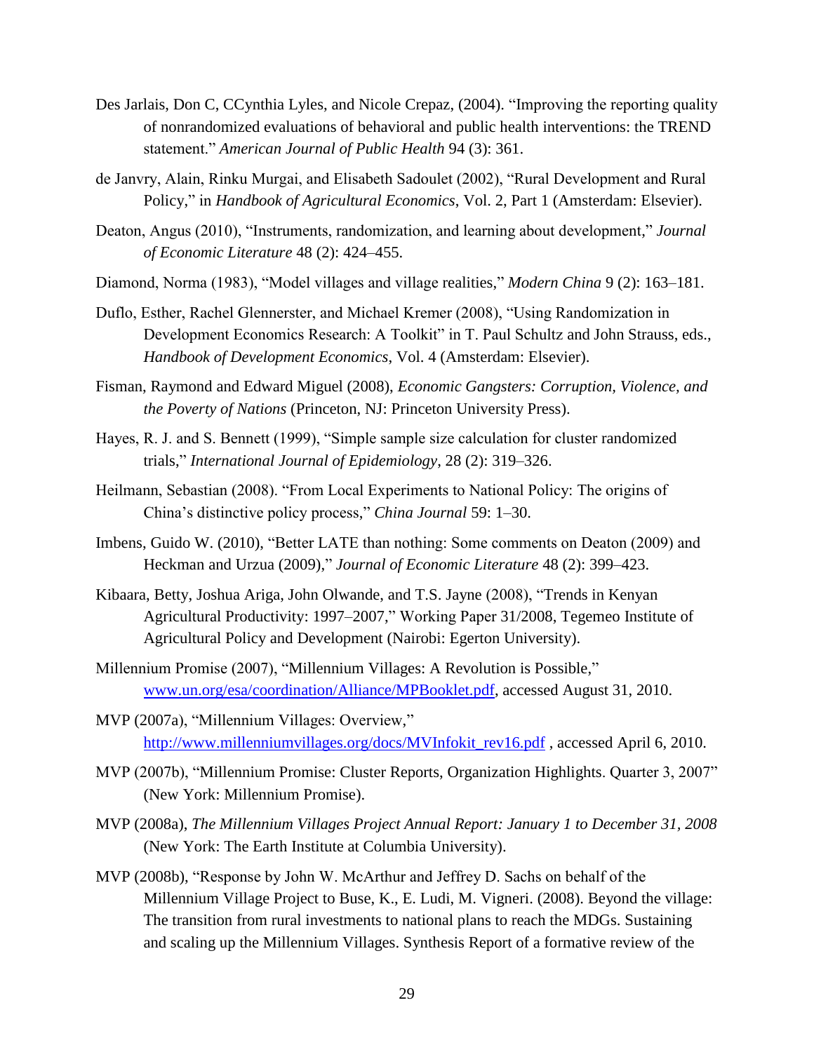Des Jarlais, Don C, CCynthia Lyles, and Nicole Crepaz, (2004). "Improving the reporting quality of nonrandomized evaluations of behavioral and public health interventions: the TREND statement." *American Journal of Public Health* 94 (3): 361.

de Janvry, Alain, Rinku Murgai, and Elisabeth Sadoulet (2002), "Rural Development and Rural Policy," in *Handbook of Agricultural Economics*, Vol. 2, Part 1 (Amsterdam: Elsevier).

Deaton, Angus (2010), "Instruments, randomization, and learning about development," *Journal of Economic Literature* 48 (2): 424–455.

Diamond, Norma (1983), "Model villages and village realities," *Modern China* 9 (2): 163–181.

Duflo, Esther, Rachel Glennerster, and Michael Kremer (2008), "Using Randomization in Development Economics Research: A Toolkit" in T. Paul Schultz and John Strauss, eds., *Handbook of Development Economics*, Vol. 4 (Amsterdam: Elsevier).

Fisman, Raymond and Edward Miguel (2008), *Economic Gangsters: Corruption, Violence, and the Poverty of Nations* (Princeton, NJ: Princeton University Press).

Hayes, R. J. and S. Bennett (1999), "Simple sample size calculation for cluster randomized trials," *International Journal of Epidemiology*, 28 (2): 319–326.

Heilmann, Sebastian (2008). "From Local Experiments to National Policy: The origins of China's distinctive policy process," *China Journal* 59: 1–30.

Imbens, Guido W. (2010), "Better LATE than nothing: Some comments on Deaton (2009) and Heckman and Urzua (2009)," *Journal of Economic Literature* 48 (2): 399–423.

Kibaara, Betty, Joshua Ariga, John Olwande, and T.S. Jayne (2008), "Trends in Kenyan Agricultural Productivity: 1997–2007," Working Paper 31/2008, Tegemeo Institute of Agricultural Policy and Development (Nairobi: Egerton University).

Millennium Promise (2007), "Millennium Villages: A Revolution is Possible," www.un.org/esa/coordination/Alliance/MPBooklet.pdf, accessed August 31, 2010.

MVP (2007a), "Millennium Villages: Overview," http://www.millenniumvillages.org/docs/MVInfokit_rev16.pdf , accessed April 6, 2010.

MVP (2007b), "Millennium Promise: Cluster Reports, Organization Highlights. Quarter 3, 2007" (New York: Millennium Promise).

MVP (2008a), *The Millennium Villages Project Annual Report: January 1 to December 31, 2008* (New York: The Earth Institute at Columbia University).

MVP (2008b), "Response by John W. McArthur and Jeffrey D. Sachs on behalf of the Millennium Village Project to Buse, K., E. Ludi, M. Vigneri. (2008). Beyond the village: The transition from rural investments to national plans to reach the MDGs. Sustaining and scaling up the Millennium Villages. Synthesis Report of a formative review of the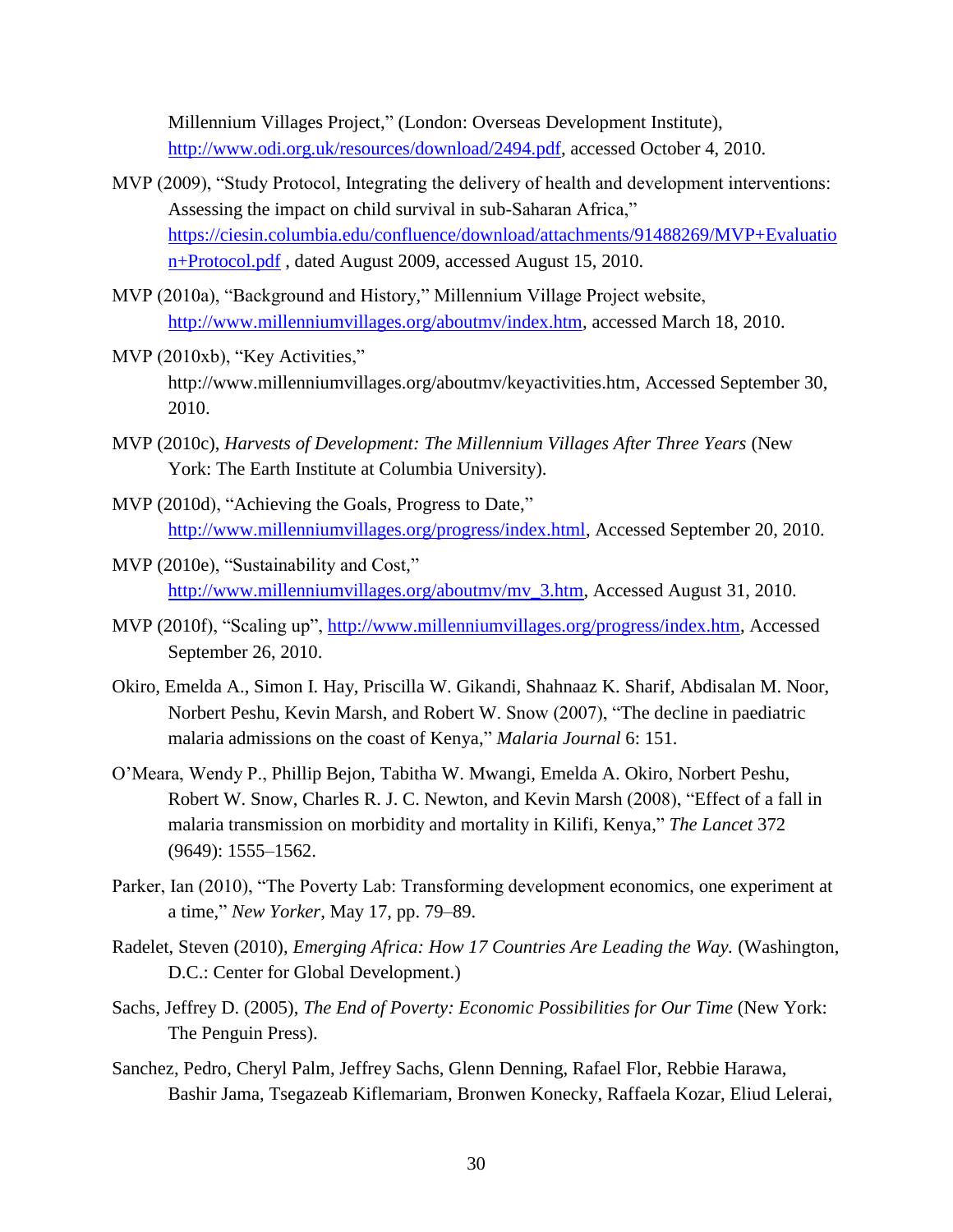Millennium Villages Project," (London: Overseas Development Institute), http://www.odi.org.uk/resources/download/2494.pdf, accessed October 4, 2010.

MVP (2009), "Study Protocol, Integrating the delivery of health and development interventions: Assessing the impact on child survival in sub-Saharan Africa," https://ciesin.columbia.edu/confluence/download/attachments/91488269/MVP+Evaluation+Protocol.pdf , dated August 2009, accessed August 15, 2010.

MVP (2010a), "Background and History," Millennium Village Project website, http://www.millenniumvillages.org/aboutmv/index.htm, accessed March 18, 2010.

MVP (2010xb), "Key Activities," http://www.millenniumvillages.org/aboutmv/keyactivities.htm, Accessed September 30, 2010.

MVP (2010c), *Harvests of Development: The Millennium Villages After Three Years* (New York: The Earth Institute at Columbia University).

MVP (2010d), "Achieving the Goals, Progress to Date," http://www.millenniumvillages.org/progress/index.html, Accessed September 20, 2010.

MVP (2010e), "Sustainability and Cost," http://www.millenniumvillages.org/aboutmv/mv_3.htm, Accessed August 31, 2010.

MVP (2010f), "Scaling up", http://www.millenniumvillages.org/progress/index.htm, Accessed September 26, 2010.

Okiro, Emelda A., Simon I. Hay, Priscilla W. Gikandi, Shahnaaz K. Sharif, Abdisalan M. Noor, Norbert Peshu, Kevin Marsh, and Robert W. Snow (2007), "The decline in paediatric malaria admissions on the coast of Kenya," *Malaria Journal* 6: 151.

O'Meara, Wendy P., Phillip Bejon, Tabitha W. Mwangi, Emelda A. Okiro, Norbert Peshu, Robert W. Snow, Charles R. J. C. Newton, and Kevin Marsh (2008), "Effect of a fall in malaria transmission on morbidity and mortality in Kilifi, Kenya," *The Lancet* 372 (9649): 1555–1562.

Parker, Ian (2010), "The Poverty Lab: Transforming development economics, one experiment at a time," *New Yorker*, May 17, pp. 79–89.

Radelet, Steven (2010), *Emerging Africa: How 17 Countries Are Leading the Way.* (Washington, D.C.: Center for Global Development.)

Sachs, Jeffrey D. (2005), *The End of Poverty: Economic Possibilities for Our Time* (New York: The Penguin Press).

Sanchez, Pedro, Cheryl Palm, Jeffrey Sachs, Glenn Denning, Rafael Flor, Rebbie Harawa, Bashir Jama, Tsegazeab Kiflemariam, Bronwen Konecky, Raffaela Kozar, Eliud Lelerai,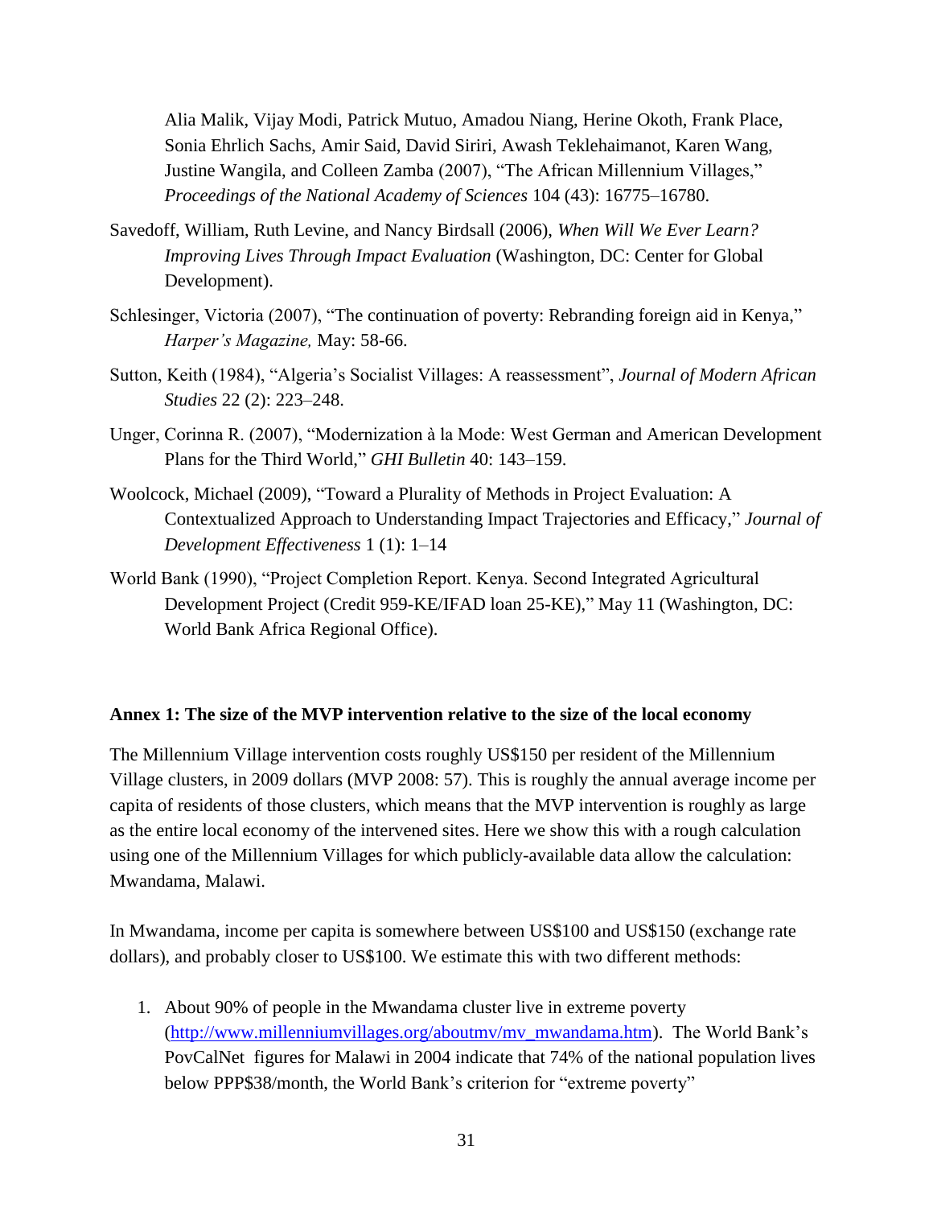Alia Malik, Vijay Modi, Patrick Mutuo, Amadou Niang, Herine Okoth, Frank Place, Sonia Ehrlich Sachs, Amir Said, David Siriri, Awash Teklehaimanot, Karen Wang, Justine Wangila, and Colleen Zamba (2007), "The African Millennium Villages," *Proceedings of the National Academy of Sciences* 104 (43): 16775–16780.

Savedoff, William, Ruth Levine, and Nancy Birdsall (2006), *When Will We Ever Learn? Improving Lives Through Impact Evaluation* (Washington, DC: Center for Global Development).

Schlesinger, Victoria (2007), "The continuation of poverty: Rebranding foreign aid in Kenya," *Harper's Magazine,* May: 58-66.

Sutton, Keith (1984), "Algeria's Socialist Villages: A reassessment", *Journal of Modern African Studies* 22 (2): 223–248.

Unger, Corinna R. (2007), "Modernization à la Mode: West German and American Development Plans for the Third World," *GHI Bulletin* 40: 143–159.

Woolcock, Michael (2009), "Toward a Plurality of Methods in Project Evaluation: A Contextualized Approach to Understanding Impact Trajectories and Efficacy," *Journal of Development Effectiveness* 1 (1): 1–14

World Bank (1990), "Project Completion Report. Kenya. Second Integrated Agricultural Development Project (Credit 959-KE/IFAD loan 25-KE)," May 11 (Washington, DC: World Bank Africa Regional Office).

**Annex 1: The size of the MVP intervention relative to the size of the local economy**

The Millennium Village intervention costs roughly US$150 per resident of the Millennium Village clusters, in 2009 dollars (MVP 2008: 57). This is roughly the annual average income per capita of residents of those clusters, which means that the MVP intervention is roughly as large as the entire local economy of the intervened sites. Here we show this with a rough calculation using one of the Millennium Villages for which publicly-available data allow the calculation: Mwandama, Malawi.

In Mwandama, income per capita is somewhere between US$100 and US$150 (exchange rate dollars), and probably closer to US$100. We estimate this with two different methods:

1. About 90% of people in the Mwandama cluster live in extreme poverty (http://www.millenniumvillages.org/aboutmv/mv_mwandama.htm). The World Bank's PovCalNet figures for Malawi in 2004 indicate that 74% of the national population lives below PPP$38/month, the World Bank's criterion for "extreme poverty"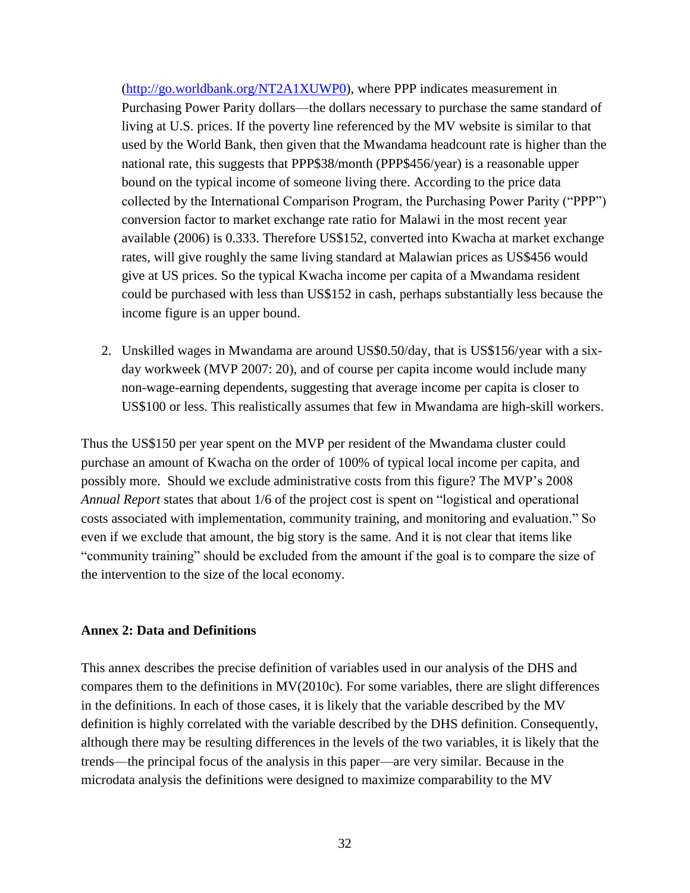(http://go.worldbank.org/NT2A1XUWP0), where PPP indicates measurement in Purchasing Power Parity dollars—the dollars necessary to purchase the same standard of living at U.S. prices. If the poverty line referenced by the MV website is similar to that used by the World Bank, then given that the Mwandama headcount rate is higher than the national rate, this suggests that PPP$38/month (PPP$456/year) is a reasonable upper bound on the typical income of someone living there. According to the price data collected by the International Comparison Program, the Purchasing Power Parity ("PPP") conversion factor to market exchange rate ratio for Malawi in the most recent year available (2006) is 0.333. Therefore US$152, converted into Kwacha at market exchange rates, will give roughly the same living standard at Malawian prices as US$456 would give at US prices. So the typical Kwacha income per capita of a Mwandama resident could be purchased with less than US$152 in cash, perhaps substantially less because the income figure is an upper bound.

2. Unskilled wages in Mwandama are around US$0.50/day, that is US$156/year with a six-day workweek (MVP 2007: 20), and of course per capita income would include many non-wage-earning dependents, suggesting that average income per capita is closer to US$100 or less. This realistically assumes that few in Mwandama are high-skill workers.

Thus the US$150 per year spent on the MVP per resident of the Mwandama cluster could purchase an amount of Kwacha on the order of 100% of typical local income per capita, and possibly more. Should we exclude administrative costs from this figure? The MVP's 2008 *Annual Report* states that about 1/6 of the project cost is spent on "logistical and operational costs associated with implementation, community training, and monitoring and evaluation." So even if we exclude that amount, the big story is the same. And it is not clear that items like "community training" should be excluded from the amount if the goal is to compare the size of the intervention to the size of the local economy.

**Annex 2: Data and Definitions**

This annex describes the precise definition of variables used in our analysis of the DHS and compares them to the definitions in MV(2010c). For some variables, there are slight differences in the definitions. In each of those cases, it is likely that the variable described by the MV definition is highly correlated with the variable described by the DHS definition. Consequently, although there may be resulting differences in the levels of the two variables, it is likely that the trends—the principal focus of the analysis in this paper—are very similar. Because in the microdata analysis the definitions were designed to maximize comparability to the MV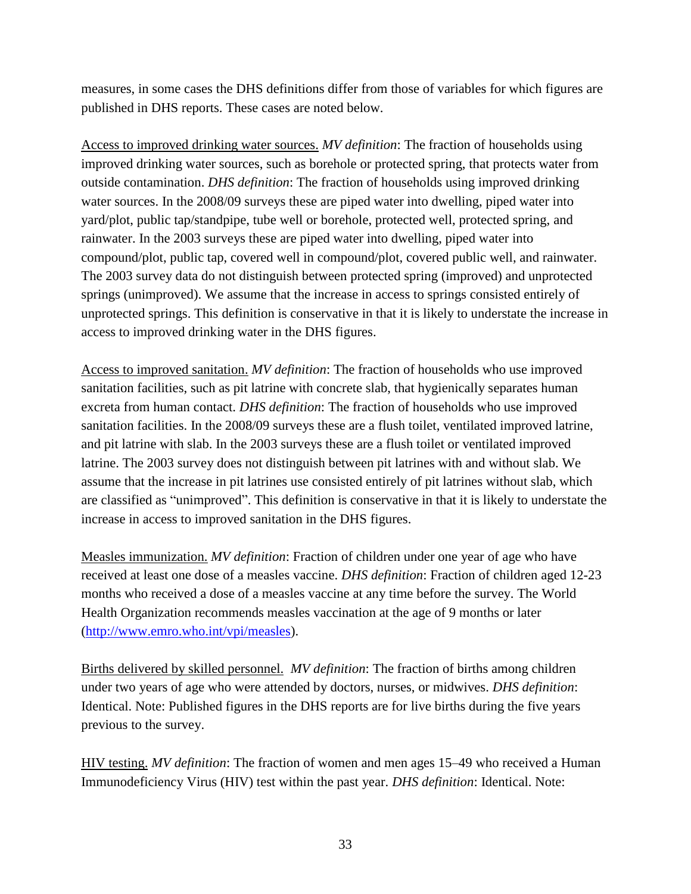measures, in some cases the DHS definitions differ from those of variables for which figures are published in DHS reports. These cases are noted below.

Access to improved drinking water sources. *MV definition*: The fraction of households using improved drinking water sources, such as borehole or protected spring, that protects water from outside contamination. *DHS definition*: The fraction of households using improved drinking water sources. In the 2008/09 surveys these are piped water into dwelling, piped water into yard/plot, public tap/standpipe, tube well or borehole, protected well, protected spring, and rainwater. In the 2003 surveys these are piped water into dwelling, piped water into compound/plot, public tap, covered well in compound/plot, covered public well, and rainwater. The 2003 survey data do not distinguish between protected spring (improved) and unprotected springs (unimproved). We assume that the increase in access to springs consisted entirely of unprotected springs. This definition is conservative in that it is likely to understate the increase in access to improved drinking water in the DHS figures.

Access to improved sanitation. *MV definition*: The fraction of households who use improved sanitation facilities, such as pit latrine with concrete slab, that hygienically separates human excreta from human contact. *DHS definition*: The fraction of households who use improved sanitation facilities. In the 2008/09 surveys these are a flush toilet, ventilated improved latrine, and pit latrine with slab. In the 2003 surveys these are a flush toilet or ventilated improved latrine. The 2003 survey does not distinguish between pit latrines with and without slab. We assume that the increase in pit latrines use consisted entirely of pit latrines without slab, which are classified as "unimproved". This definition is conservative in that it is likely to understate the increase in access to improved sanitation in the DHS figures.

Measles immunization. *MV definition*: Fraction of children under one year of age who have received at least one dose of a measles vaccine. *DHS definition*: Fraction of children aged 12-23 months who received a dose of a measles vaccine at any time before the survey. The World Health Organization recommends measles vaccination at the age of 9 months or later (http://www.emro.who.int/vpi/measles).

Births delivered by skilled personnel. *MV definition*: The fraction of births among children under two years of age who were attended by doctors, nurses, or midwives. *DHS definition*: Identical. Note: Published figures in the DHS reports are for live births during the five years previous to the survey.

HIV testing. *MV definition*: The fraction of women and men ages 15–49 who received a Human Immunodeficiency Virus (HIV) test within the past year. *DHS definition*: Identical. Note: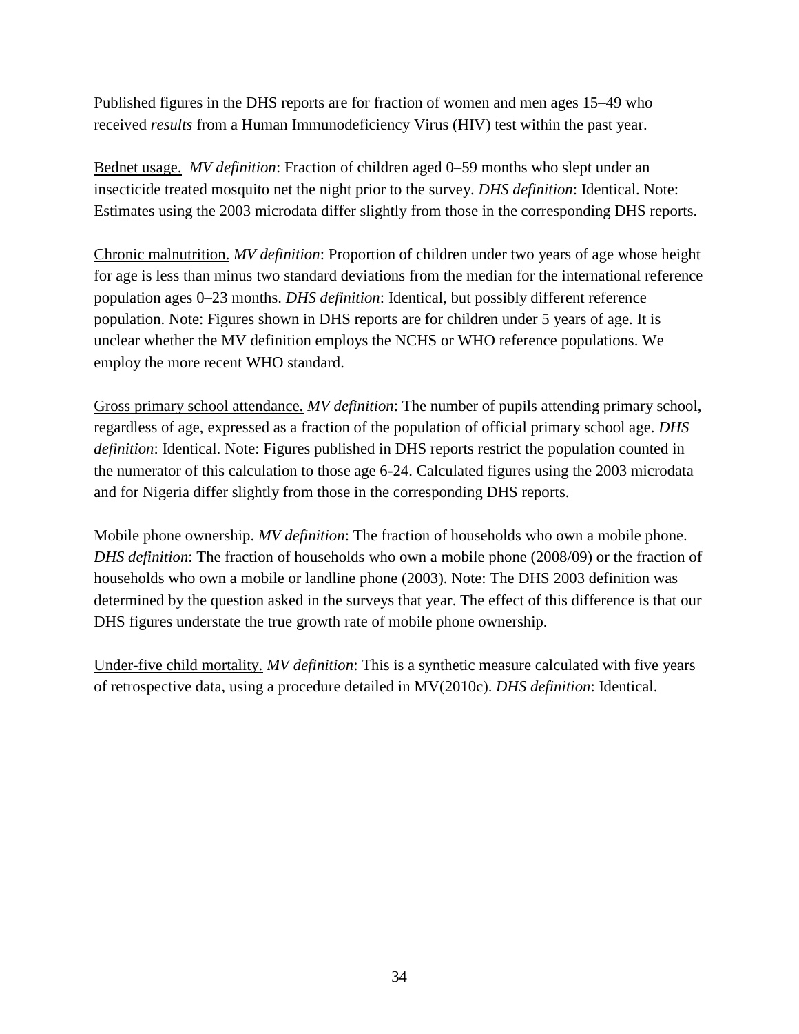Published figures in the DHS reports are for fraction of women and men ages 15–49 who received *results* from a Human Immunodeficiency Virus (HIV) test within the past year.

<u>Bednet usage.</u> *MV definition*: Fraction of children aged 0–59 months who slept under an insecticide treated mosquito net the night prior to the survey. *DHS definition*: Identical. Note: Estimates using the 2003 microdata differ slightly from those in the corresponding DHS reports.

<u>Chronic malnutrition.</u> *MV definition*: Proportion of children under two years of age whose height for age is less than minus two standard deviations from the median for the international reference population ages 0–23 months. *DHS definition*: Identical, but possibly different reference population. Note: Figures shown in DHS reports are for children under 5 years of age. It is unclear whether the MV definition employs the NCHS or WHO reference populations. We employ the more recent WHO standard.

<u>Gross primary school attendance.</u> *MV definition*: The number of pupils attending primary school, regardless of age, expressed as a fraction of the population of official primary school age. *DHS definition*: Identical. Note: Figures published in DHS reports restrict the population counted in the numerator of this calculation to those age 6-24. Calculated figures using the 2003 microdata and for Nigeria differ slightly from those in the corresponding DHS reports.

<u>Mobile phone ownership.</u> *MV definition*: The fraction of households who own a mobile phone. *DHS definition*: The fraction of households who own a mobile phone (2008/09) or the fraction of households who own a mobile or landline phone (2003). Note: The DHS 2003 definition was determined by the question asked in the surveys that year. The effect of this difference is that our DHS figures understate the true growth rate of mobile phone ownership.

<u>Under-five child mortality.</u> *MV definition*: This is a synthetic measure calculated with five years of retrospective data, using a procedure detailed in MV(2010c). *DHS definition*: Identical.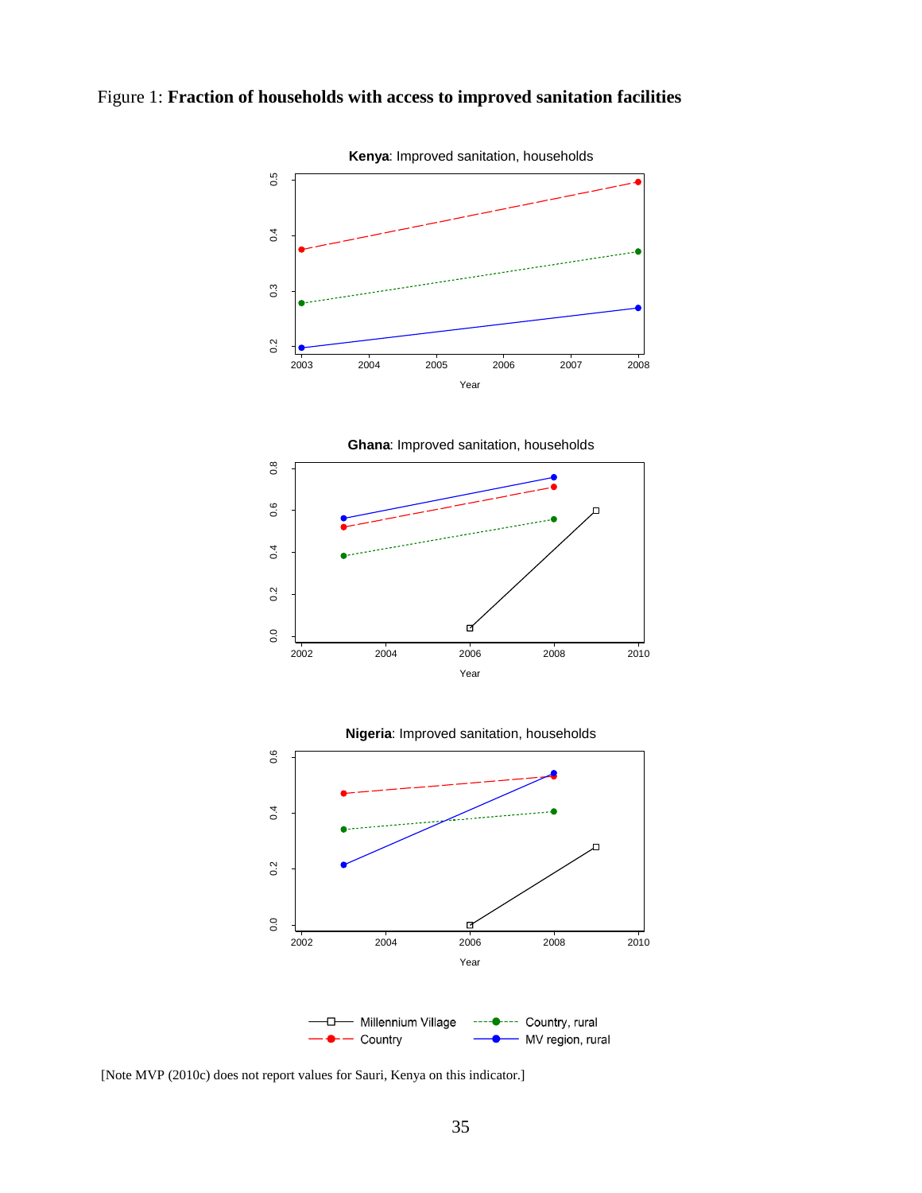Figure 1: **Fraction of households with access to improved sanitation facilities**

**Kenya**: Improved sanitation, households

**Ghana**: Improved sanitation, households

**Nigeria**: Improved sanitation, households

[Note MVP (2010c) does not report values for Sauri, Kenya on this indicator.]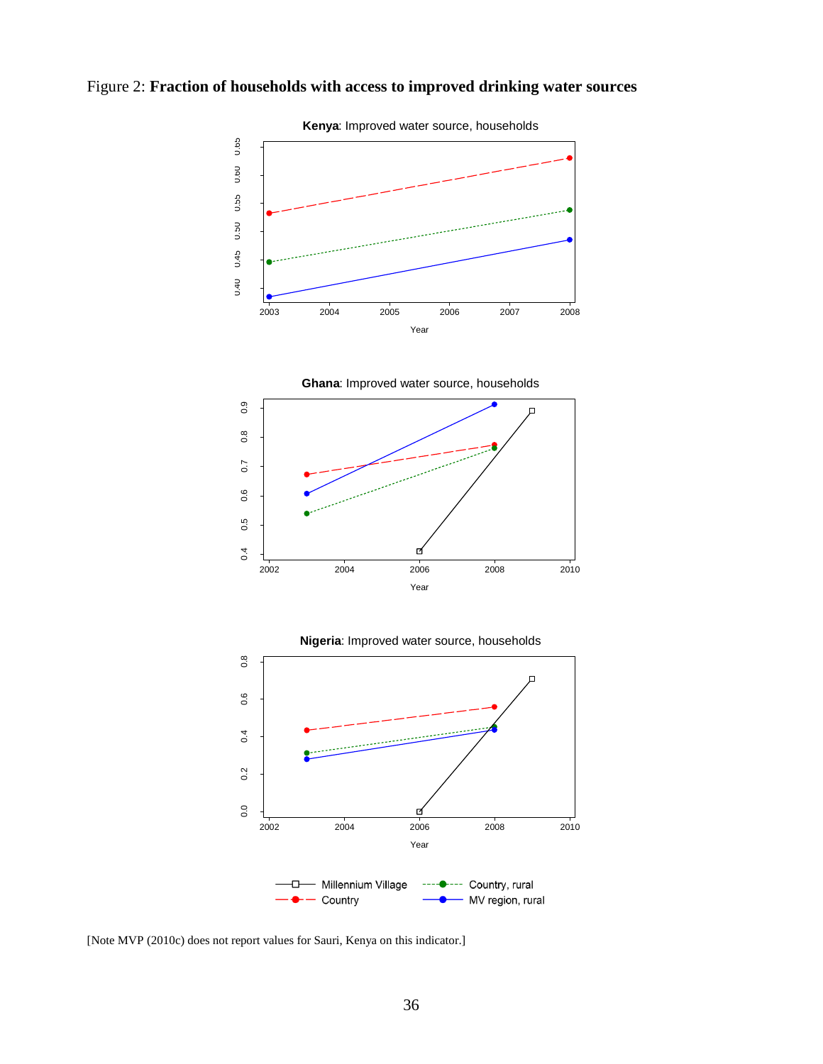Figure 2: **Fraction of households with access to improved drinking water sources**

[Note MVP (2010c) does not report values for Sauri, Kenya on this indicator.]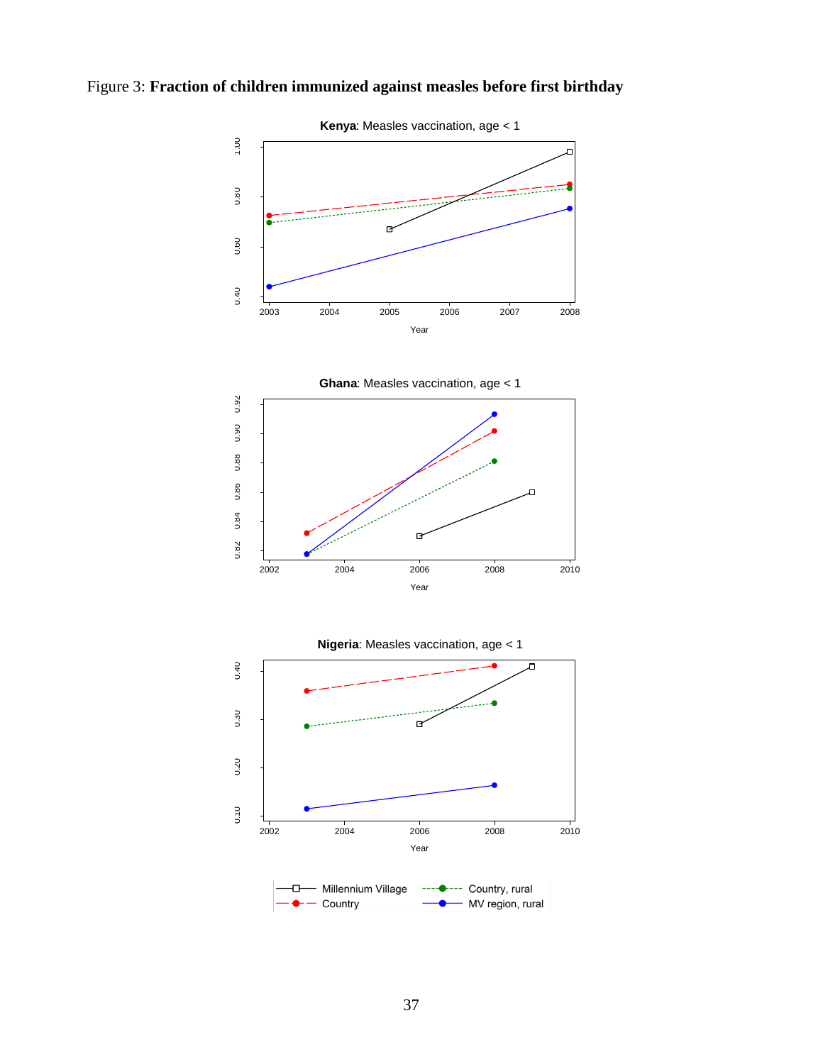Figure 3: **Fraction of children immunized against measles before first birthday**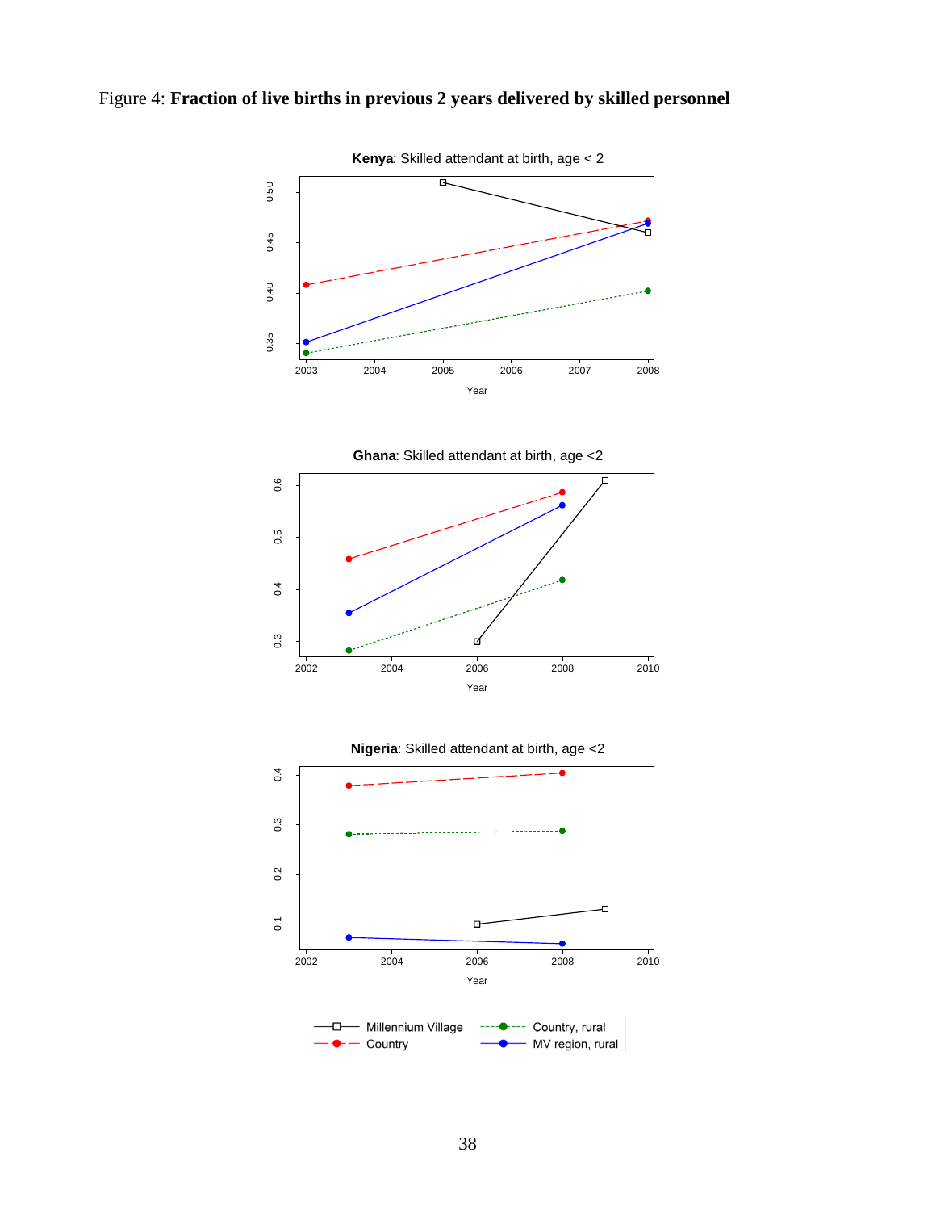Figure 4: **Fraction of live births in previous 2 years delivered by skilled personnel**

**Kenya**: Skilled attendant at birth, age < 2

**Ghana**: Skilled attendant at birth, age <2

**Nigeria**: Skilled attendant at birth, age <2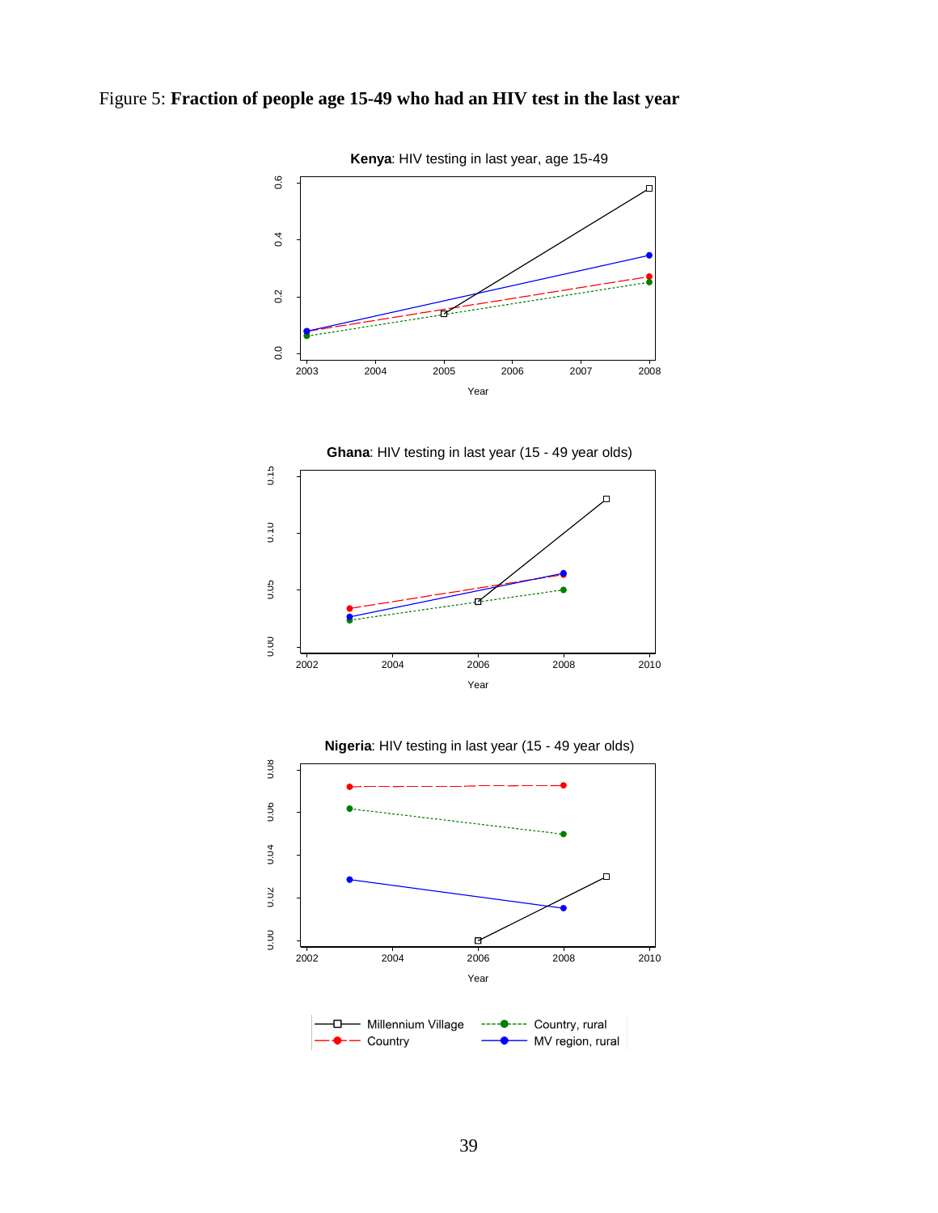Figure 5: **Fraction of people age 15-49 who had an HIV test in the last year**

**Kenya**: HIV testing in last year, age 15-49

**Ghana**: HIV testing in last year (15 - 49 year olds)

**Nigeria**: HIV testing in last year (15 - 49 year olds)

Legend: Millennium Village; Country; Country, rural; MV region, rural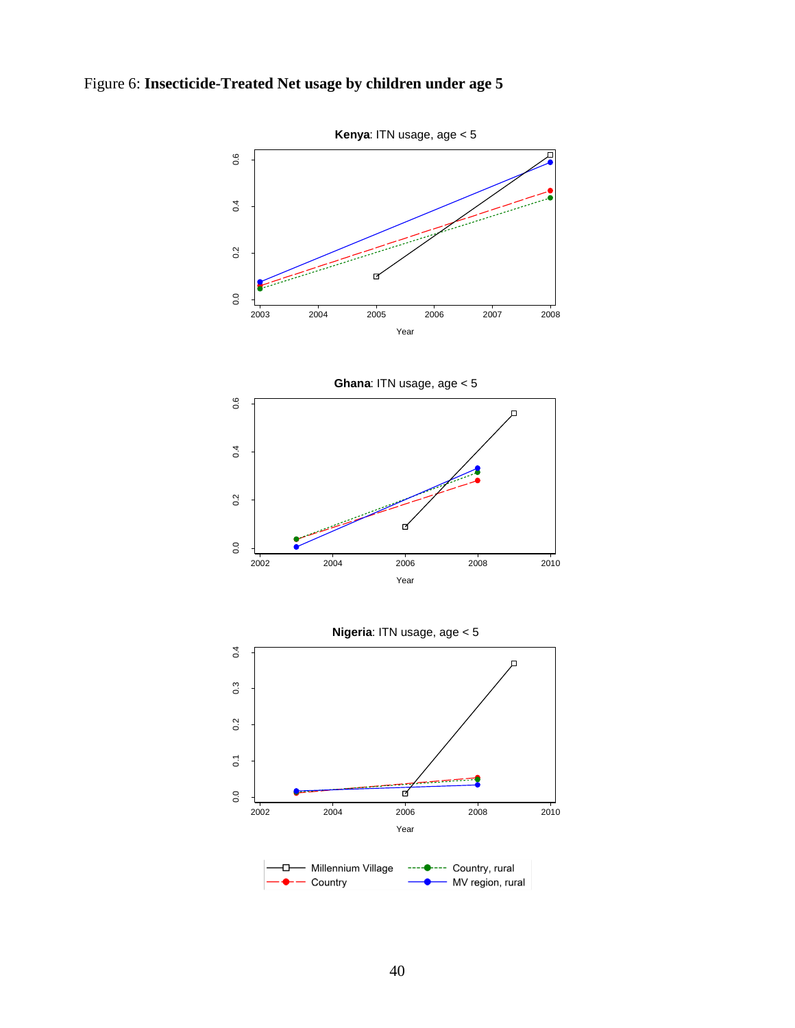Figure 6: **Insecticide-Treated Net usage by children under age 5**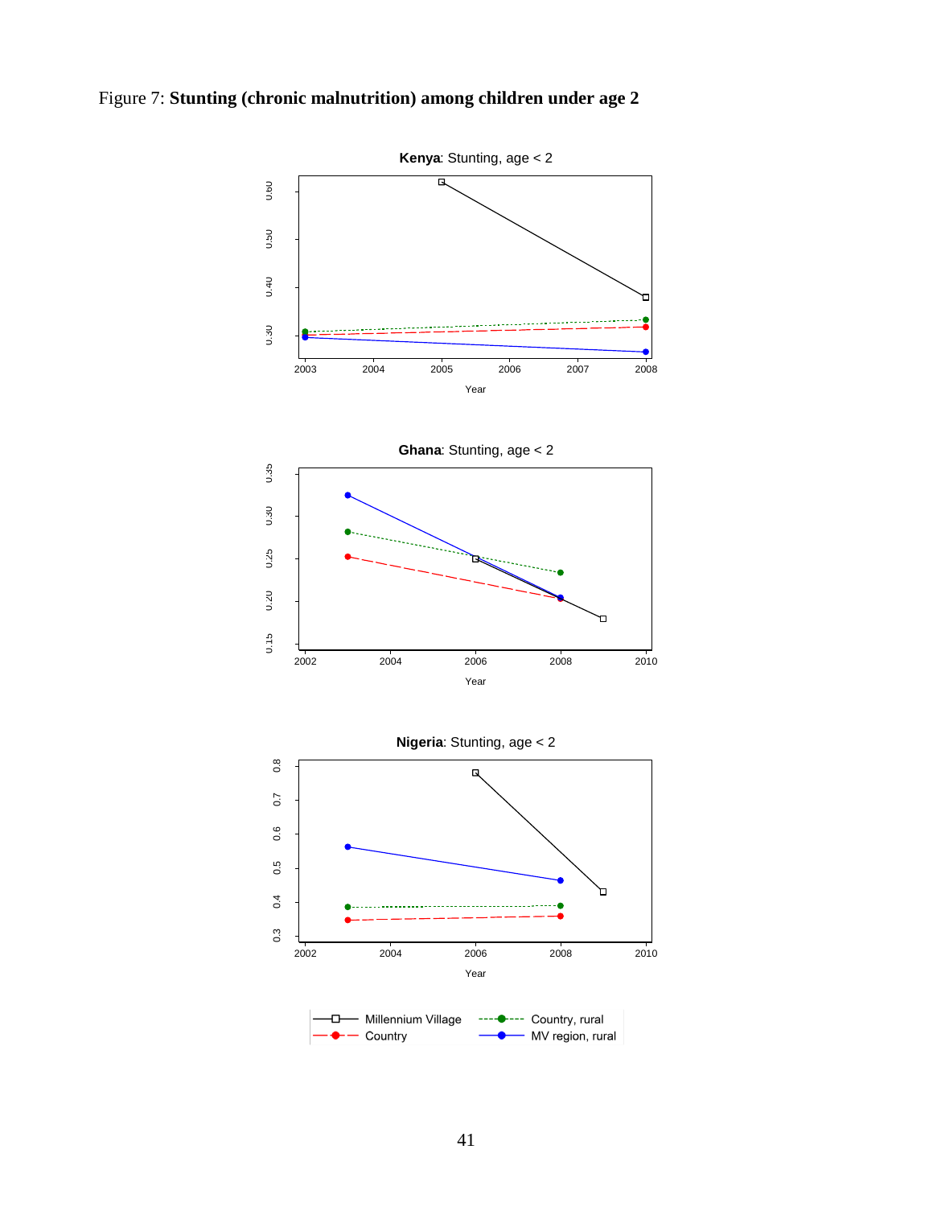Figure 7: **Stunting (chronic malnutrition) among children under age 2**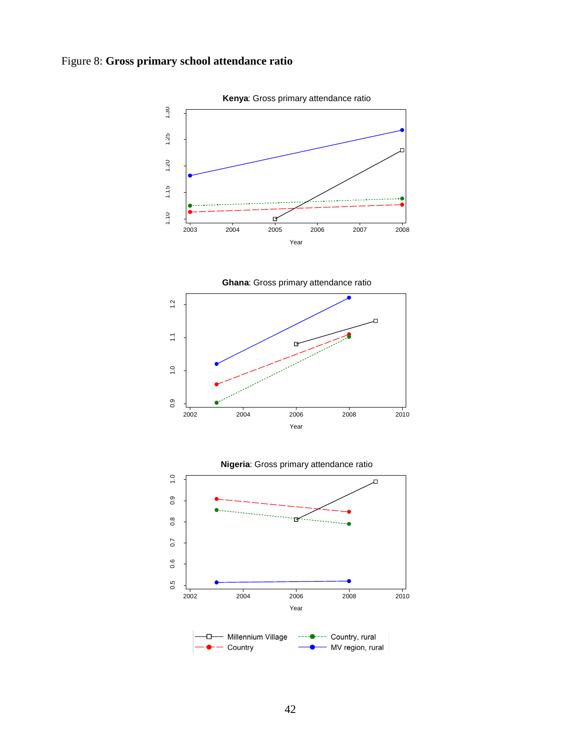Figure 8: **Gross primary school attendance ratio**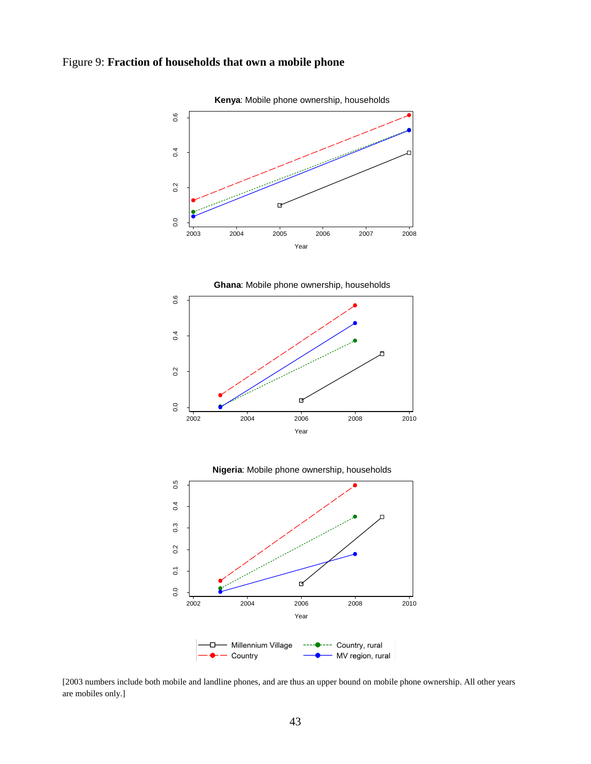Figure 9: **Fraction of households that own a mobile phone**

[2003 numbers include both mobile and landline phones, and are thus an upper bound on mobile phone ownership. All other years are mobiles only.]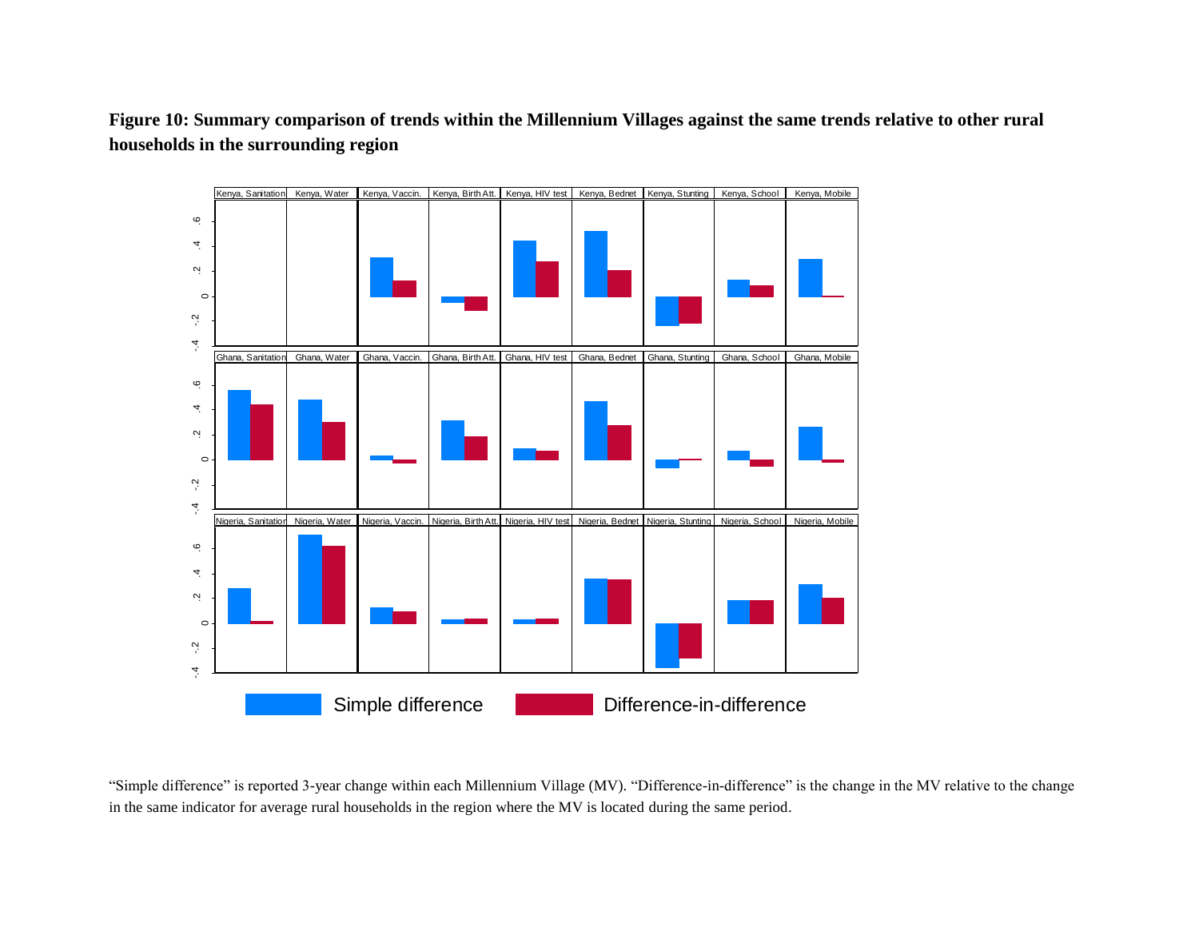**Figure 10: Summary comparison of trends within the Millennium Villages against the same trends relative to other rural households in the surrounding region**

"Simple difference" is reported 3-year change within each Millennium Village (MV). "Difference-in-difference" is the change in the MV relative to the change in the same indicator for average rural households in the region where the MV is located during the same period.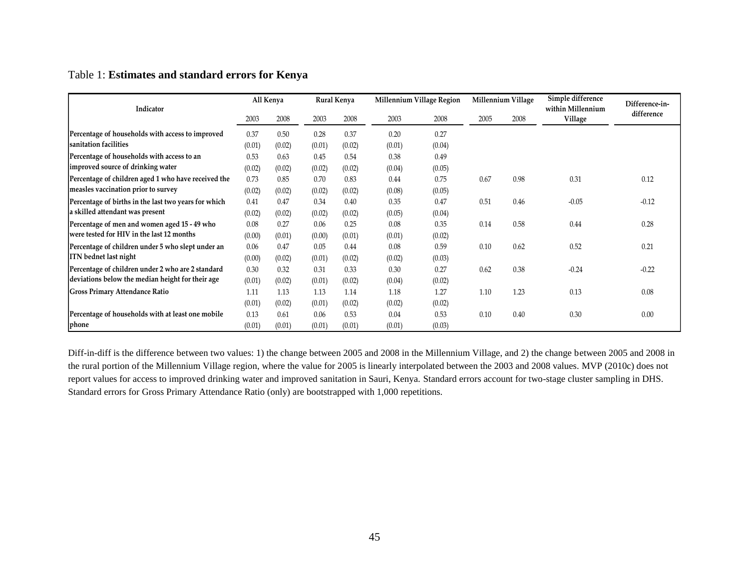Table 1: **Estimates and standard errors for Kenya**

| Indicator | All Kenya | | Rural Kenya | | Millennium Village Region | | Millennium Village | | Simple difference within Millennium Village | Difference-in-difference |
|---|---|---|---|---|---|---|---|---|---|---|
| | 2003 | 2008 | 2003 | 2008 | 2003 | 2008 | 2005 | 2008 | | |
| Percentage of households with access to improved sanitation facilities | 0.37 | 0.50 | 0.28 | 0.37 | 0.20 | 0.27 | | | | |
| | (0.01) | (0.02) | (0.01) | (0.02) | (0.01) | (0.04) | | | | |
| Percentage of households with access to an improved source of drinking water | 0.53 | 0.63 | 0.45 | 0.54 | 0.38 | 0.49 | | | | |
| | (0.02) | (0.02) | (0.02) | (0.02) | (0.04) | (0.05) | | | | |
| Percentage of children aged 1 who have received the measles vaccination prior to survey | 0.73 | 0.85 | 0.70 | 0.83 | 0.44 | 0.75 | 0.67 | 0.98 | 0.31 | 0.12 |
| | (0.02) | (0.02) | (0.02) | (0.02) | (0.08) | (0.05) | | | | |
| Percentage of births in the last two years for which a skilled attendant was present | 0.41 | 0.47 | 0.34 | 0.40 | 0.35 | 0.47 | 0.51 | 0.46 | -0.05 | -0.12 |
| | (0.02) | (0.02) | (0.02) | (0.02) | (0.05) | (0.04) | | | | |
| Percentage of men and women aged 15 - 49 who were tested for HIV in the last 12 months | 0.08 | 0.27 | 0.06 | 0.25 | 0.08 | 0.35 | 0.14 | 0.58 | 0.44 | 0.28 |
| | (0.00) | (0.01) | (0.00) | (0.01) | (0.01) | (0.02) | | | | |
| Percentage of children under 5 who slept under an ITN bednet last night | 0.06 | 0.47 | 0.05 | 0.44 | 0.08 | 0.59 | 0.10 | 0.62 | 0.52 | 0.21 |
| | (0.00) | (0.02) | (0.01) | (0.02) | (0.02) | (0.03) | | | | |
| Percentage of children under 2 who are 2 standard deviations below the median height for their age | 0.30 | 0.32 | 0.31 | 0.33 | 0.30 | 0.27 | 0.62 | 0.38 | -0.24 | -0.22 |
| | (0.01) | (0.02) | (0.01) | (0.02) | (0.04) | (0.02) | | | | |
| Gross Primary Attendance Ratio | 1.11 | 1.13 | 1.13 | 1.14 | 1.18 | 1.27 | 1.10 | 1.23 | 0.13 | 0.08 |
| | (0.01) | (0.02) | (0.01) | (0.02) | (0.02) | (0.02) | | | | |
| Percentage of households with at least one mobile phone | 0.13 | 0.61 | 0.06 | 0.53 | 0.04 | 0.53 | 0.10 | 0.40 | 0.30 | 0.00 |
| | (0.01) | (0.01) | (0.01) | (0.01) | (0.01) | (0.03) | | | | |

Diff-in-diff is the difference between two values: 1) the change between 2005 and 2008 in the Millennium Village, and 2) the change between 2005 and 2008 in the rural portion of the Millennium Village region, where the value for 2005 is linearly interpolated between the 2003 and 2008 values. MVP (2010c) does not report values for access to improved drinking water and improved sanitation in Sauri, Kenya. Standard errors account for two-stage cluster sampling in DHS. Standard errors for Gross Primary Attendance Ratio (only) are bootstrapped with 1,000 repetitions.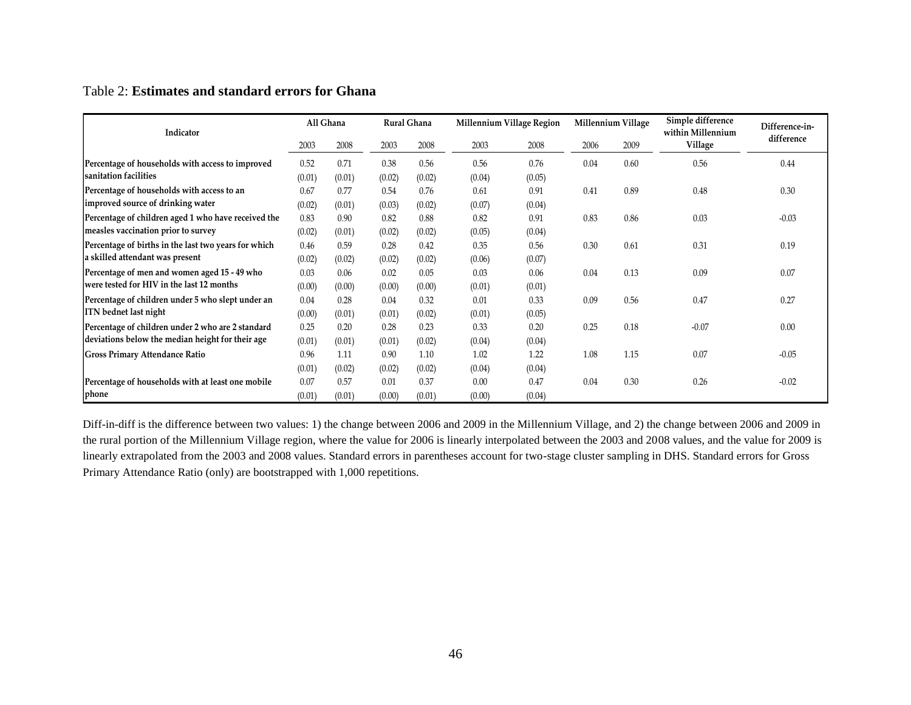Table 2: **Estimates and standard errors for Ghana**

| Indicator | All Ghana | | Rural Ghana | | Millennium Village Region | | Millennium Village | | Simple difference within Millennium Village | Difference-in-difference |
|---|---|---|---|---|---|---|---|---|---|---|
| | 2003 | 2008 | 2003 | 2008 | 2003 | 2008 | 2006 | 2009 | | |
| Percentage of households with access to improved sanitation facilities | 0.52 | 0.71 | 0.38 | 0.56 | 0.56 | 0.76 | 0.04 | 0.60 | 0.56 | 0.44 |
| | (0.01) | (0.01) | (0.02) | (0.02) | (0.04) | (0.05) | | | | |
| Percentage of households with access to an improved source of drinking water | 0.67 | 0.77 | 0.54 | 0.76 | 0.61 | 0.91 | 0.41 | 0.89 | 0.48 | 0.30 |
| | (0.02) | (0.01) | (0.03) | (0.02) | (0.07) | (0.04) | | | | |
| Percentage of children aged 1 who have received the measles vaccination prior to survey | 0.83 | 0.90 | 0.82 | 0.88 | 0.82 | 0.91 | 0.83 | 0.86 | 0.03 | -0.03 |
| | (0.02) | (0.01) | (0.02) | (0.02) | (0.05) | (0.04) | | | | |
| Percentage of births in the last two years for which a skilled attendant was present | 0.46 | 0.59 | 0.28 | 0.42 | 0.35 | 0.56 | 0.30 | 0.61 | 0.31 | 0.19 |
| | (0.02) | (0.02) | (0.02) | (0.02) | (0.06) | (0.07) | | | | |
| Percentage of men and women aged 15 - 49 who were tested for HIV in the last 12 months | 0.03 | 0.06 | 0.02 | 0.05 | 0.03 | 0.06 | 0.04 | 0.13 | 0.09 | 0.07 |
| | (0.00) | (0.00) | (0.00) | (0.00) | (0.01) | (0.01) | | | | |
| Percentage of children under 5 who slept under an ITN bednet last night | 0.04 | 0.28 | 0.04 | 0.32 | 0.01 | 0.33 | 0.09 | 0.56 | 0.47 | 0.27 |
| | (0.00) | (0.01) | (0.01) | (0.02) | (0.01) | (0.05) | | | | |
| Percentage of children under 2 who are 2 standard deviations below the median height for their age | 0.25 | 0.20 | 0.28 | 0.23 | 0.33 | 0.20 | 0.25 | 0.18 | -0.07 | 0.00 |
| | (0.01) | (0.01) | (0.01) | (0.02) | (0.04) | (0.04) | | | | |
| Gross Primary Attendance Ratio | 0.96 | 1.11 | 0.90 | 1.10 | 1.02 | 1.22 | 1.08 | 1.15 | 0.07 | -0.05 |
| | (0.01) | (0.02) | (0.02) | (0.02) | (0.04) | (0.04) | | | | |
| Percentage of households with at least one mobile phone | 0.07 | 0.57 | 0.01 | 0.37 | 0.00 | 0.47 | 0.04 | 0.30 | 0.26 | -0.02 |
| | (0.01) | (0.01) | (0.00) | (0.01) | (0.00) | (0.04) | | | | |

Diff-in-diff is the difference between two values: 1) the change between 2006 and 2009 in the Millennium Village, and 2) the change between 2006 and 2009 in the rural portion of the Millennium Village region, where the value for 2006 is linearly interpolated between the 2003 and 2008 values, and the value for 2009 is linearly extrapolated from the 2003 and 2008 values. Standard errors in parentheses account for two-stage cluster sampling in DHS. Standard errors for Gross Primary Attendance Ratio (only) are bootstrapped with 1,000 repetitions.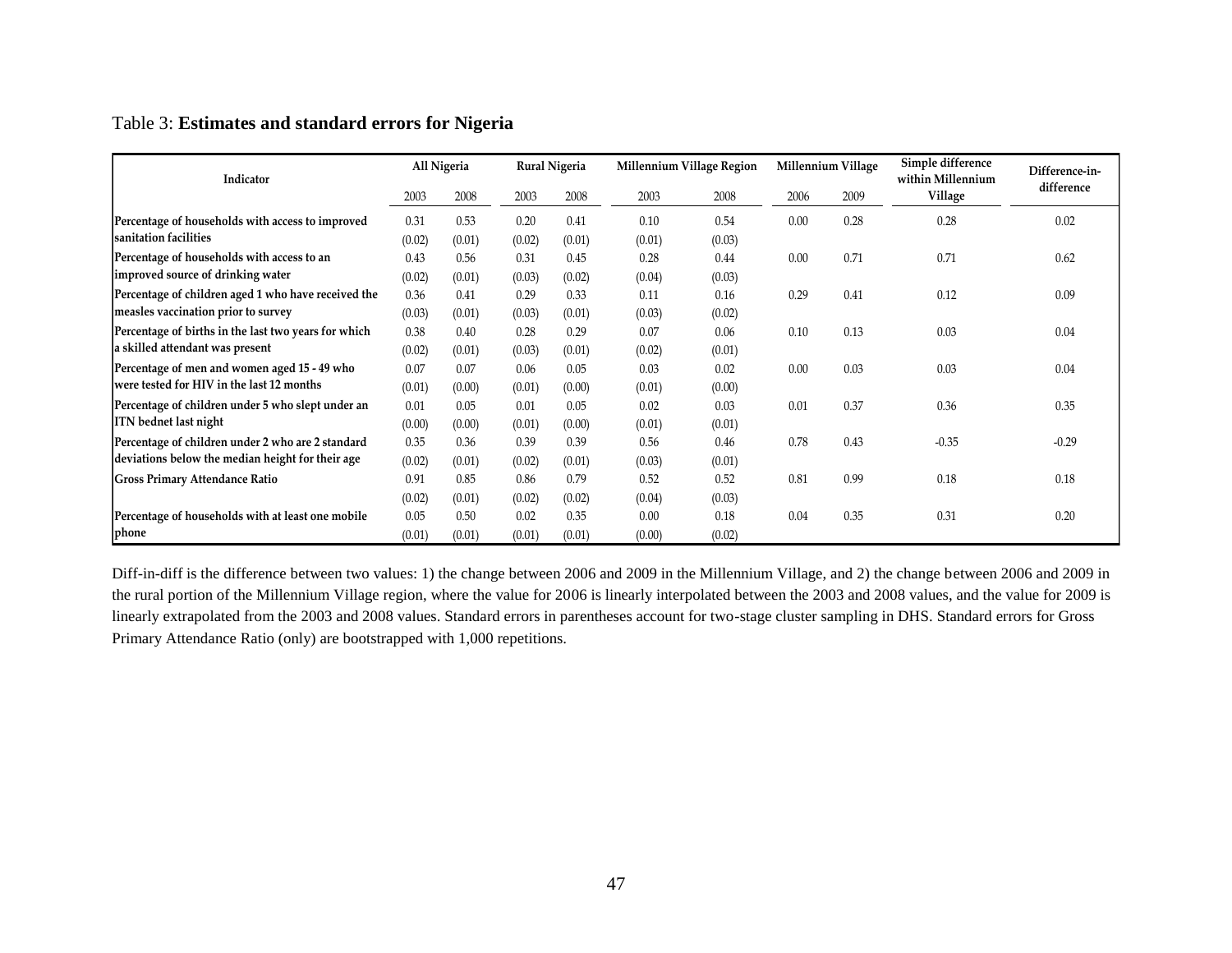Table 3: **Estimates and standard errors for Nigeria**

| Indicator | All Nigeria | | Rural Nigeria | | Millennium Village Region | | Millennium Village | | Simple difference within Millennium Village | Difference-in-difference |
|---|---|---|---|---|---|---|---|---|---|---|
| | 2003 | 2008 | 2003 | 2008 | 2003 | 2008 | 2006 | 2009 | | |
| Percentage of households with access to improved sanitation facilities | 0.31 | 0.53 | 0.20 | 0.41 | 0.10 | 0.54 | 0.00 | 0.28 | 0.28 | 0.02 |
| | (0.02) | (0.01) | (0.02) | (0.01) | (0.01) | (0.03) | | | | |
| Percentage of households with access to an improved source of drinking water | 0.43 | 0.56 | 0.31 | 0.45 | 0.28 | 0.44 | 0.00 | 0.71 | 0.71 | 0.62 |
| | (0.02) | (0.01) | (0.03) | (0.02) | (0.04) | (0.03) | | | | |
| Percentage of children aged 1 who have received the measles vaccination prior to survey | 0.36 | 0.41 | 0.29 | 0.33 | 0.11 | 0.16 | 0.29 | 0.41 | 0.12 | 0.09 |
| | (0.03) | (0.01) | (0.03) | (0.01) | (0.03) | (0.02) | | | | |
| Percentage of births in the last two years for which a skilled attendant was present | 0.38 | 0.40 | 0.28 | 0.29 | 0.07 | 0.06 | 0.10 | 0.13 | 0.03 | 0.04 |
| | (0.02) | (0.01) | (0.03) | (0.01) | (0.02) | (0.01) | | | | |
| Percentage of men and women aged 15 - 49 who were tested for HIV in the last 12 months | 0.07 | 0.07 | 0.06 | 0.05 | 0.03 | 0.02 | 0.00 | 0.03 | 0.03 | 0.04 |
| | (0.01) | (0.00) | (0.01) | (0.00) | (0.01) | (0.00) | | | | |
| Percentage of children under 5 who slept under an ITN bednet last night | 0.01 | 0.05 | 0.01 | 0.05 | 0.02 | 0.03 | 0.01 | 0.37 | 0.36 | 0.35 |
| | (0.00) | (0.00) | (0.01) | (0.00) | (0.01) | (0.01) | | | | |
| Percentage of children under 2 who are 2 standard deviations below the median height for their age | 0.35 | 0.36 | 0.39 | 0.39 | 0.56 | 0.46 | 0.78 | 0.43 | -0.35 | -0.29 |
| | (0.02) | (0.01) | (0.02) | (0.01) | (0.03) | (0.01) | | | | |
| Gross Primary Attendance Ratio | 0.91 | 0.85 | 0.86 | 0.79 | 0.52 | 0.52 | 0.81 | 0.99 | 0.18 | 0.18 |
| | (0.02) | (0.01) | (0.02) | (0.02) | (0.04) | (0.03) | | | | |
| Percentage of households with at least one mobile phone | 0.05 | 0.50 | 0.02 | 0.35 | 0.00 | 0.18 | 0.04 | 0.35 | 0.31 | 0.20 |
| | (0.01) | (0.01) | (0.01) | (0.01) | (0.00) | (0.02) | | | | |

Diff-in-diff is the difference between two values: 1) the change between 2006 and 2009 in the Millennium Village, and 2) the change between 2006 and 2009 in the rural portion of the Millennium Village region, where the value for 2006 is linearly interpolated between the 2003 and 2008 values, and the value for 2009 is linearly extrapolated from the 2003 and 2008 values. Standard errors in parentheses account for two-stage cluster sampling in DHS. Standard errors for Gross Primary Attendance Ratio (only) are bootstrapped with 1,000 repetitions.